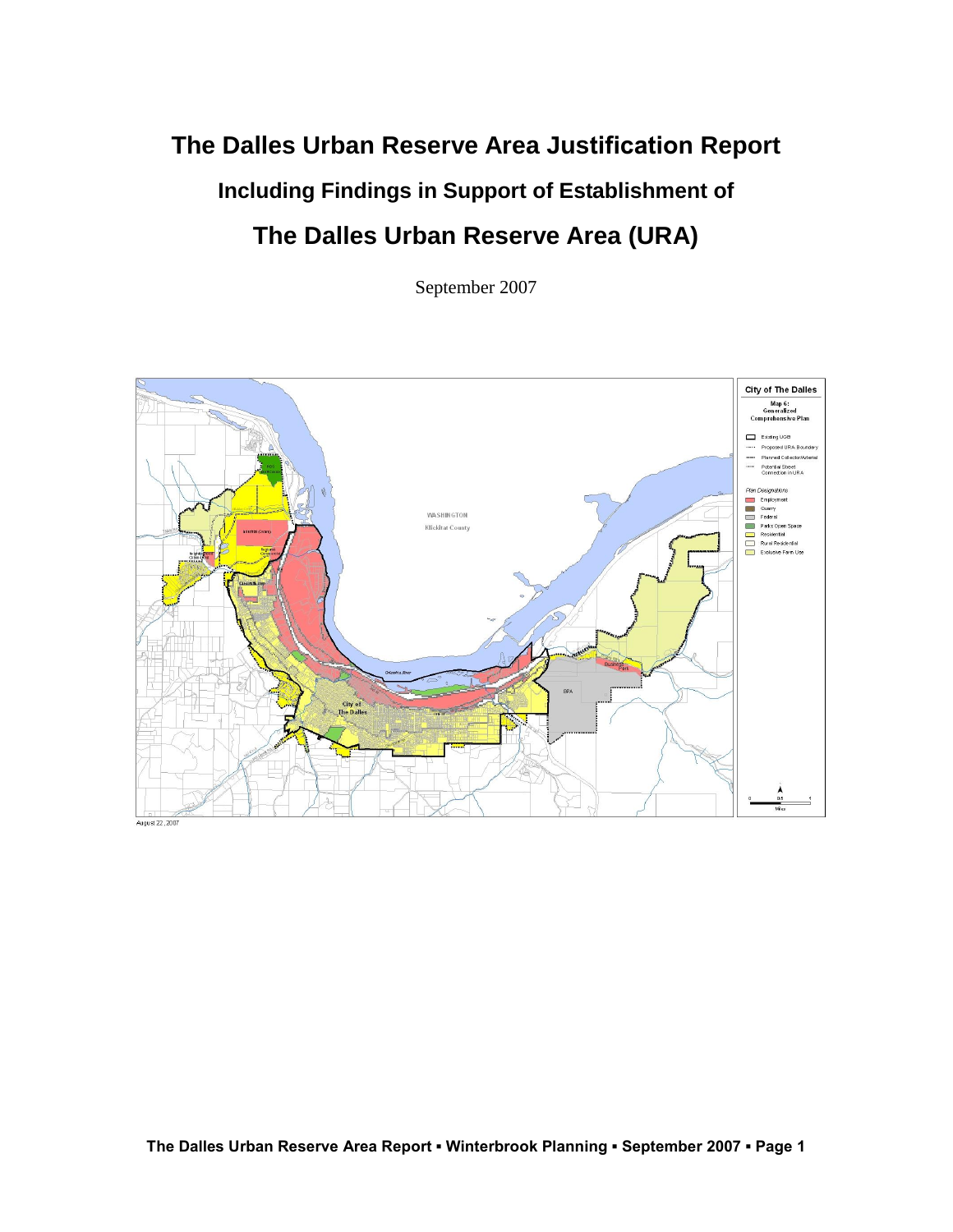# The Dalles Urban Reserve Area Justification Report

## Including Findings in Support of Establishment of

## The Dalles Urban Reserve Area (URA)

September 2007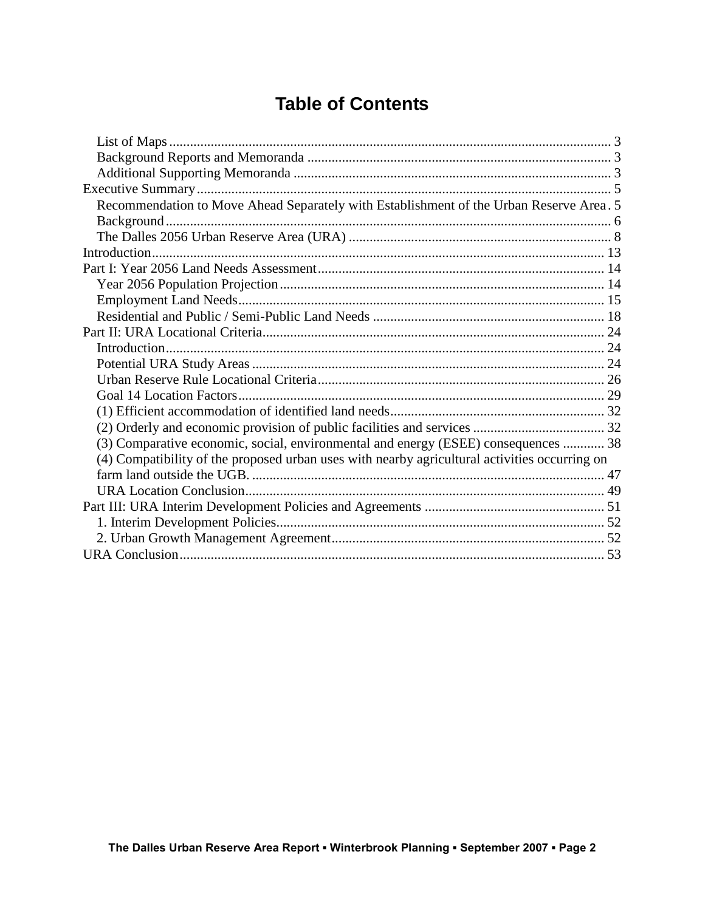# Table of Contents

- List of Maps ... 3
- Background Reports and Memoranda ... 3
- Additional Supporting Memoranda ... 3

Executive Summary ... 5

- Recommendation to Move Ahead Separately with Establishment of the Urban Reserve Area . 5
- Background ... 6
- The Dalles 2056 Urban Reserve Area (URA) ... 8

Introduction ... 13

Part I: Year 2056 Land Needs Assessment ... 14

- Year 2056 Population Projection ... 14
- Employment Land Needs ... 15
- Residential and Public / Semi-Public Land Needs ... 18

Part II: URA Locational Criteria ... 24

- Introduction ... 24
- Potential URA Study Areas ... 24
- Urban Reserve Rule Locational Criteria ... 26
- Goal 14 Location Factors ... 29
- (1) Efficient accommodation of identified land needs ... 32
- (2) Orderly and economic provision of public facilities and services ... 32
- (3) Comparative economic, social, environmental and energy (ESEE) consequences ... 38
- (4) Compatibility of the proposed urban uses with nearby agricultural activities occurring on farm land outside the UGB. ... 47
- URA Location Conclusion ... 49

Part III: URA Interim Development Policies and Agreements ... 51

- 1. Interim Development Policies ... 52
- 2. Urban Growth Management Agreement ... 52

URA Conclusion ... 53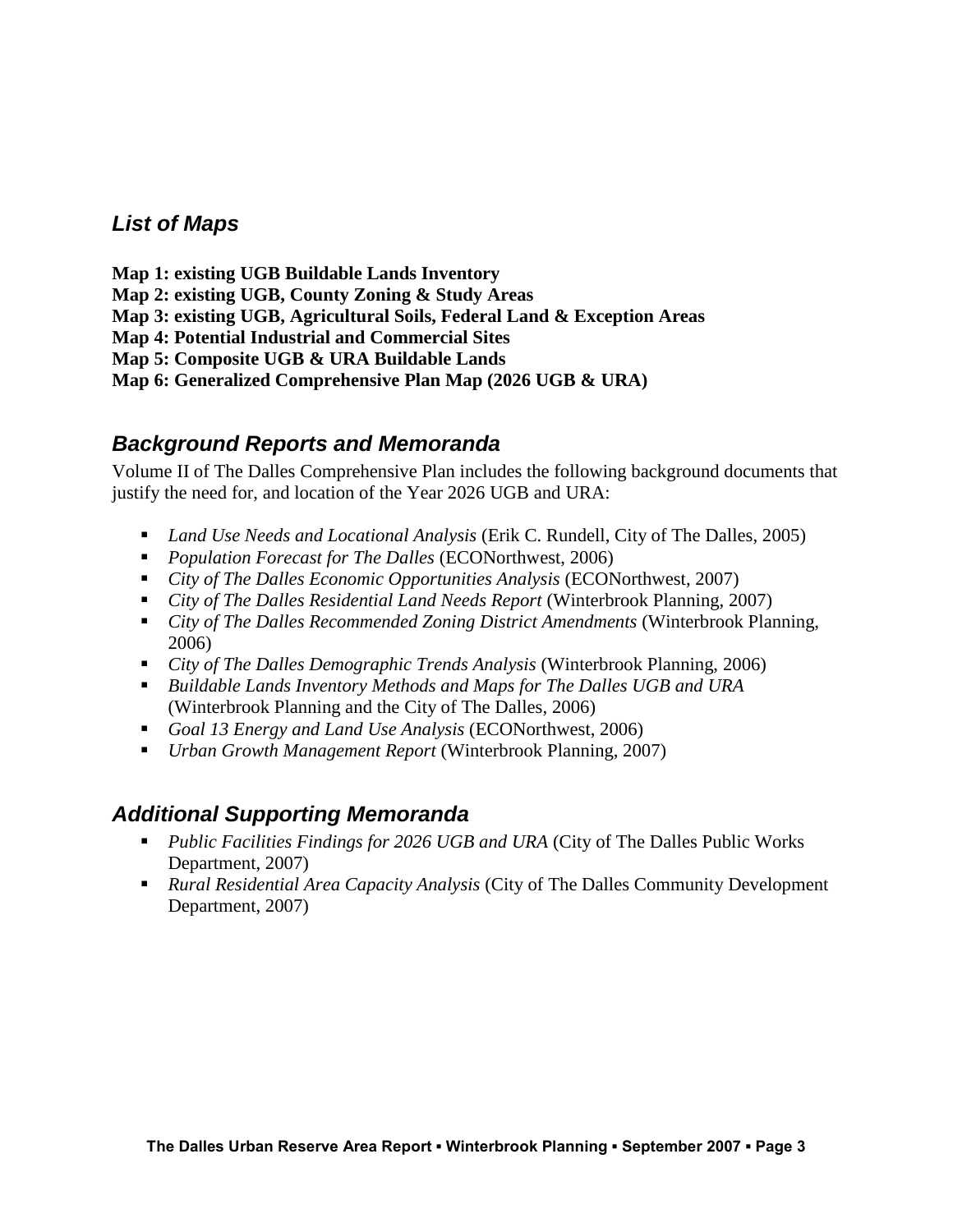## *List of Maps*

**Map 1: existing UGB Buildable Lands Inventory**
**Map 2: existing UGB, County Zoning & Study Areas**
**Map 3: existing UGB, Agricultural Soils, Federal Land & Exception Areas**
**Map 4: Potential Industrial and Commercial Sites**
**Map 5: Composite UGB & URA Buildable Lands**
**Map 6: Generalized Comprehensive Plan Map (2026 UGB & URA)**

## *Background Reports and Memoranda*

Volume II of The Dalles Comprehensive Plan includes the following background documents that justify the need for, and location of the Year 2026 UGB and URA:

- *Land Use Needs and Locational Analysis* (Erik C. Rundell, City of The Dalles, 2005)
- *Population Forecast for The Dalles* (ECONorthwest, 2006)
- *City of The Dalles Economic Opportunities Analysis* (ECONorthwest, 2007)
- *City of The Dalles Residential Land Needs Report* (Winterbrook Planning, 2007)
- *City of The Dalles Recommended Zoning District Amendments* (Winterbrook Planning, 2006)
- *City of The Dalles Demographic Trends Analysis* (Winterbrook Planning, 2006)
- *Buildable Lands Inventory Methods and Maps for The Dalles UGB and URA* (Winterbrook Planning and the City of The Dalles, 2006)
- *Goal 13 Energy and Land Use Analysis* (ECONorthwest, 2006)
- *Urban Growth Management Report* (Winterbrook Planning, 2007)

## *Additional Supporting Memoranda*

- *Public Facilities Findings for 2026 UGB and URA* (City of The Dalles Public Works Department, 2007)
- *Rural Residential Area Capacity Analysis* (City of The Dalles Community Development Department, 2007)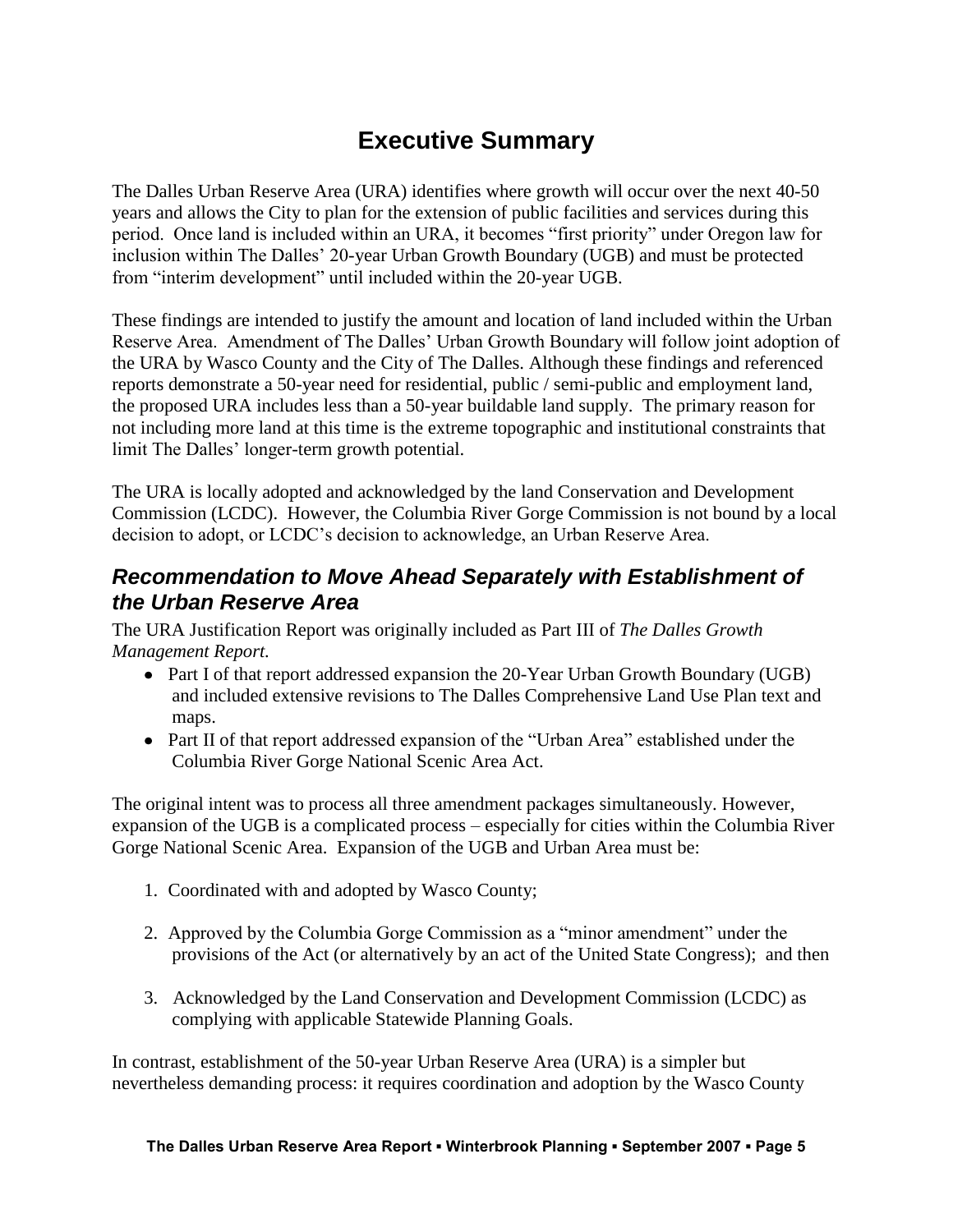# Executive Summary

The Dalles Urban Reserve Area (URA) identifies where growth will occur over the next 40-50 years and allows the City to plan for the extension of public facilities and services during this period. Once land is included within an URA, it becomes "first priority" under Oregon law for inclusion within The Dalles' 20-year Urban Growth Boundary (UGB) and must be protected from "interim development" until included within the 20-year UGB.

These findings are intended to justify the amount and location of land included within the Urban Reserve Area. Amendment of The Dalles' Urban Growth Boundary will follow joint adoption of the URA by Wasco County and the City of The Dalles. Although these findings and referenced reports demonstrate a 50-year need for residential, public / semi-public and employment land, the proposed URA includes less than a 50-year buildable land supply. The primary reason for not including more land at this time is the extreme topographic and institutional constraints that limit The Dalles' longer-term growth potential.

The URA is locally adopted and acknowledged by the land Conservation and Development Commission (LCDC). However, the Columbia River Gorge Commission is not bound by a local decision to adopt, or LCDC's decision to acknowledge, an Urban Reserve Area.

## *Recommendation to Move Ahead Separately with Establishment of the Urban Reserve Area*

The URA Justification Report was originally included as Part III of *The Dalles Growth Management Report.*

- Part I of that report addressed expansion the 20-Year Urban Growth Boundary (UGB) and included extensive revisions to The Dalles Comprehensive Land Use Plan text and maps.
- Part II of that report addressed expansion of the "Urban Area" established under the Columbia River Gorge National Scenic Area Act.

The original intent was to process all three amendment packages simultaneously. However, expansion of the UGB is a complicated process – especially for cities within the Columbia River Gorge National Scenic Area. Expansion of the UGB and Urban Area must be:

1. Coordinated with and adopted by Wasco County;
2. Approved by the Columbia Gorge Commission as a "minor amendment" under the provisions of the Act (or alternatively by an act of the United State Congress); and then
3. Acknowledged by the Land Conservation and Development Commission (LCDC) as complying with applicable Statewide Planning Goals.

In contrast, establishment of the 50-year Urban Reserve Area (URA) is a simpler but nevertheless demanding process: it requires coordination and adoption by the Wasco County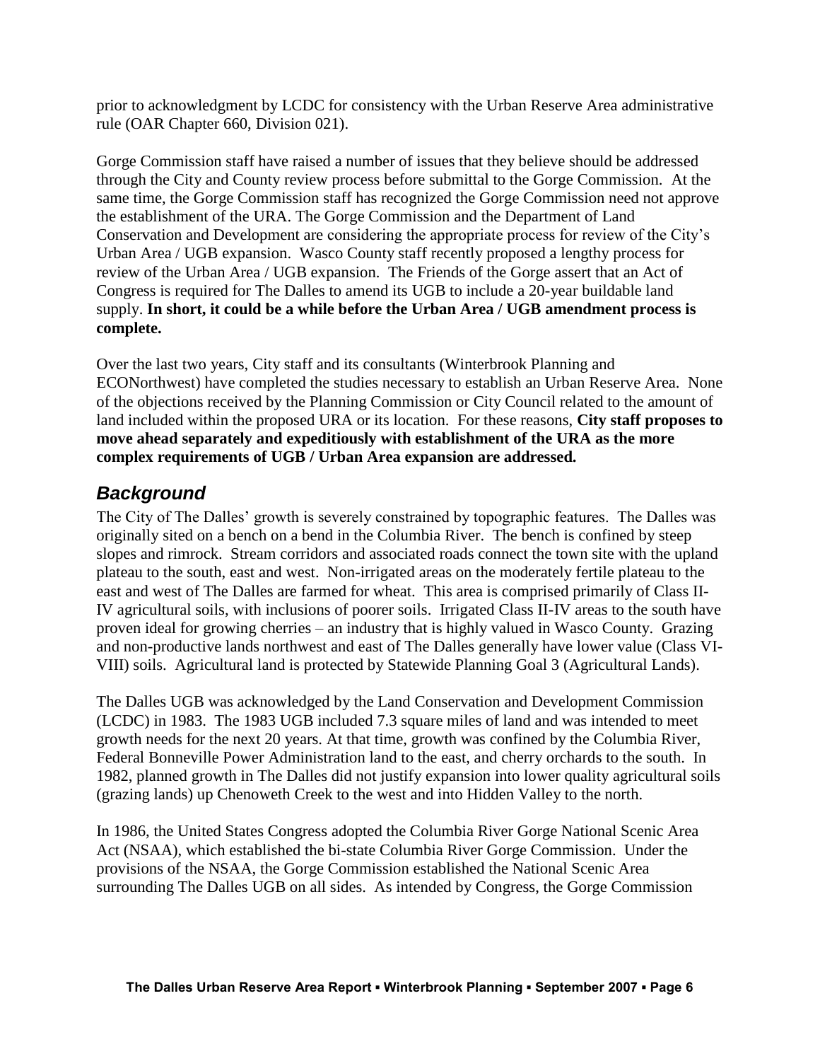prior to acknowledgment by LCDC for consistency with the Urban Reserve Area administrative rule (OAR Chapter 660, Division 021).

Gorge Commission staff have raised a number of issues that they believe should be addressed through the City and County review process before submittal to the Gorge Commission. At the same time, the Gorge Commission staff has recognized the Gorge Commission need not approve the establishment of the URA. The Gorge Commission and the Department of Land Conservation and Development are considering the appropriate process for review of the City's Urban Area / UGB expansion. Wasco County staff recently proposed a lengthy process for review of the Urban Area / UGB expansion. The Friends of the Gorge assert that an Act of Congress is required for The Dalles to amend its UGB to include a 20-year buildable land supply. **In short, it could be a while before the Urban Area / UGB amendment process is complete.**

Over the last two years, City staff and its consultants (Winterbrook Planning and ECONorthwest) have completed the studies necessary to establish an Urban Reserve Area. None of the objections received by the Planning Commission or City Council related to the amount of land included within the proposed URA or its location. For these reasons, **City staff proposes to move ahead separately and expeditiously with establishment of the URA as the more complex requirements of UGB / Urban Area expansion are addressed.**

## *Background*

The City of The Dalles' growth is severely constrained by topographic features. The Dalles was originally sited on a bench on a bend in the Columbia River. The bench is confined by steep slopes and rimrock. Stream corridors and associated roads connect the town site with the upland plateau to the south, east and west. Non-irrigated areas on the moderately fertile plateau to the east and west of The Dalles are farmed for wheat. This area is comprised primarily of Class II-IV agricultural soils, with inclusions of poorer soils. Irrigated Class II-IV areas to the south have proven ideal for growing cherries – an industry that is highly valued in Wasco County. Grazing and non-productive lands northwest and east of The Dalles generally have lower value (Class VI-VIII) soils. Agricultural land is protected by Statewide Planning Goal 3 (Agricultural Lands).

The Dalles UGB was acknowledged by the Land Conservation and Development Commission (LCDC) in 1983. The 1983 UGB included 7.3 square miles of land and was intended to meet growth needs for the next 20 years. At that time, growth was confined by the Columbia River, Federal Bonneville Power Administration land to the east, and cherry orchards to the south. In 1982, planned growth in The Dalles did not justify expansion into lower quality agricultural soils (grazing lands) up Chenoweth Creek to the west and into Hidden Valley to the north.

In 1986, the United States Congress adopted the Columbia River Gorge National Scenic Area Act (NSAA), which established the bi-state Columbia River Gorge Commission. Under the provisions of the NSAA, the Gorge Commission established the National Scenic Area surrounding The Dalles UGB on all sides. As intended by Congress, the Gorge Commission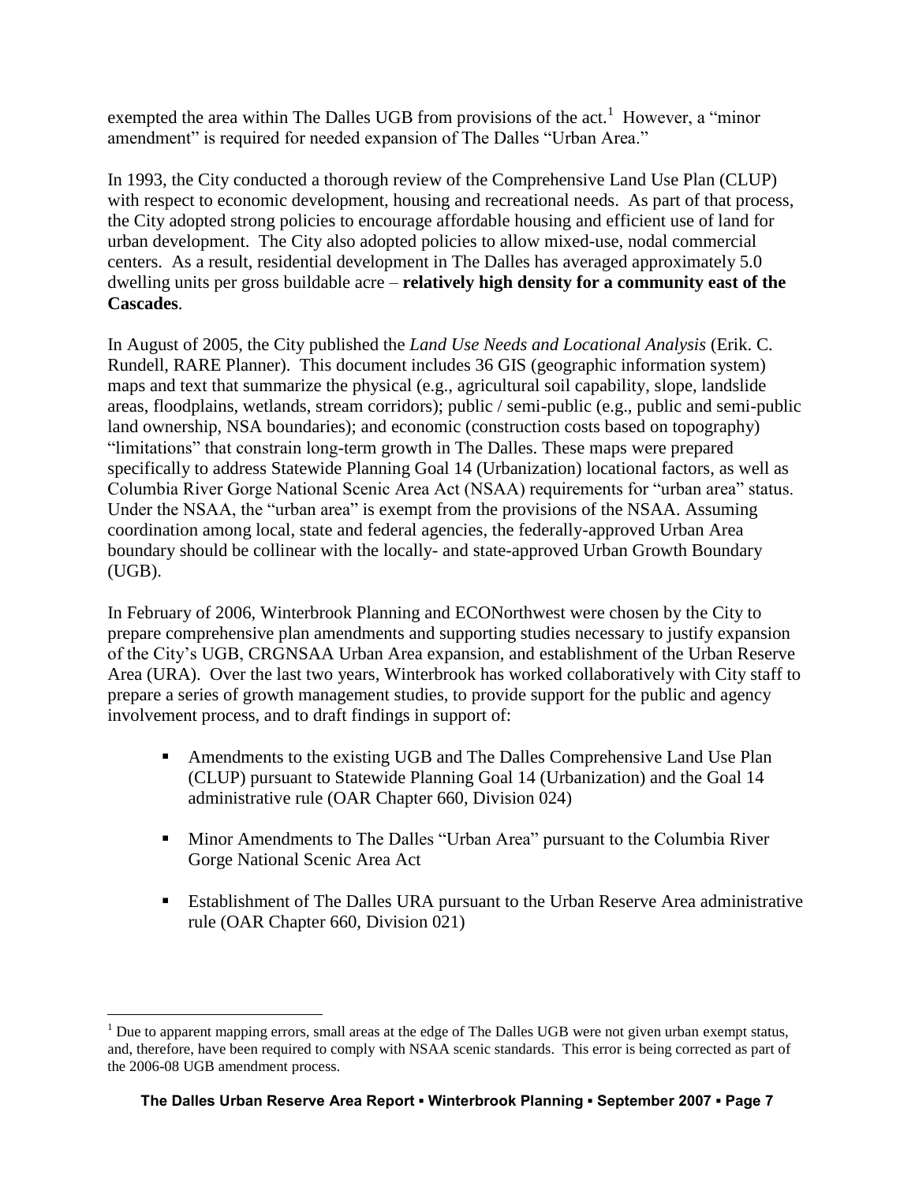exempted the area within The Dalles UGB from provisions of the act.[1] However, a "minor amendment" is required for needed expansion of The Dalles "Urban Area."

In 1993, the City conducted a thorough review of the Comprehensive Land Use Plan (CLUP) with respect to economic development, housing and recreational needs. As part of that process, the City adopted strong policies to encourage affordable housing and efficient use of land for urban development. The City also adopted policies to allow mixed-use, nodal commercial centers. As a result, residential development in The Dalles has averaged approximately 5.0 dwelling units per gross buildable acre – **relatively high density for a community east of the Cascades**.

In August of 2005, the City published the *Land Use Needs and Locational Analysis* (Erik. C. Rundell, RARE Planner). This document includes 36 GIS (geographic information system) maps and text that summarize the physical (e.g., agricultural soil capability, slope, landslide areas, floodplains, wetlands, stream corridors); public / semi-public (e.g., public and semi-public land ownership, NSA boundaries); and economic (construction costs based on topography) "limitations" that constrain long-term growth in The Dalles. These maps were prepared specifically to address Statewide Planning Goal 14 (Urbanization) locational factors, as well as Columbia River Gorge National Scenic Area Act (NSAA) requirements for "urban area" status. Under the NSAA, the "urban area" is exempt from the provisions of the NSAA. Assuming coordination among local, state and federal agencies, the federally-approved Urban Area boundary should be collinear with the locally- and state-approved Urban Growth Boundary (UGB).

In February of 2006, Winterbrook Planning and ECONorthwest were chosen by the City to prepare comprehensive plan amendments and supporting studies necessary to justify expansion of the City's UGB, CRGNSAA Urban Area expansion, and establishment of the Urban Reserve Area (URA). Over the last two years, Winterbrook has worked collaboratively with City staff to prepare a series of growth management studies, to provide support for the public and agency involvement process, and to draft findings in support of:

- Amendments to the existing UGB and The Dalles Comprehensive Land Use Plan (CLUP) pursuant to Statewide Planning Goal 14 (Urbanization) and the Goal 14 administrative rule (OAR Chapter 660, Division 024)
- Minor Amendments to The Dalles "Urban Area" pursuant to the Columbia River Gorge National Scenic Area Act
- Establishment of The Dalles URA pursuant to the Urban Reserve Area administrative rule (OAR Chapter 660, Division 021)

[1] Due to apparent mapping errors, small areas at the edge of The Dalles UGB were not given urban exempt status, and, therefore, have been required to comply with NSAA scenic standards. This error is being corrected as part of the 2006-08 UGB amendment process.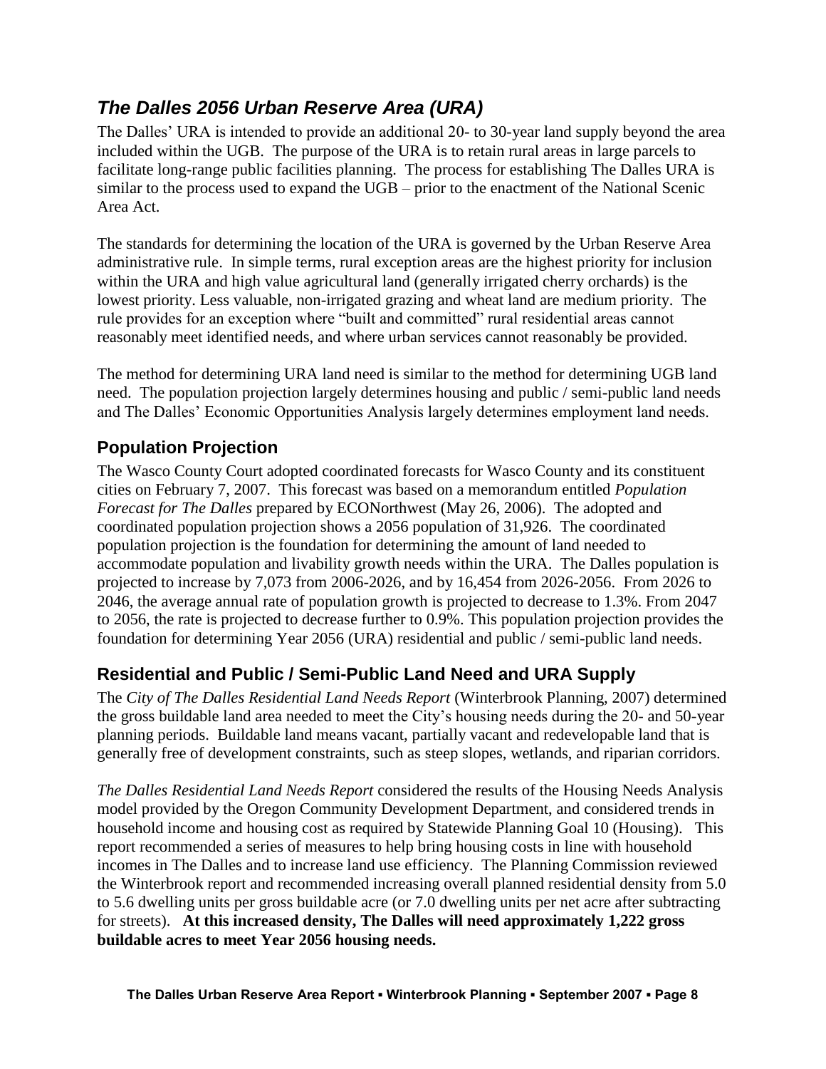## *The Dalles 2056 Urban Reserve Area (URA)*

The Dalles' URA is intended to provide an additional 20- to 30-year land supply beyond the area included within the UGB. The purpose of the URA is to retain rural areas in large parcels to facilitate long-range public facilities planning. The process for establishing The Dalles URA is similar to the process used to expand the UGB – prior to the enactment of the National Scenic Area Act.

The standards for determining the location of the URA is governed by the Urban Reserve Area administrative rule. In simple terms, rural exception areas are the highest priority for inclusion within the URA and high value agricultural land (generally irrigated cherry orchards) is the lowest priority. Less valuable, non-irrigated grazing and wheat land are medium priority. The rule provides for an exception where "built and committed" rural residential areas cannot reasonably meet identified needs, and where urban services cannot reasonably be provided.

The method for determining URA land need is similar to the method for determining UGB land need. The population projection largely determines housing and public / semi-public land needs and The Dalles' Economic Opportunities Analysis largely determines employment land needs.

### Population Projection

The Wasco County Court adopted coordinated forecasts for Wasco County and its constituent cities on February 7, 2007. This forecast was based on a memorandum entitled *Population Forecast for The Dalles* prepared by ECONorthwest (May 26, 2006). The adopted and coordinated population projection shows a 2056 population of 31,926. The coordinated population projection is the foundation for determining the amount of land needed to accommodate population and livability growth needs within the URA. The Dalles population is projected to increase by 7,073 from 2006-2026, and by 16,454 from 2026-2056. From 2026 to 2046, the average annual rate of population growth is projected to decrease to 1.3%. From 2047 to 2056, the rate is projected to decrease further to 0.9%. This population projection provides the foundation for determining Year 2056 (URA) residential and public / semi-public land needs.

### Residential and Public / Semi-Public Land Need and URA Supply

The *City of The Dalles Residential Land Needs Report* (Winterbrook Planning, 2007) determined the gross buildable land area needed to meet the City's housing needs during the 20- and 50-year planning periods. Buildable land means vacant, partially vacant and redevelopable land that is generally free of development constraints, such as steep slopes, wetlands, and riparian corridors.

*The Dalles Residential Land Needs Report* considered the results of the Housing Needs Analysis model provided by the Oregon Community Development Department, and considered trends in household income and housing cost as required by Statewide Planning Goal 10 (Housing). This report recommended a series of measures to help bring housing costs in line with household incomes in The Dalles and to increase land use efficiency. The Planning Commission reviewed the Winterbrook report and recommended increasing overall planned residential density from 5.0 to 5.6 dwelling units per gross buildable acre (or 7.0 dwelling units per net acre after subtracting for streets). **At this increased density, The Dalles will need approximately 1,222 gross buildable acres to meet Year 2056 housing needs.**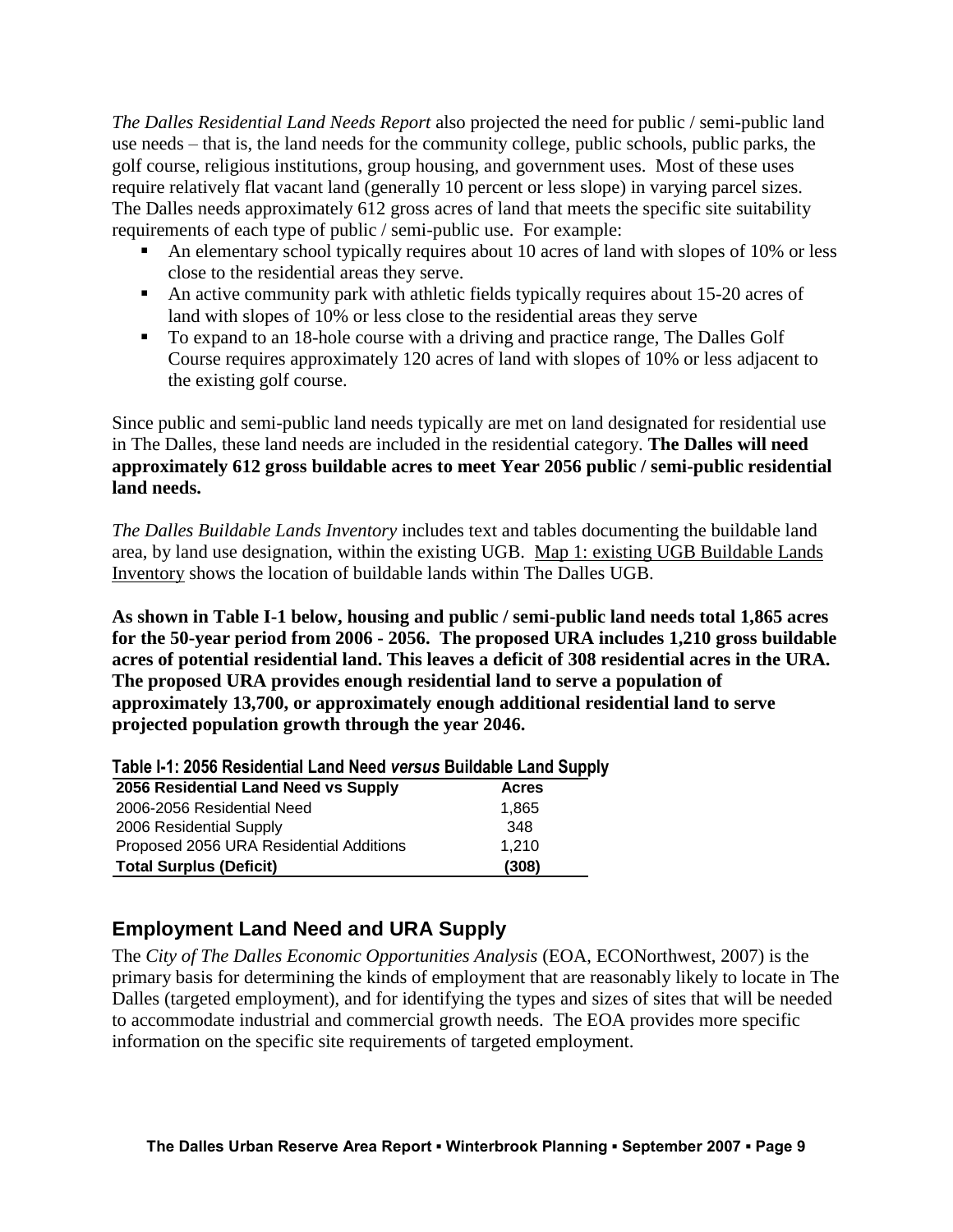*The Dalles Residential Land Needs Report* also projected the need for public / semi-public land use needs – that is, the land needs for the community college, public schools, public parks, the golf course, religious institutions, group housing, and government uses. Most of these uses require relatively flat vacant land (generally 10 percent or less slope) in varying parcel sizes. The Dalles needs approximately 612 gross acres of land that meets the specific site suitability requirements of each type of public / semi-public use. For example:

- An elementary school typically requires about 10 acres of land with slopes of 10% or less close to the residential areas they serve.
- An active community park with athletic fields typically requires about 15-20 acres of land with slopes of 10% or less close to the residential areas they serve
- To expand to an 18-hole course with a driving and practice range, The Dalles Golf Course requires approximately 120 acres of land with slopes of 10% or less adjacent to the existing golf course.

Since public and semi-public land needs typically are met on land designated for residential use in The Dalles, these land needs are included in the residential category. **The Dalles will need approximately 612 gross buildable acres to meet Year 2056 public / semi-public residential land needs.**

*The Dalles Buildable Lands Inventory* includes text and tables documenting the buildable land area, by land use designation, within the existing UGB. Map 1: existing UGB Buildable Lands Inventory shows the location of buildable lands within The Dalles UGB.

**As shown in Table I-1 below, housing and public / semi-public land needs total 1,865 acres for the 50-year period from 2006 - 2056. The proposed URA includes 1,210 gross buildable acres of potential residential land. This leaves a deficit of 308 residential acres in the URA. The proposed URA provides enough residential land to serve a population of approximately 13,700, or approximately enough additional residential land to serve projected population growth through the year 2046.**

**Table I-1: 2056 Residential Land Need *versus* Buildable Land Supply**

| 2056 Residential Land Need vs Supply | Acres |
|---|---|
| 2006-2056 Residential Need | 1,865 |
| 2006 Residential Supply | 348 |
| Proposed 2056 URA Residential Additions | 1,210 |
| **Total Surplus (Deficit)** | **(308)** |

## Employment Land Need and URA Supply

The *City of The Dalles Economic Opportunities Analysis* (EOA, ECONorthwest, 2007) is the primary basis for determining the kinds of employment that are reasonably likely to locate in The Dalles (targeted employment), and for identifying the types and sizes of sites that will be needed to accommodate industrial and commercial growth needs. The EOA provides more specific information on the specific site requirements of targeted employment.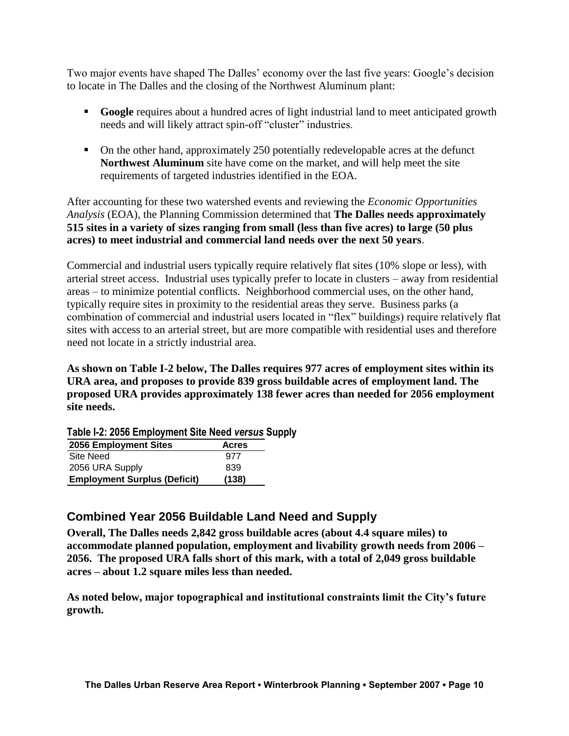Two major events have shaped The Dalles' economy over the last five years: Google's decision to locate in The Dalles and the closing of the Northwest Aluminum plant:

- **Google** requires about a hundred acres of light industrial land to meet anticipated growth needs and will likely attract spin-off "cluster" industries.
- On the other hand, approximately 250 potentially redevelopable acres at the defunct **Northwest Aluminum** site have come on the market, and will help meet the site requirements of targeted industries identified in the EOA.

After accounting for these two watershed events and reviewing the *Economic Opportunities Analysis* (EOA), the Planning Commission determined that **The Dalles needs approximately 515 sites in a variety of sizes ranging from small (less than five acres) to large (50 plus acres) to meet industrial and commercial land needs over the next 50 years**.

Commercial and industrial users typically require relatively flat sites (10% slope or less), with arterial street access. Industrial uses typically prefer to locate in clusters – away from residential areas – to minimize potential conflicts. Neighborhood commercial uses, on the other hand, typically require sites in proximity to the residential areas they serve. Business parks (a combination of commercial and industrial users located in "flex" buildings) require relatively flat sites with access to an arterial street, but are more compatible with residential uses and therefore need not locate in a strictly industrial area.

**As shown on Table I-2 below, The Dalles requires 977 acres of employment sites within its URA area, and proposes to provide 839 gross buildable acres of employment land. The proposed URA provides approximately 138 fewer acres than needed for 2056 employment site needs.**

**Table I-2: 2056 Employment Site Need *versus* Supply**

| 2056 Employment Sites | Acres |
|---|---|
| Site Need | 977 |
| 2056 URA Supply | 839 |
| **Employment Surplus (Deficit)** | **(138)** |

## Combined Year 2056 Buildable Land Need and Supply

**Overall, The Dalles needs 2,842 gross buildable acres (about 4.4 square miles) to accommodate planned population, employment and livability growth needs from 2006 – 2056. The proposed URA falls short of this mark, with a total of 2,049 gross buildable acres – about 1.2 square miles less than needed.**

**As noted below, major topographical and institutional constraints limit the City's future growth.**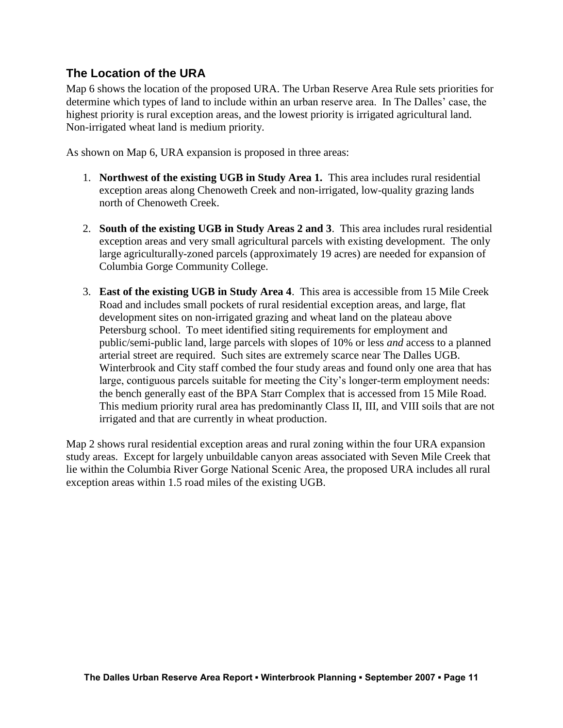## The Location of the URA

Map 6 shows the location of the proposed URA. The Urban Reserve Area Rule sets priorities for determine which types of land to include within an urban reserve area. In The Dalles' case, the highest priority is rural exception areas, and the lowest priority is irrigated agricultural land. Non-irrigated wheat land is medium priority.

As shown on Map 6, URA expansion is proposed in three areas:

1. **Northwest of the existing UGB in Study Area 1.** This area includes rural residential exception areas along Chenoweth Creek and non-irrigated, low-quality grazing lands north of Chenoweth Creek.

2. **South of the existing UGB in Study Areas 2 and 3**. This area includes rural residential exception areas and very small agricultural parcels with existing development. The only large agriculturally-zoned parcels (approximately 19 acres) are needed for expansion of Columbia Gorge Community College.

3. **East of the existing UGB in Study Area 4**. This area is accessible from 15 Mile Creek Road and includes small pockets of rural residential exception areas, and large, flat development sites on non-irrigated grazing and wheat land on the plateau above Petersburg school. To meet identified siting requirements for employment and public/semi-public land, large parcels with slopes of 10% or less *and* access to a planned arterial street are required. Such sites are extremely scarce near The Dalles UGB. Winterbrook and City staff combed the four study areas and found only one area that has large, contiguous parcels suitable for meeting the City's longer-term employment needs: the bench generally east of the BPA Starr Complex that is accessed from 15 Mile Road. This medium priority rural area has predominantly Class II, III, and VIII soils that are not irrigated and that are currently in wheat production.

Map 2 shows rural residential exception areas and rural zoning within the four URA expansion study areas. Except for largely unbuildable canyon areas associated with Seven Mile Creek that lie within the Columbia River Gorge National Scenic Area, the proposed URA includes all rural exception areas within 1.5 road miles of the existing UGB.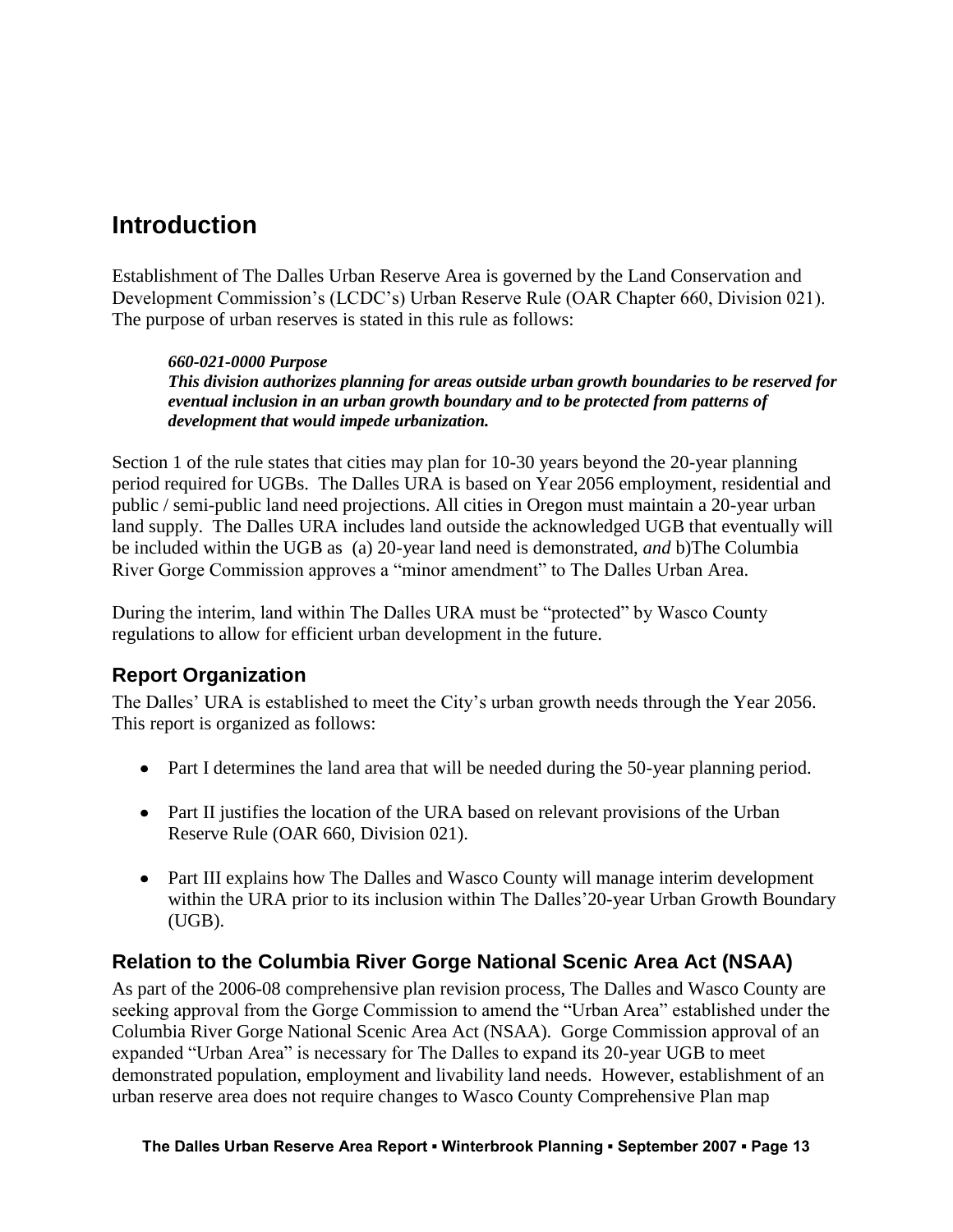# Introduction

Establishment of The Dalles Urban Reserve Area is governed by the Land Conservation and Development Commission's (LCDC's) Urban Reserve Rule (OAR Chapter 660, Division 021). The purpose of urban reserves is stated in this rule as follows:

> ***660-021-0000 Purpose***
> ***This division authorizes planning for areas outside urban growth boundaries to be reserved for eventual inclusion in an urban growth boundary and to be protected from patterns of development that would impede urbanization.***

Section 1 of the rule states that cities may plan for 10-30 years beyond the 20-year planning period required for UGBs. The Dalles URA is based on Year 2056 employment, residential and public / semi-public land need projections. All cities in Oregon must maintain a 20-year urban land supply. The Dalles URA includes land outside the acknowledged UGB that eventually will be included within the UGB as (a) 20-year land need is demonstrated, *and* b)The Columbia River Gorge Commission approves a "minor amendment" to The Dalles Urban Area.

During the interim, land within The Dalles URA must be "protected" by Wasco County regulations to allow for efficient urban development in the future.

## Report Organization

The Dalles' URA is established to meet the City's urban growth needs through the Year 2056. This report is organized as follows:

- Part I determines the land area that will be needed during the 50-year planning period.
- Part II justifies the location of the URA based on relevant provisions of the Urban Reserve Rule (OAR 660, Division 021).
- Part III explains how The Dalles and Wasco County will manage interim development within the URA prior to its inclusion within The Dalles'20-year Urban Growth Boundary (UGB).

## Relation to the Columbia River Gorge National Scenic Area Act (NSAA)

As part of the 2006-08 comprehensive plan revision process, The Dalles and Wasco County are seeking approval from the Gorge Commission to amend the "Urban Area" established under the Columbia River Gorge National Scenic Area Act (NSAA). Gorge Commission approval of an expanded "Urban Area" is necessary for The Dalles to expand its 20-year UGB to meet demonstrated population, employment and livability land needs. However, establishment of an urban reserve area does not require changes to Wasco County Comprehensive Plan map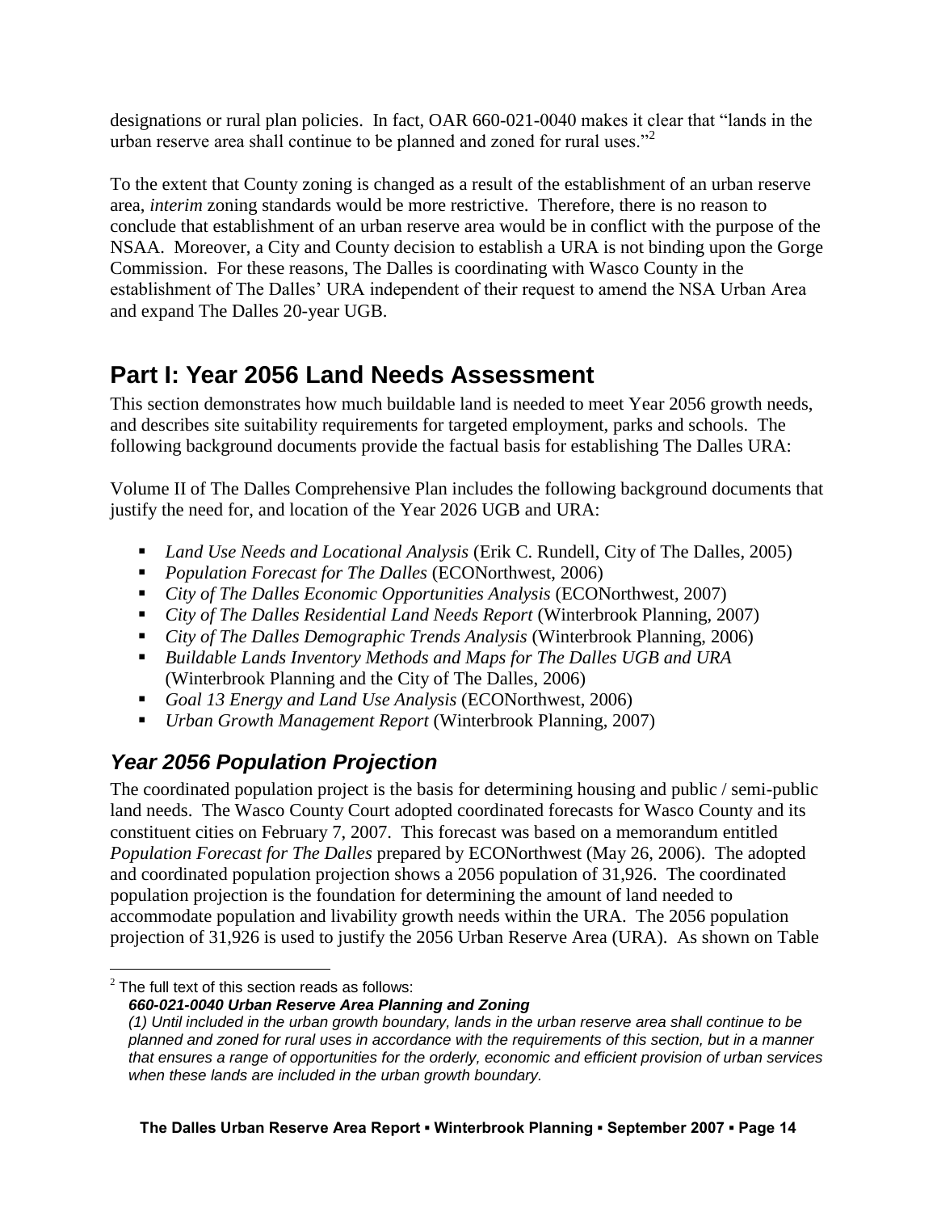designations or rural plan policies. In fact, OAR 660-021-0040 makes it clear that "lands in the urban reserve area shall continue to be planned and zoned for rural uses."[2]

To the extent that County zoning is changed as a result of the establishment of an urban reserve area, *interim* zoning standards would be more restrictive. Therefore, there is no reason to conclude that establishment of an urban reserve area would be in conflict with the purpose of the NSAA. Moreover, a City and County decision to establish a URA is not binding upon the Gorge Commission. For these reasons, The Dalles is coordinating with Wasco County in the establishment of The Dalles' URA independent of their request to amend the NSA Urban Area and expand The Dalles 20-year UGB.

## Part I: Year 2056 Land Needs Assessment

This section demonstrates how much buildable land is needed to meet Year 2056 growth needs, and describes site suitability requirements for targeted employment, parks and schools. The following background documents provide the factual basis for establishing The Dalles URA:

Volume II of The Dalles Comprehensive Plan includes the following background documents that justify the need for, and location of the Year 2026 UGB and URA:

- *Land Use Needs and Locational Analysis* (Erik C. Rundell, City of The Dalles, 2005)
- *Population Forecast for The Dalles* (ECONorthwest, 2006)
- *City of The Dalles Economic Opportunities Analysis* (ECONorthwest, 2007)
- *City of The Dalles Residential Land Needs Report* (Winterbrook Planning, 2007)
- *City of The Dalles Demographic Trends Analysis* (Winterbrook Planning, 2006)
- *Buildable Lands Inventory Methods and Maps for The Dalles UGB and URA* (Winterbrook Planning and the City of The Dalles, 2006)
- *Goal 13 Energy and Land Use Analysis* (ECONorthwest, 2006)
- *Urban Growth Management Report* (Winterbrook Planning, 2007)

### *Year 2056 Population Projection*

The coordinated population project is the basis for determining housing and public / semi-public land needs. The Wasco County Court adopted coordinated forecasts for Wasco County and its constituent cities on February 7, 2007. This forecast was based on a memorandum entitled *Population Forecast for The Dalles* prepared by ECONorthwest (May 26, 2006). The adopted and coordinated population projection shows a 2056 population of 31,926. The coordinated population projection is the foundation for determining the amount of land needed to accommodate population and livability growth needs within the URA. The 2056 population projection of 31,926 is used to justify the 2056 Urban Reserve Area (URA). As shown on Table

---

[2] The full text of this section reads as follows:

***660-021-0040 Urban Reserve Area Planning and Zoning***

*(1) Until included in the urban growth boundary, lands in the urban reserve area shall continue to be planned and zoned for rural uses in accordance with the requirements of this section, but in a manner that ensures a range of opportunities for the orderly, economic and efficient provision of urban services when these lands are included in the urban growth boundary.*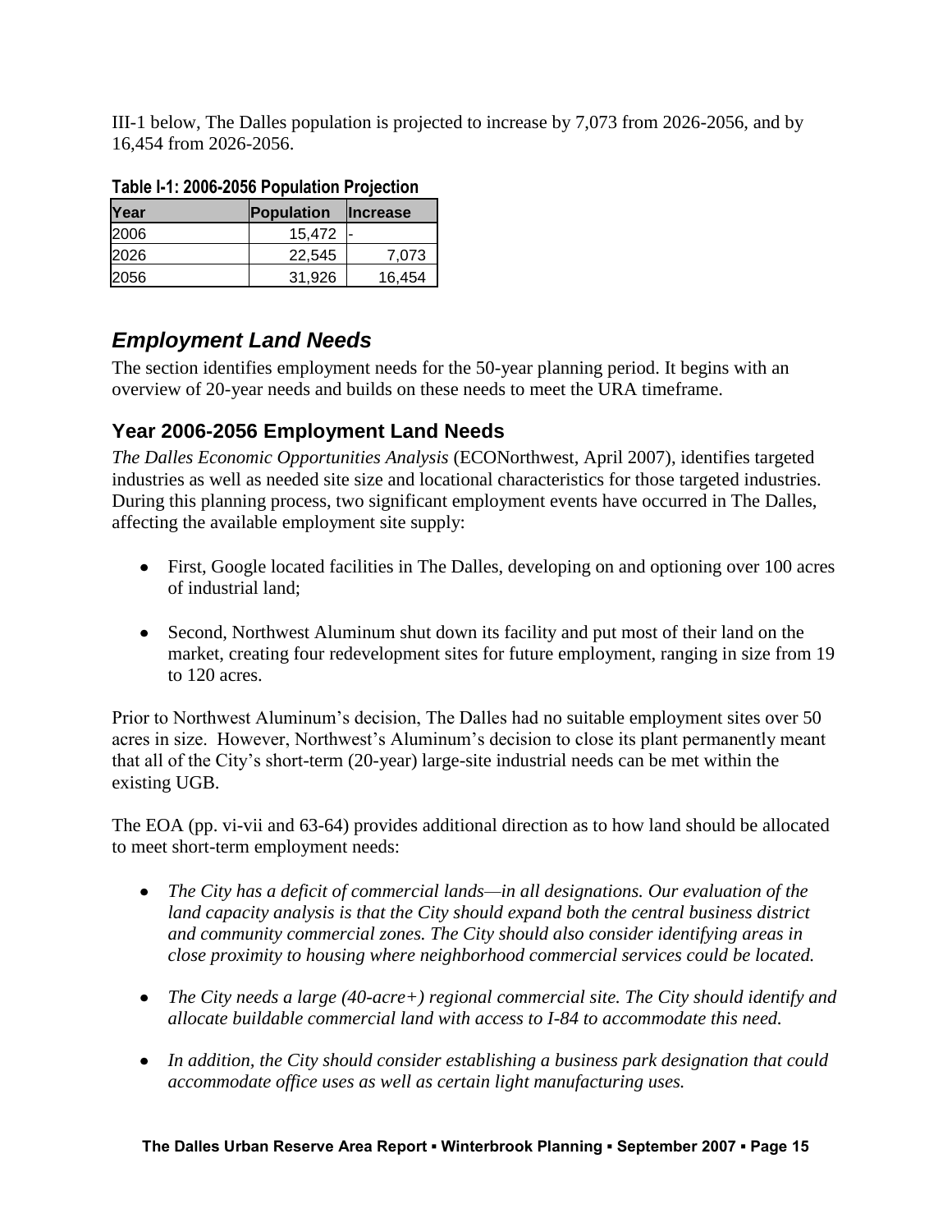III-1 below, The Dalles population is projected to increase by 7,073 from 2026-2056, and by 16,454 from 2026-2056.

**Table I-1: 2006-2056 Population Projection**

| Year | Population | Increase |
|---|---|---|
| 2006 | 15,472 | - |
| 2026 | 22,545 | 7,073 |
| 2056 | 31,926 | 16,454 |

## *Employment Land Needs*

The section identifies employment needs for the 50-year planning period. It begins with an overview of 20-year needs and builds on these needs to meet the URA timeframe.

### Year 2006-2056 Employment Land Needs

*The Dalles Economic Opportunities Analysis* (ECONorthwest, April 2007), identifies targeted industries as well as needed site size and locational characteristics for those targeted industries. During this planning process, two significant employment events have occurred in The Dalles, affecting the available employment site supply:

- First, Google located facilities in The Dalles, developing on and optioning over 100 acres of industrial land;
- Second, Northwest Aluminum shut down its facility and put most of their land on the market, creating four redevelopment sites for future employment, ranging in size from 19 to 120 acres.

Prior to Northwest Aluminum's decision, The Dalles had no suitable employment sites over 50 acres in size. However, Northwest's Aluminum's decision to close its plant permanently meant that all of the City's short-term (20-year) large-site industrial needs can be met within the existing UGB.

The EOA (pp. vi-vii and 63-64) provides additional direction as to how land should be allocated to meet short-term employment needs:

- *The City has a deficit of commercial lands—in all designations. Our evaluation of the land capacity analysis is that the City should expand both the central business district and community commercial zones. The City should also consider identifying areas in close proximity to housing where neighborhood commercial services could be located.*
- *The City needs a large (40-acre+) regional commercial site. The City should identify and allocate buildable commercial land with access to I-84 to accommodate this need.*
- *In addition, the City should consider establishing a business park designation that could accommodate office uses as well as certain light manufacturing uses.*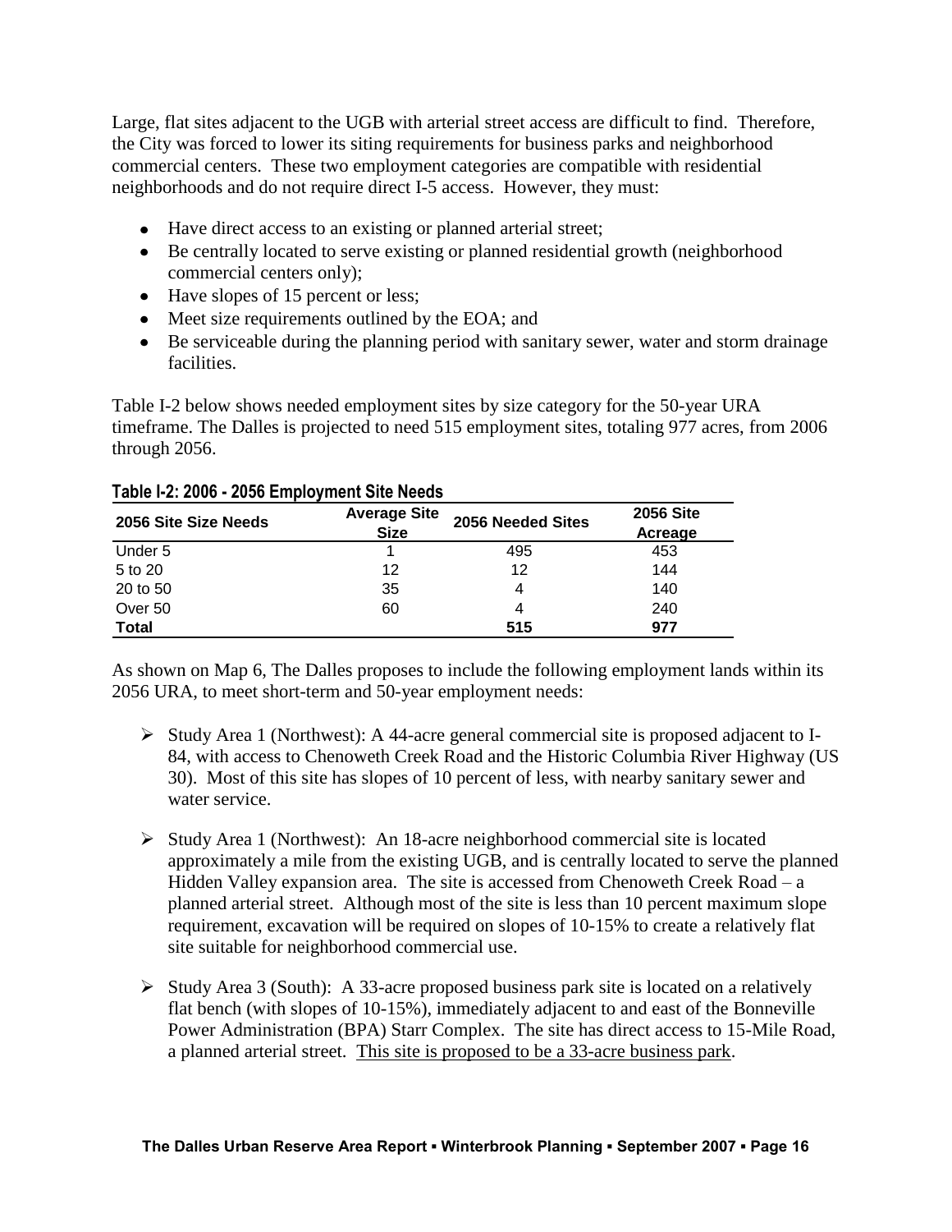Large, flat sites adjacent to the UGB with arterial street access are difficult to find. Therefore, the City was forced to lower its siting requirements for business parks and neighborhood commercial centers. These two employment categories are compatible with residential neighborhoods and do not require direct I-5 access. However, they must:

- Have direct access to an existing or planned arterial street;
- Be centrally located to serve existing or planned residential growth (neighborhood commercial centers only);
- Have slopes of 15 percent or less;
- Meet size requirements outlined by the EOA; and
- Be serviceable during the planning period with sanitary sewer, water and storm drainage facilities.

Table I-2 below shows needed employment sites by size category for the 50-year URA timeframe. The Dalles is projected to need 515 employment sites, totaling 977 acres, from 2006 through 2056.

**Table I-2: 2006 - 2056 Employment Site Needs**

| 2056 Site Size Needs | Average Site Size | 2056 Needed Sites | 2056 Site Acreage |
|---|---|---|---|
| Under 5 | 1 | 495 | 453 |
| 5 to 20 | 12 | 12 | 144 |
| 20 to 50 | 35 | 4 | 140 |
| Over 50 | 60 | 4 | 240 |
| **Total** | | **515** | **977** |

As shown on Map 6, The Dalles proposes to include the following employment lands within its 2056 URA, to meet short-term and 50-year employment needs:

- Study Area 1 (Northwest): A 44-acre general commercial site is proposed adjacent to I-84, with access to Chenoweth Creek Road and the Historic Columbia River Highway (US 30). Most of this site has slopes of 10 percent of less, with nearby sanitary sewer and water service.

- Study Area 1 (Northwest): An 18-acre neighborhood commercial site is located approximately a mile from the existing UGB, and is centrally located to serve the planned Hidden Valley expansion area. The site is accessed from Chenoweth Creek Road – a planned arterial street. Although most of the site is less than 10 percent maximum slope requirement, excavation will be required on slopes of 10-15% to create a relatively flat site suitable for neighborhood commercial use.

- Study Area 3 (South): A 33-acre proposed business park site is located on a relatively flat bench (with slopes of 10-15%), immediately adjacent to and east of the Bonneville Power Administration (BPA) Starr Complex. The site has direct access to 15-Mile Road, a planned arterial street. <u>This site is proposed to be a 33-acre business park</u>.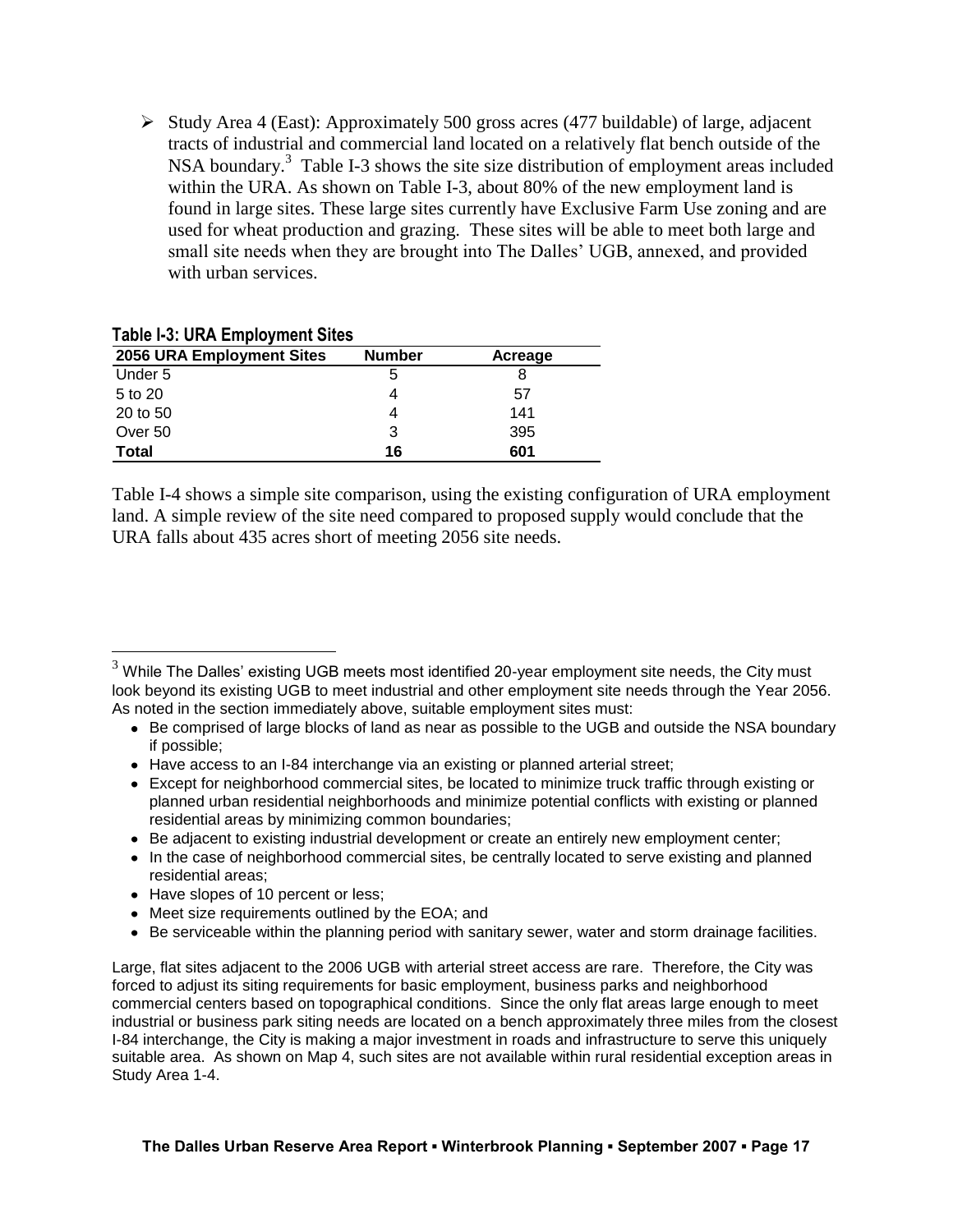- Study Area 4 (East): Approximately 500 gross acres (477 buildable) of large, adjacent tracts of industrial and commercial land located on a relatively flat bench outside of the NSA boundary.[3] Table I-3 shows the site size distribution of employment areas included within the URA. As shown on Table I-3, about 80% of the new employment land is found in large sites. These large sites currently have Exclusive Farm Use zoning and are used for wheat production and grazing. These sites will be able to meet both large and small site needs when they are brought into The Dalles' UGB, annexed, and provided with urban services.

**Table I-3: URA Employment Sites**

| 2056 URA Employment Sites | Number | Acreage |
|---|---|---|
| Under 5 | 5 | 8 |
| 5 to 20 | 4 | 57 |
| 20 to 50 | 4 | 141 |
| Over 50 | 3 | 395 |
| **Total** | **16** | **601** |

Table I-4 shows a simple site comparison, using the existing configuration of URA employment land. A simple review of the site need compared to proposed supply would conclude that the URA falls about 435 acres short of meeting 2056 site needs.

---

[3] While The Dalles' existing UGB meets most identified 20-year employment site needs, the City must look beyond its existing UGB to meet industrial and other employment site needs through the Year 2056. As noted in the section immediately above, suitable employment sites must:

- Be comprised of large blocks of land as near as possible to the UGB and outside the NSA boundary if possible;
- Have access to an I-84 interchange via an existing or planned arterial street;
- Except for neighborhood commercial sites, be located to minimize truck traffic through existing or planned urban residential neighborhoods and minimize potential conflicts with existing or planned residential areas by minimizing common boundaries;
- Be adjacent to existing industrial development or create an entirely new employment center;
- In the case of neighborhood commercial sites, be centrally located to serve existing and planned residential areas;
- Have slopes of 10 percent or less;
- Meet size requirements outlined by the EOA; and
- Be serviceable within the planning period with sanitary sewer, water and storm drainage facilities.

Large, flat sites adjacent to the 2006 UGB with arterial street access are rare. Therefore, the City was forced to adjust its siting requirements for basic employment, business parks and neighborhood commercial centers based on topographical conditions. Since the only flat areas large enough to meet industrial or business park siting needs are located on a bench approximately three miles from the closest I-84 interchange, the City is making a major investment in roads and infrastructure to serve this uniquely suitable area. As shown on Map 4, such sites are not available within rural residential exception areas in Study Area 1-4.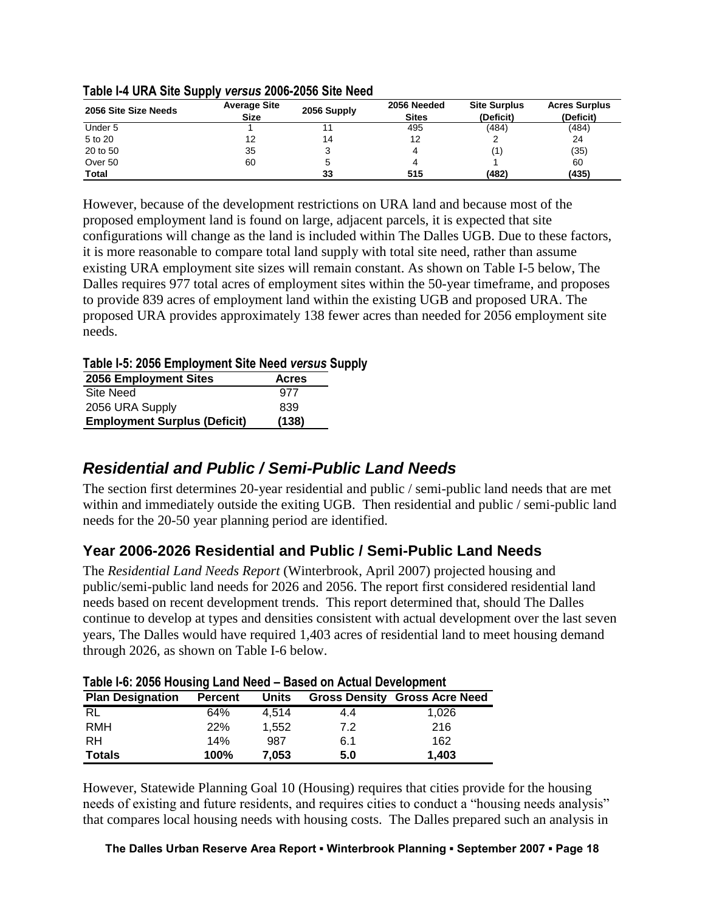**Table I-4 URA Site Supply *versus* 2006-2056 Site Need**

| 2056 Site Size Needs | Average Site Size | 2056 Supply | 2056 Needed Sites | Site Surplus (Deficit) | Acres Surplus (Deficit) |
|---|---|---|---|---|---|
| Under 5 | 1 | 11 | 495 | (484) | (484) |
| 5 to 20 | 12 | 14 | 12 | 2 | 24 |
| 20 to 50 | 35 | 3 | 4 | (1) | (35) |
| Over 50 | 60 | 5 | 4 | 1 | 60 |
| **Total** | | **33** | **515** | **(482)** | **(435)** |

However, because of the development restrictions on URA land and because most of the proposed employment land is found on large, adjacent parcels, it is expected that site configurations will change as the land is included within The Dalles UGB. Due to these factors, it is more reasonable to compare total land supply with total site need, rather than assume existing URA employment site sizes will remain constant. As shown on Table I-5 below, The Dalles requires 977 total acres of employment sites within the 50-year timeframe, and proposes to provide 839 acres of employment land within the existing UGB and proposed URA. The proposed URA provides approximately 138 fewer acres than needed for 2056 employment site needs.

**Table I-5: 2056 Employment Site Need *versus* Supply**

| 2056 Employment Sites | Acres |
|---|---|
| Site Need | 977 |
| 2056 URA Supply | 839 |
| **Employment Surplus (Deficit)** | **(138)** |

## *Residential and Public / Semi-Public Land Needs*

The section first determines 20-year residential and public / semi-public land needs that are met within and immediately outside the exiting UGB. Then residential and public / semi-public land needs for the 20-50 year planning period are identified.

### Year 2006-2026 Residential and Public / Semi-Public Land Needs

The *Residential Land Needs Report* (Winterbrook, April 2007) projected housing and public/semi-public land needs for 2026 and 2056. The report first considered residential land needs based on recent development trends. This report determined that, should The Dalles continue to develop at types and densities consistent with actual development over the last seven years, The Dalles would have required 1,403 acres of residential land to meet housing demand through 2026, as shown on Table I-6 below.

**Table I-6: 2056 Housing Land Need – Based on Actual Development**

| Plan Designation | Percent | Units | Gross Density | Gross Acre Need |
|---|---|---|---|---|
| RL | 64% | 4,514 | 4.4 | 1,026 |
| RMH | 22% | 1,552 | 7.2 | 216 |
| RH | 14% | 987 | 6.1 | 162 |
| **Totals** | **100%** | **7,053** | **5.0** | **1,403** |

However, Statewide Planning Goal 10 (Housing) requires that cities provide for the housing needs of existing and future residents, and requires cities to conduct a "housing needs analysis" that compares local housing needs with housing costs. The Dalles prepared such an analysis in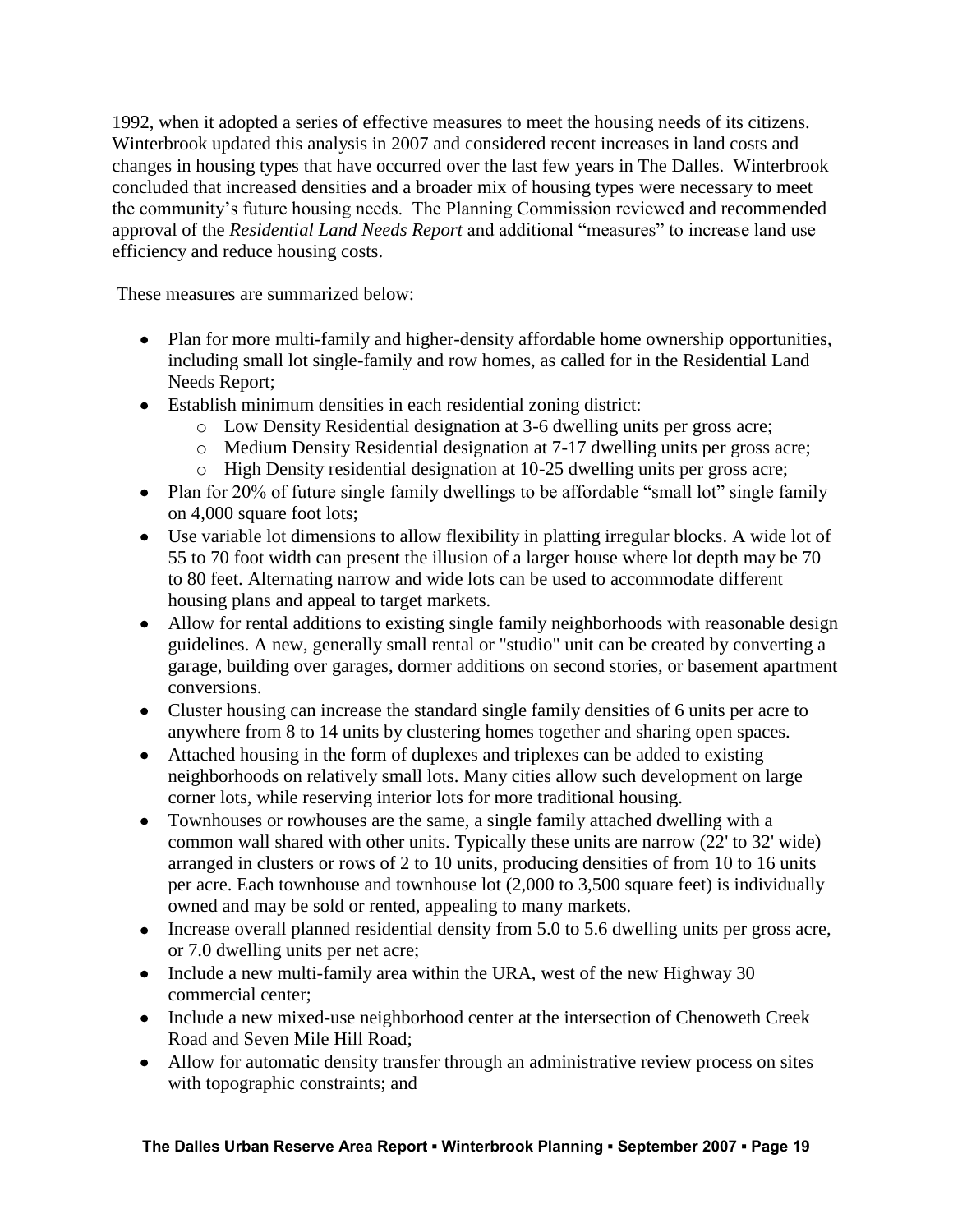1992, when it adopted a series of effective measures to meet the housing needs of its citizens. Winterbrook updated this analysis in 2007 and considered recent increases in land costs and changes in housing types that have occurred over the last few years in The Dalles. Winterbrook concluded that increased densities and a broader mix of housing types were necessary to meet the community's future housing needs. The Planning Commission reviewed and recommended approval of the *Residential Land Needs Report* and additional "measures" to increase land use efficiency and reduce housing costs.

These measures are summarized below:

- Plan for more multi-family and higher-density affordable home ownership opportunities, including small lot single-family and row homes, as called for in the Residential Land Needs Report;
- Establish minimum densities in each residential zoning district:
    - Low Density Residential designation at 3-6 dwelling units per gross acre;
    - Medium Density Residential designation at 7-17 dwelling units per gross acre;
    - High Density residential designation at 10-25 dwelling units per gross acre;
- Plan for 20% of future single family dwellings to be affordable "small lot" single family on 4,000 square foot lots;
- Use variable lot dimensions to allow flexibility in platting irregular blocks. A wide lot of 55 to 70 foot width can present the illusion of a larger house where lot depth may be 70 to 80 feet. Alternating narrow and wide lots can be used to accommodate different housing plans and appeal to target markets.
- Allow for rental additions to existing single family neighborhoods with reasonable design guidelines. A new, generally small rental or "studio" unit can be created by converting a garage, building over garages, dormer additions on second stories, or basement apartment conversions.
- Cluster housing can increase the standard single family densities of 6 units per acre to anywhere from 8 to 14 units by clustering homes together and sharing open spaces.
- Attached housing in the form of duplexes and triplexes can be added to existing neighborhoods on relatively small lots. Many cities allow such development on large corner lots, while reserving interior lots for more traditional housing.
- Townhouses or rowhouses are the same, a single family attached dwelling with a common wall shared with other units. Typically these units are narrow (22' to 32' wide) arranged in clusters or rows of 2 to 10 units, producing densities of from 10 to 16 units per acre. Each townhouse and townhouse lot (2,000 to 3,500 square feet) is individually owned and may be sold or rented, appealing to many markets.
- Increase overall planned residential density from 5.0 to 5.6 dwelling units per gross acre, or 7.0 dwelling units per net acre;
- Include a new multi-family area within the URA, west of the new Highway 30 commercial center;
- Include a new mixed-use neighborhood center at the intersection of Chenoweth Creek Road and Seven Mile Hill Road;
- Allow for automatic density transfer through an administrative review process on sites with topographic constraints; and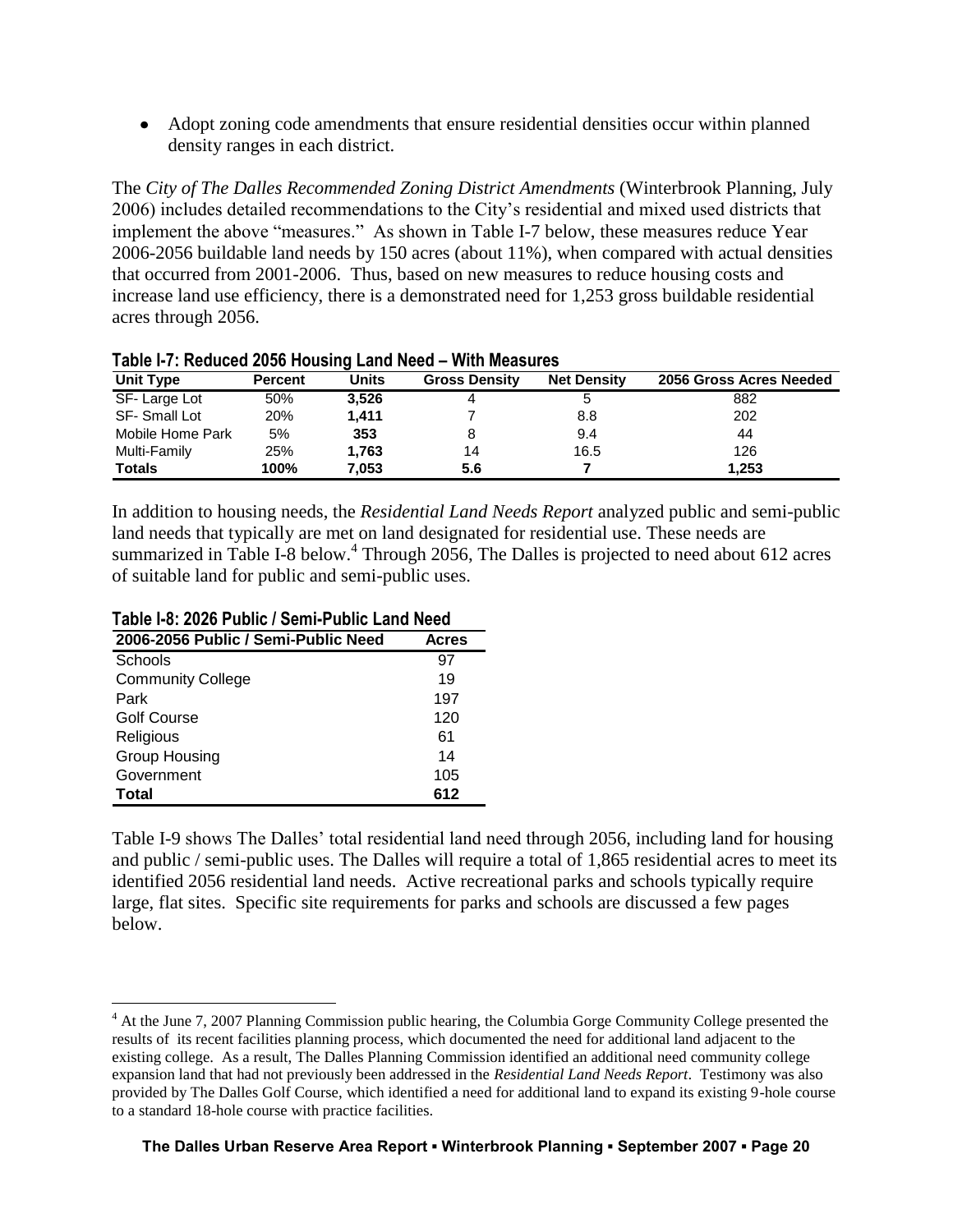- Adopt zoning code amendments that ensure residential densities occur within planned density ranges in each district.

The *City of The Dalles Recommended Zoning District Amendments* (Winterbrook Planning, July 2006) includes detailed recommendations to the City's residential and mixed used districts that implement the above "measures." As shown in Table I-7 below, these measures reduce Year 2006-2056 buildable land needs by 150 acres (about 11%), when compared with actual densities that occurred from 2001-2006. Thus, based on new measures to reduce housing costs and increase land use efficiency, there is a demonstrated need for 1,253 gross buildable residential acres through 2056.

**Table I-7: Reduced 2056 Housing Land Need – With Measures**

| Unit Type | Percent | Units | Gross Density | Net Density | 2056 Gross Acres Needed |
|---|---|---|---|---|---|
| SF- Large Lot | 50% | **3,526** | 4 | 5 | 882 |
| SF- Small Lot | 20% | **1,411** | 7 | 8.8 | 202 |
| Mobile Home Park | 5% | **353** | 8 | 9.4 | 44 |
| Multi-Family | 25% | **1,763** | 14 | 16.5 | 126 |
| **Totals** | **100%** | **7,053** | **5.6** | **7** | **1,253** |

In addition to housing needs, the *Residential Land Needs Report* analyzed public and semi-public land needs that typically are met on land designated for residential use. These needs are summarized in Table I-8 below.[4] Through 2056, The Dalles is projected to need about 612 acres of suitable land for public and semi-public uses.

**Table I-8: 2026 Public / Semi-Public Land Need**

| 2006-2056 Public / Semi-Public Need | Acres |
|---|---|
| Schools | 97 |
| Community College | 19 |
| Park | 197 |
| Golf Course | 120 |
| Religious | 61 |
| Group Housing | 14 |
| Government | 105 |
| **Total** | **612** |

Table I-9 shows The Dalles' total residential land need through 2056, including land for housing and public / semi-public uses. The Dalles will require a total of 1,865 residential acres to meet its identified 2056 residential land needs. Active recreational parks and schools typically require large, flat sites. Specific site requirements for parks and schools are discussed a few pages below.

[4] At the June 7, 2007 Planning Commission public hearing, the Columbia Gorge Community College presented the results of its recent facilities planning process, which documented the need for additional land adjacent to the existing college. As a result, The Dalles Planning Commission identified an additional need community college expansion land that had not previously been addressed in the *Residential Land Needs Report*. Testimony was also provided by The Dalles Golf Course, which identified a need for additional land to expand its existing 9-hole course to a standard 18-hole course with practice facilities.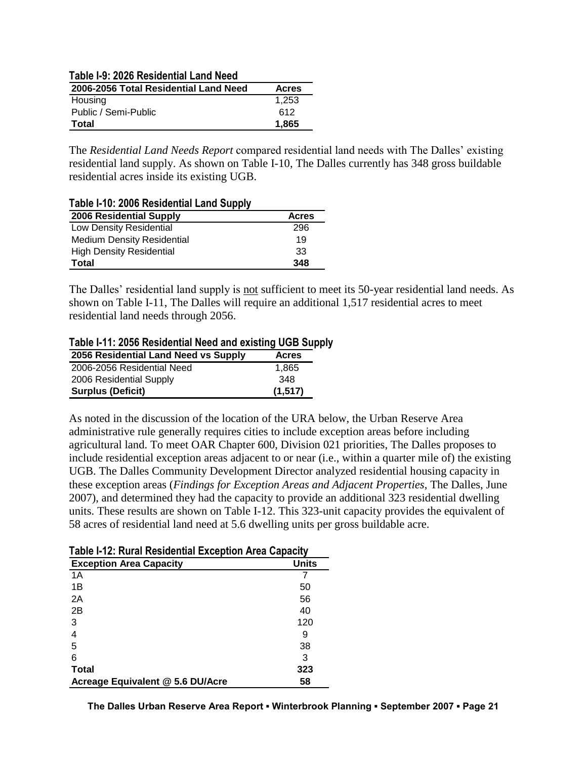**Table I-9: 2026 Residential Land Need**

| 2006-2056 Total Residential Land Need | Acres |
|---|---|
| Housing | 1,253 |
| Public / Semi-Public | 612 |
| **Total** | **1,865** |

The *Residential Land Needs Report* compared residential land needs with The Dalles' existing residential land supply. As shown on Table I-10, The Dalles currently has 348 gross buildable residential acres inside its existing UGB.

**Table I-10: 2006 Residential Land Supply**

| 2006 Residential Supply | Acres |
|---|---|
| Low Density Residential | 296 |
| Medium Density Residential | 19 |
| High Density Residential | 33 |
| **Total** | **348** |

The Dalles' residential land supply is <u>not</u> sufficient to meet its 50-year residential land needs. As shown on Table I-11, The Dalles will require an additional 1,517 residential acres to meet residential land needs through 2056.

**Table I-11: 2056 Residential Need and existing UGB Supply**

| 2056 Residential Land Need vs Supply | Acres |
|---|---|
| 2006-2056 Residential Need | 1,865 |
| 2006 Residential Supply | 348 |
| **Surplus (Deficit)** | **(1,517)** |

As noted in the discussion of the location of the URA below, the Urban Reserve Area administrative rule generally requires cities to include exception areas before including agricultural land. To meet OAR Chapter 600, Division 021 priorities, The Dalles proposes to include residential exception areas adjacent to or near (i.e., within a quarter mile of) the existing UGB. The Dalles Community Development Director analyzed residential housing capacity in these exception areas (*Findings for Exception Areas and Adjacent Properties*, The Dalles, June 2007), and determined they had the capacity to provide an additional 323 residential dwelling units. These results are shown on Table I-12. This 323-unit capacity provides the equivalent of 58 acres of residential land need at 5.6 dwelling units per gross buildable acre.

**Table I-12: Rural Residential Exception Area Capacity**

| Exception Area Capacity | Units |
|---|---|
| 1A | 7 |
| 1B | 50 |
| 2A | 56 |
| 2B | 40 |
| 3 | 120 |
| 4 | 9 |
| 5 | 38 |
| 6 | 3 |
| **Total** | **323** |
| **Acreage Equivalent @ 5.6 DU/Acre** | **58** |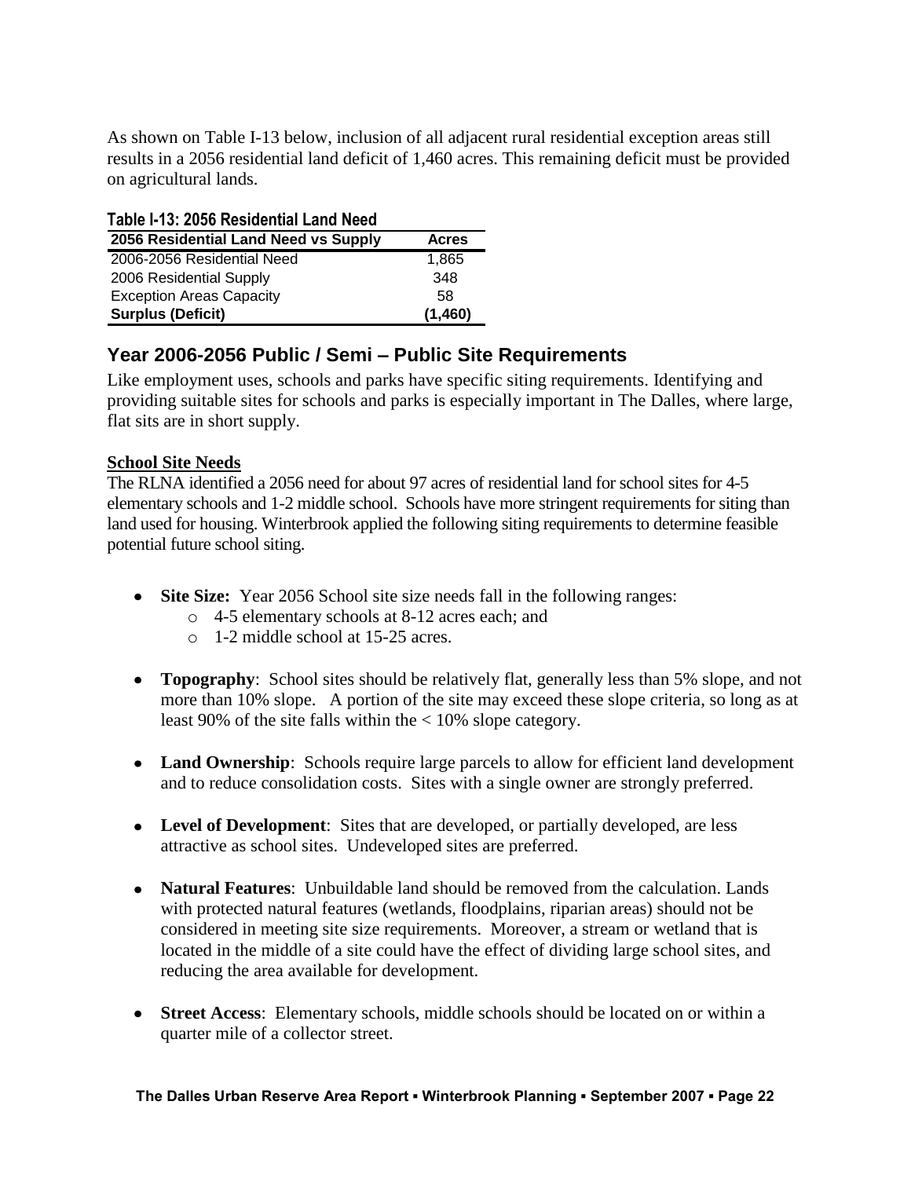As shown on Table I-13 below, inclusion of all adjacent rural residential exception areas still results in a 2056 residential land deficit of 1,460 acres. This remaining deficit must be provided on agricultural lands.

**Table I-13: 2056 Residential Land Need**

| 2056 Residential Land Need vs Supply | Acres |
|---|---|
| 2006-2056 Residential Need | 1,865 |
| 2006 Residential Supply | 348 |
| Exception Areas Capacity | 58 |
| **Surplus (Deficit)** | **(1,460)** |

## Year 2006-2056 Public / Semi – Public Site Requirements

Like employment uses, schools and parks have specific siting requirements. Identifying and providing suitable sites for schools and parks is especially important in The Dalles, where large, flat sits are in short supply.

**School Site Needs**

The RLNA identified a 2056 need for about 97 acres of residential land for school sites for 4-5 elementary schools and 1-2 middle school. Schools have more stringent requirements for siting than land used for housing. Winterbrook applied the following siting requirements to determine feasible potential future school siting.

- **Site Size:** Year 2056 School site size needs fall in the following ranges:
  - 4-5 elementary schools at 8-12 acres each; and
  - 1-2 middle school at 15-25 acres.
- **Topography**: School sites should be relatively flat, generally less than 5% slope, and not more than 10% slope. A portion of the site may exceed these slope criteria, so long as at least 90% of the site falls within the < 10% slope category.
- **Land Ownership**: Schools require large parcels to allow for efficient land development and to reduce consolidation costs. Sites with a single owner are strongly preferred.
- **Level of Development**: Sites that are developed, or partially developed, are less attractive as school sites. Undeveloped sites are preferred.
- **Natural Features**: Unbuildable land should be removed from the calculation. Lands with protected natural features (wetlands, floodplains, riparian areas) should not be considered in meeting site size requirements. Moreover, a stream or wetland that is located in the middle of a site could have the effect of dividing large school sites, and reducing the area available for development.
- **Street Access**: Elementary schools, middle schools should be located on or within a quarter mile of a collector street.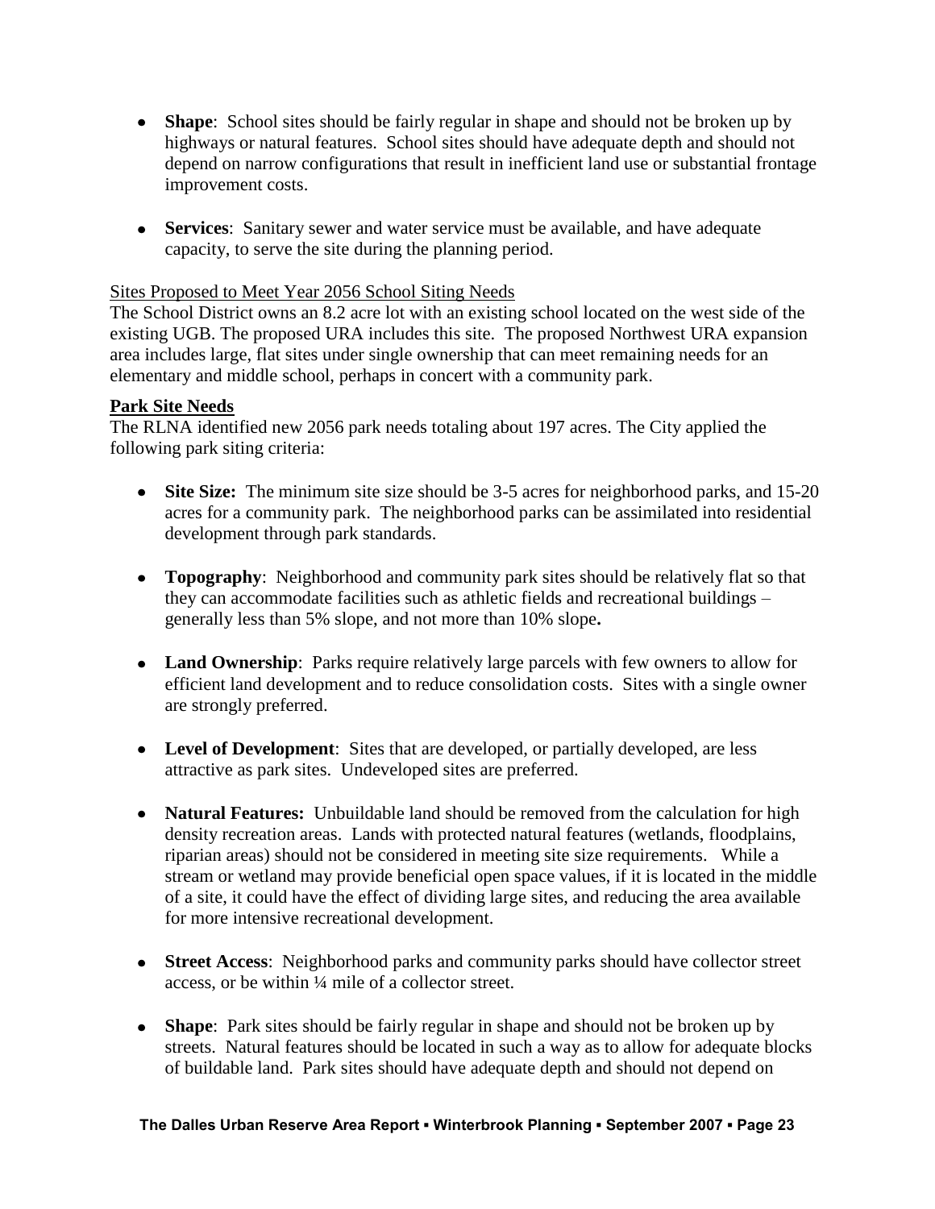- **Shape**: School sites should be fairly regular in shape and should not be broken up by highways or natural features. School sites should have adequate depth and should not depend on narrow configurations that result in inefficient land use or substantial frontage improvement costs.

- **Services**: Sanitary sewer and water service must be available, and have adequate capacity, to serve the site during the planning period.

Sites Proposed to Meet Year 2056 School Siting Needs

The School District owns an 8.2 acre lot with an existing school located on the west side of the existing UGB. The proposed URA includes this site. The proposed Northwest URA expansion area includes large, flat sites under single ownership that can meet remaining needs for an elementary and middle school, perhaps in concert with a community park.

**Park Site Needs**

The RLNA identified new 2056 park needs totaling about 197 acres. The City applied the following park siting criteria:

- **Site Size:** The minimum site size should be 3-5 acres for neighborhood parks, and 15-20 acres for a community park. The neighborhood parks can be assimilated into residential development through park standards.

- **Topography**: Neighborhood and community park sites should be relatively flat so that they can accommodate facilities such as athletic fields and recreational buildings – generally less than 5% slope, and not more than 10% slope.

- **Land Ownership**: Parks require relatively large parcels with few owners to allow for efficient land development and to reduce consolidation costs. Sites with a single owner are strongly preferred.

- **Level of Development**: Sites that are developed, or partially developed, are less attractive as park sites. Undeveloped sites are preferred.

- **Natural Features:** Unbuildable land should be removed from the calculation for high density recreation areas. Lands with protected natural features (wetlands, floodplains, riparian areas) should not be considered in meeting site size requirements. While a stream or wetland may provide beneficial open space values, if it is located in the middle of a site, it could have the effect of dividing large sites, and reducing the area available for more intensive recreational development.

- **Street Access**: Neighborhood parks and community parks should have collector street access, or be within ¼ mile of a collector street.

- **Shape**: Park sites should be fairly regular in shape and should not be broken up by streets. Natural features should be located in such a way as to allow for adequate blocks of buildable land. Park sites should have adequate depth and should not depend on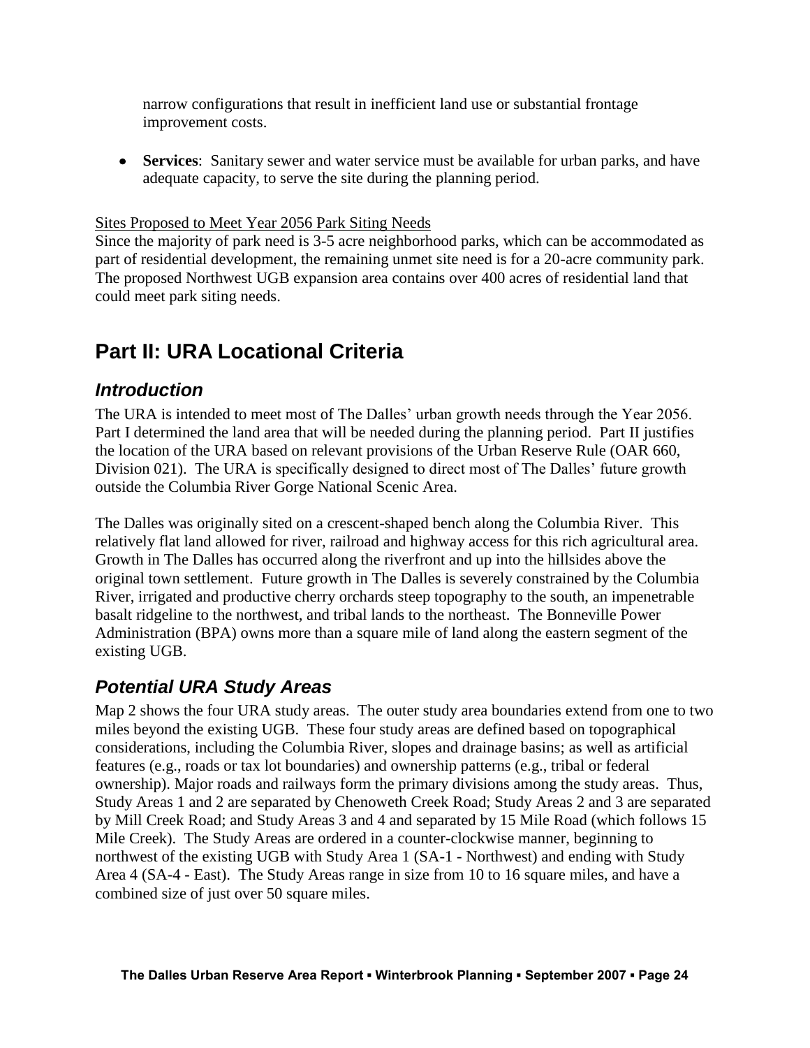narrow configurations that result in inefficient land use or substantial frontage improvement costs.

- **Services**: Sanitary sewer and water service must be available for urban parks, and have adequate capacity, to serve the site during the planning period.

Sites Proposed to Meet Year 2056 Park Siting Needs

Since the majority of park need is 3-5 acre neighborhood parks, which can be accommodated as part of residential development, the remaining unmet site need is for a 20-acre community park. The proposed Northwest UGB expansion area contains over 400 acres of residential land that could meet park siting needs.

# Part II: URA Locational Criteria

## *Introduction*

The URA is intended to meet most of The Dalles' urban growth needs through the Year 2056. Part I determined the land area that will be needed during the planning period. Part II justifies the location of the URA based on relevant provisions of the Urban Reserve Rule (OAR 660, Division 021). The URA is specifically designed to direct most of The Dalles' future growth outside the Columbia River Gorge National Scenic Area.

The Dalles was originally sited on a crescent-shaped bench along the Columbia River. This relatively flat land allowed for river, railroad and highway access for this rich agricultural area. Growth in The Dalles has occurred along the riverfront and up into the hillsides above the original town settlement. Future growth in The Dalles is severely constrained by the Columbia River, irrigated and productive cherry orchards steep topography to the south, an impenetrable basalt ridgeline to the northwest, and tribal lands to the northeast. The Bonneville Power Administration (BPA) owns more than a square mile of land along the eastern segment of the existing UGB.

## *Potential URA Study Areas*

Map 2 shows the four URA study areas. The outer study area boundaries extend from one to two miles beyond the existing UGB. These four study areas are defined based on topographical considerations, including the Columbia River, slopes and drainage basins; as well as artificial features (e.g., roads or tax lot boundaries) and ownership patterns (e.g., tribal or federal ownership). Major roads and railways form the primary divisions among the study areas. Thus, Study Areas 1 and 2 are separated by Chenoweth Creek Road; Study Areas 2 and 3 are separated by Mill Creek Road; and Study Areas 3 and 4 and separated by 15 Mile Road (which follows 15 Mile Creek). The Study Areas are ordered in a counter-clockwise manner, beginning to northwest of the existing UGB with Study Area 1 (SA-1 - Northwest) and ending with Study Area 4 (SA-4 - East). The Study Areas range in size from 10 to 16 square miles, and have a combined size of just over 50 square miles.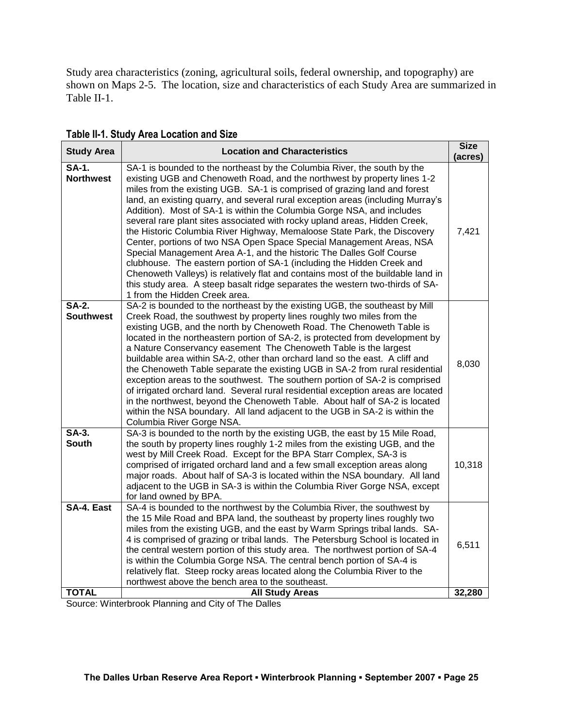Study area characteristics (zoning, agricultural soils, federal ownership, and topography) are shown on Maps 2-5. The location, size and characteristics of each Study Area are summarized in Table II-1.

**Table II-1. Study Area Location and Size**

| Study Area | Location and Characteristics | Size (acres) |
|---|---|---|
| **SA-1. Northwest** | SA-1 is bounded to the northeast by the Columbia River, the south by the existing UGB and Chenoweth Road, and the northwest by property lines 1-2 miles from the existing UGB. SA-1 is comprised of grazing land and forest land, an existing quarry, and several rural exception areas (including Murray's Addition). Most of SA-1 is within the Columbia Gorge NSA, and includes several rare plant sites associated with rocky upland areas, Hidden Creek, the Historic Columbia River Highway, Memaloose State Park, the Discovery Center, portions of two NSA Open Space Special Management Areas, NSA Special Management Area A-1, and the historic The Dalles Golf Course clubhouse. The eastern portion of SA-1 (including the Hidden Creek and Chenoweth Valleys) is relatively flat and contains most of the buildable land in this study area. A steep basalt ridge separates the western two-thirds of SA-1 from the Hidden Creek area. | 7,421 |
| **SA-2. Southwest** | SA-2 is bounded to the northeast by the existing UGB, the southeast by Mill Creek Road, the southwest by property lines roughly two miles from the existing UGB, and the north by Chenoweth Road. The Chenoweth Table is located in the northeastern portion of SA-2, is protected from development by a Nature Conservancy easement The Chenoweth Table is the largest buildable area within SA-2, other than orchard land so the east. A cliff and the Chenoweth Table separate the existing UGB in SA-2 from rural residential exception areas to the southwest. The southern portion of SA-2 is comprised of irrigated orchard land. Several rural residential exception areas are located in the northwest, beyond the Chenoweth Table. About half of SA-2 is located within the NSA boundary. All land adjacent to the UGB in SA-2 is within the Columbia River Gorge NSA. | 8,030 |
| **SA-3. South** | SA-3 is bounded to the north by the existing UGB, the east by 15 Mile Road, the south by property lines roughly 1-2 miles from the existing UGB, and the west by Mill Creek Road. Except for the BPA Starr Complex, SA-3 is comprised of irrigated orchard land and a few small exception areas along major roads. About half of SA-3 is located within the NSA boundary. All land adjacent to the UGB in SA-3 is within the Columbia River Gorge NSA, except for land owned by BPA. | 10,318 |
| **SA-4. East** | SA-4 is bounded to the northwest by the Columbia River, the southwest by the 15 Mile Road and BPA land, the southeast by property lines roughly two miles from the existing UGB, and the east by Warm Springs tribal lands. SA-4 is comprised of grazing or tribal lands. The Petersburg School is located in the central western portion of this study area. The northwest portion of SA-4 is within the Columbia Gorge NSA. The central bench portion of SA-4 is relatively flat. Steep rocky areas located along the Columbia River to the northwest above the bench area to the southeast. | 6,511 |
| **TOTAL** | **All Study Areas** | **32,280** |

Source: Winterbrook Planning and City of The Dalles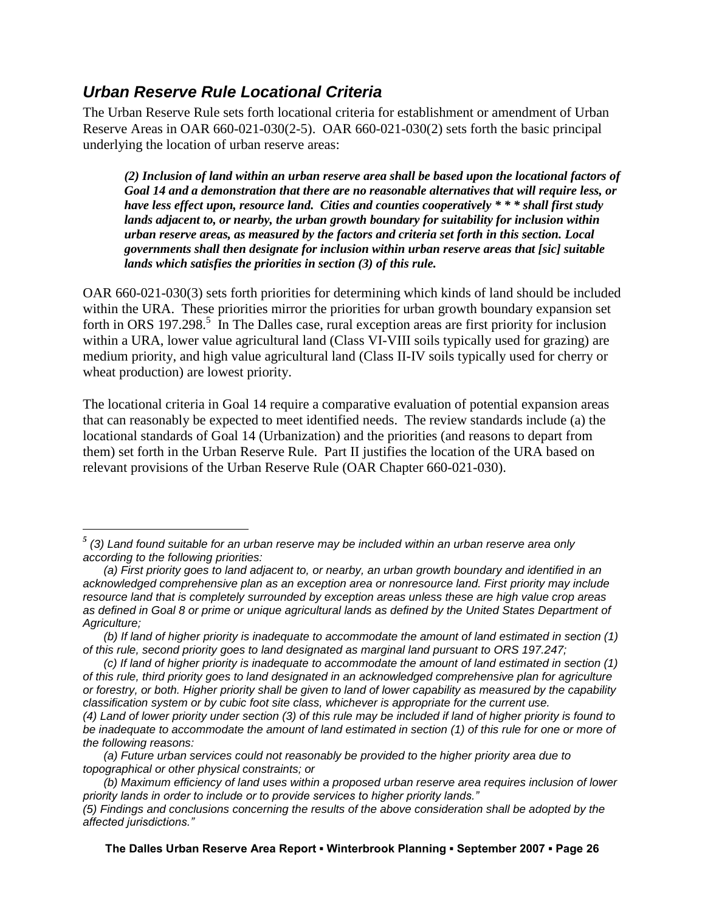## *Urban Reserve Rule Locational Criteria*

The Urban Reserve Rule sets forth locational criteria for establishment or amendment of Urban Reserve Areas in OAR 660-021-030(2-5). OAR 660-021-030(2) sets forth the basic principal underlying the location of urban reserve areas:

> ***(2) Inclusion of land within an urban reserve area shall be based upon the locational factors of Goal 14 and a demonstration that there are no reasonable alternatives that will require less, or have less effect upon, resource land. Cities and counties cooperatively * * * shall first study lands adjacent to, or nearby, the urban growth boundary for suitability for inclusion within urban reserve areas, as measured by the factors and criteria set forth in this section. Local governments shall then designate for inclusion within urban reserve areas that [sic] suitable lands which satisfies the priorities in section (3) of this rule.***

OAR 660-021-030(3) sets forth priorities for determining which kinds of land should be included within the URA. These priorities mirror the priorities for urban growth boundary expansion set forth in ORS 197.298.[5] In The Dalles case, rural exception areas are first priority for inclusion within a URA, lower value agricultural land (Class VI-VIII soils typically used for grazing) are medium priority, and high value agricultural land (Class II-IV soils typically used for cherry or wheat production) are lowest priority.

The locational criteria in Goal 14 require a comparative evaluation of potential expansion areas that can reasonably be expected to meet identified needs. The review standards include (a) the locational standards of Goal 14 (Urbanization) and the priorities (and reasons to depart from them) set forth in the Urban Reserve Rule. Part II justifies the location of the URA based on relevant provisions of the Urban Reserve Rule (OAR Chapter 660-021-030).

---

*[5] (3) Land found suitable for an urban reserve may be included within an urban reserve area only according to the following priorities:*

*(a) First priority goes to land adjacent to, or nearby, an urban growth boundary and identified in an acknowledged comprehensive plan as an exception area or nonresource land. First priority may include resource land that is completely surrounded by exception areas unless these are high value crop areas as defined in Goal 8 or prime or unique agricultural lands as defined by the United States Department of Agriculture;*

*(b) If land of higher priority is inadequate to accommodate the amount of land estimated in section (1) of this rule, second priority goes to land designated as marginal land pursuant to ORS 197.247;*

*(c) If land of higher priority is inadequate to accommodate the amount of land estimated in section (1) of this rule, third priority goes to land designated in an acknowledged comprehensive plan for agriculture or forestry, or both. Higher priority shall be given to land of lower capability as measured by the capability classification system or by cubic foot site class, whichever is appropriate for the current use.*

*(4) Land of lower priority under section (3) of this rule may be included if land of higher priority is found to be inadequate to accommodate the amount of land estimated in section (1) of this rule for one or more of the following reasons:*

*(a) Future urban services could not reasonably be provided to the higher priority area due to topographical or other physical constraints; or*

*(b) Maximum efficiency of land uses within a proposed urban reserve area requires inclusion of lower priority lands in order to include or to provide services to higher priority lands."*

*(5) Findings and conclusions concerning the results of the above consideration shall be adopted by the affected jurisdictions."*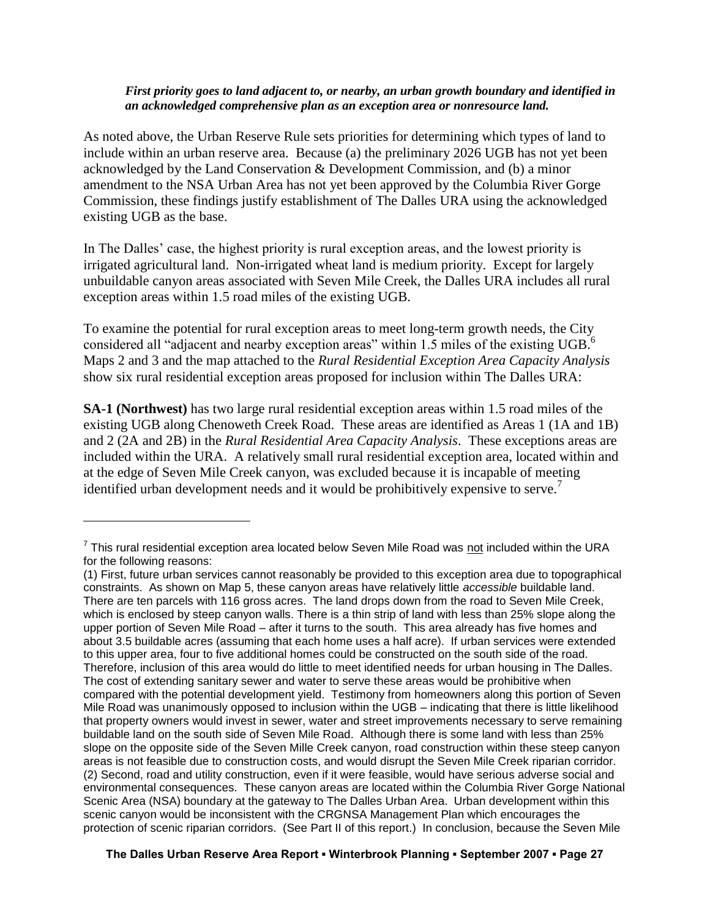***First priority goes to land adjacent to, or nearby, an urban growth boundary and identified in an acknowledged comprehensive plan as an exception area or nonresource land.***

As noted above, the Urban Reserve Rule sets priorities for determining which types of land to include within an urban reserve area. Because (a) the preliminary 2026 UGB has not yet been acknowledged by the Land Conservation & Development Commission, and (b) a minor amendment to the NSA Urban Area has not yet been approved by the Columbia River Gorge Commission, these findings justify establishment of The Dalles URA using the acknowledged existing UGB as the base.

In The Dalles' case, the highest priority is rural exception areas, and the lowest priority is irrigated agricultural land. Non-irrigated wheat land is medium priority. Except for largely unbuildable canyon areas associated with Seven Mile Creek, the Dalles URA includes all rural exception areas within 1.5 road miles of the existing UGB.

To examine the potential for rural exception areas to meet long-term growth needs, the City considered all "adjacent and nearby exception areas" within 1.5 miles of the existing UGB.[6] Maps 2 and 3 and the map attached to the *Rural Residential Exception Area Capacity Analysis* show six rural residential exception areas proposed for inclusion within The Dalles URA:

**SA-1 (Northwest)** has two large rural residential exception areas within 1.5 road miles of the existing UGB along Chenoweth Creek Road. These areas are identified as Areas 1 (1A and 1B) and 2 (2A and 2B) in the *Rural Residential Area Capacity Analysis*. These exceptions areas are included within the URA. A relatively small rural residential exception area, located within and at the edge of Seven Mile Creek canyon, was excluded because it is incapable of meeting identified urban development needs and it would be prohibitively expensive to serve.[7]

---

[7] This rural residential exception area located below Seven Mile Road was not included within the URA for the following reasons:
(1) First, future urban services cannot reasonably be provided to this exception area due to topographical constraints. As shown on Map 5, these canyon areas have relatively little *accessible* buildable land. There are ten parcels with 116 gross acres. The land drops down from the road to Seven Mile Creek, which is enclosed by steep canyon walls. There is a thin strip of land with less than 25% slope along the upper portion of Seven Mile Road – after it turns to the south. This area already has five homes and about 3.5 buildable acres (assuming that each home uses a half acre). If urban services were extended to this upper area, four to five additional homes could be constructed on the south side of the road. Therefore, inclusion of this area would do little to meet identified needs for urban housing in The Dalles. The cost of extending sanitary sewer and water to serve these areas would be prohibitive when compared with the potential development yield. Testimony from homeowners along this portion of Seven Mile Road was unanimously opposed to inclusion within the UGB – indicating that there is little likelihood that property owners would invest in sewer, water and street improvements necessary to serve remaining buildable land on the south side of Seven Mile Road. Although there is some land with less than 25% slope on the opposite side of the Seven Mille Creek canyon, road construction within these steep canyon areas is not feasible due to construction costs, and would disrupt the Seven Mile Creek riparian corridor.
(2) Second, road and utility construction, even if it were feasible, would have serious adverse social and environmental consequences. These canyon areas are located within the Columbia River Gorge National Scenic Area (NSA) boundary at the gateway to The Dalles Urban Area. Urban development within this scenic canyon would be inconsistent with the CRGNSA Management Plan which encourages the protection of scenic riparian corridors. (See Part II of this report.) In conclusion, because the Seven Mile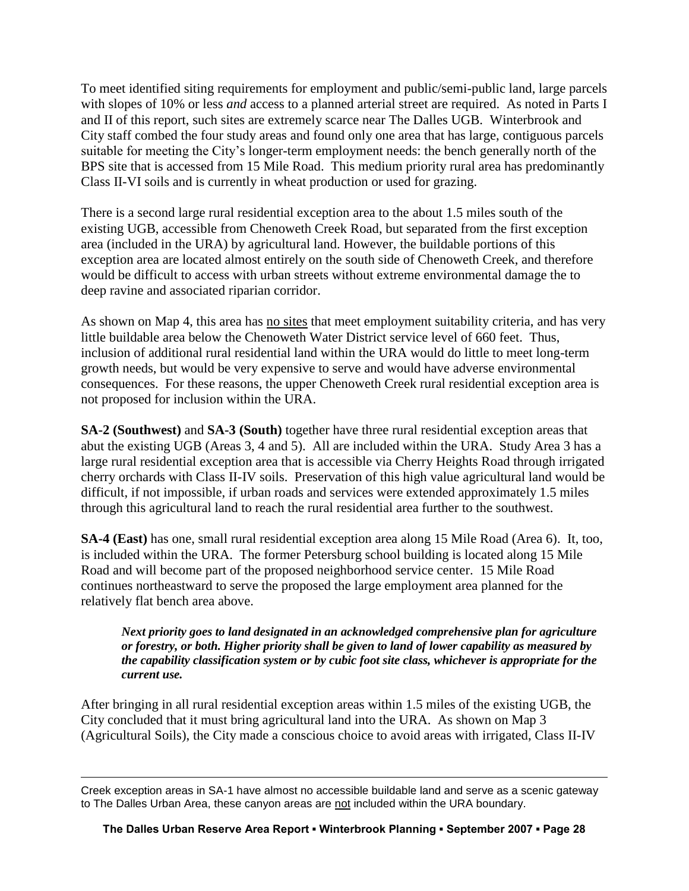To meet identified siting requirements for employment and public/semi-public land, large parcels with slopes of 10% or less *and* access to a planned arterial street are required. As noted in Parts I and II of this report, such sites are extremely scarce near The Dalles UGB. Winterbrook and City staff combed the four study areas and found only one area that has large, contiguous parcels suitable for meeting the City's longer-term employment needs: the bench generally north of the BPS site that is accessed from 15 Mile Road. This medium priority rural area has predominantly Class II-VI soils and is currently in wheat production or used for grazing.

There is a second large rural residential exception area to the about 1.5 miles south of the existing UGB, accessible from Chenoweth Creek Road, but separated from the first exception area (included in the URA) by agricultural land. However, the buildable portions of this exception area are located almost entirely on the south side of Chenoweth Creek, and therefore would be difficult to access with urban streets without extreme environmental damage the to deep ravine and associated riparian corridor.

As shown on Map 4, this area has no sites that meet employment suitability criteria, and has very little buildable area below the Chenoweth Water District service level of 660 feet. Thus, inclusion of additional rural residential land within the URA would do little to meet long-term growth needs, but would be very expensive to serve and would have adverse environmental consequences. For these reasons, the upper Chenoweth Creek rural residential exception area is not proposed for inclusion within the URA.

**SA-2 (Southwest)** and **SA-3 (South)** together have three rural residential exception areas that abut the existing UGB (Areas 3, 4 and 5). All are included within the URA. Study Area 3 has a large rural residential exception area that is accessible via Cherry Heights Road through irrigated cherry orchards with Class II-IV soils. Preservation of this high value agricultural land would be difficult, if not impossible, if urban roads and services were extended approximately 1.5 miles through this agricultural land to reach the rural residential area further to the southwest.

**SA-4 (East)** has one, small rural residential exception area along 15 Mile Road (Area 6). It, too, is included within the URA. The former Petersburg school building is located along 15 Mile Road and will become part of the proposed neighborhood service center. 15 Mile Road continues northeastward to serve the proposed the large employment area planned for the relatively flat bench area above.

> ***Next priority goes to land designated in an acknowledged comprehensive plan for agriculture or forestry, or both. Higher priority shall be given to land of lower capability as measured by the capability classification system or by cubic foot site class, whichever is appropriate for the current use.***

After bringing in all rural residential exception areas within 1.5 miles of the existing UGB, the City concluded that it must bring agricultural land into the URA. As shown on Map 3 (Agricultural Soils), the City made a conscious choice to avoid areas with irrigated, Class II-IV

---

Creek exception areas in SA-1 have almost no accessible buildable land and serve as a scenic gateway to The Dalles Urban Area, these canyon areas are not included within the URA boundary.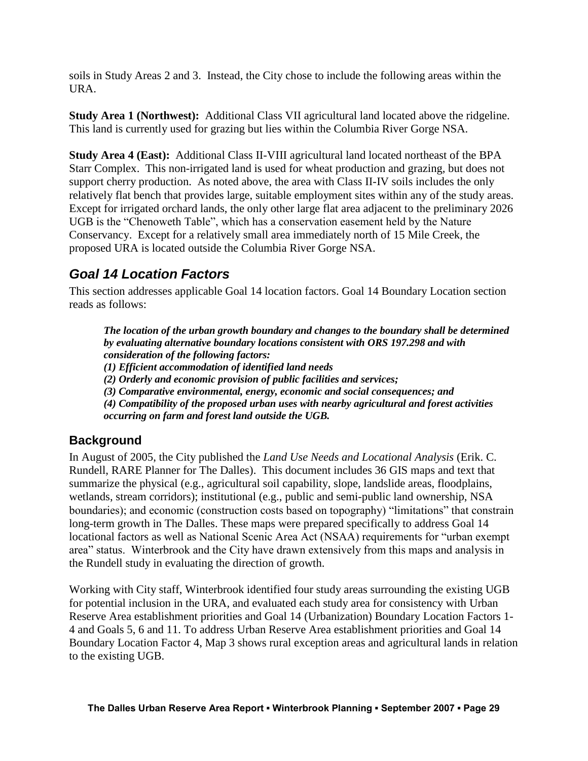soils in Study Areas 2 and 3. Instead, the City chose to include the following areas within the URA.

**Study Area 1 (Northwest):** Additional Class VII agricultural land located above the ridgeline. This land is currently used for grazing but lies within the Columbia River Gorge NSA.

**Study Area 4 (East):** Additional Class II-VIII agricultural land located northeast of the BPA Starr Complex. This non-irrigated land is used for wheat production and grazing, but does not support cherry production. As noted above, the area with Class II-IV soils includes the only relatively flat bench that provides large, suitable employment sites within any of the study areas. Except for irrigated orchard lands, the only other large flat area adjacent to the preliminary 2026 UGB is the "Chenoweth Table", which has a conservation easement held by the Nature Conservancy. Except for a relatively small area immediately north of 15 Mile Creek, the proposed URA is located outside the Columbia River Gorge NSA.

## *Goal 14 Location Factors*

This section addresses applicable Goal 14 location factors. Goal 14 Boundary Location section reads as follows:

> ***The location of the urban growth boundary and changes to the boundary shall be determined by evaluating alternative boundary locations consistent with ORS 197.298 and with consideration of the following factors:***
> ***(1) Efficient accommodation of identified land needs***
> ***(2) Orderly and economic provision of public facilities and services;***
> ***(3) Comparative environmental, energy, economic and social consequences; and***
> ***(4) Compatibility of the proposed urban uses with nearby agricultural and forest activities occurring on farm and forest land outside the UGB.***

### Background

In August of 2005, the City published the *Land Use Needs and Locational Analysis* (Erik. C. Rundell, RARE Planner for The Dalles). This document includes 36 GIS maps and text that summarize the physical (e.g., agricultural soil capability, slope, landslide areas, floodplains, wetlands, stream corridors); institutional (e.g., public and semi-public land ownership, NSA boundaries); and economic (construction costs based on topography) "limitations" that constrain long-term growth in The Dalles. These maps were prepared specifically to address Goal 14 locational factors as well as National Scenic Area Act (NSAA) requirements for "urban exempt area" status. Winterbrook and the City have drawn extensively from this maps and analysis in the Rundell study in evaluating the direction of growth.

Working with City staff, Winterbrook identified four study areas surrounding the existing UGB for potential inclusion in the URA, and evaluated each study area for consistency with Urban Reserve Area establishment priorities and Goal 14 (Urbanization) Boundary Location Factors 1-4 and Goals 5, 6 and 11. To address Urban Reserve Area establishment priorities and Goal 14 Boundary Location Factor 4, Map 3 shows rural exception areas and agricultural lands in relation to the existing UGB.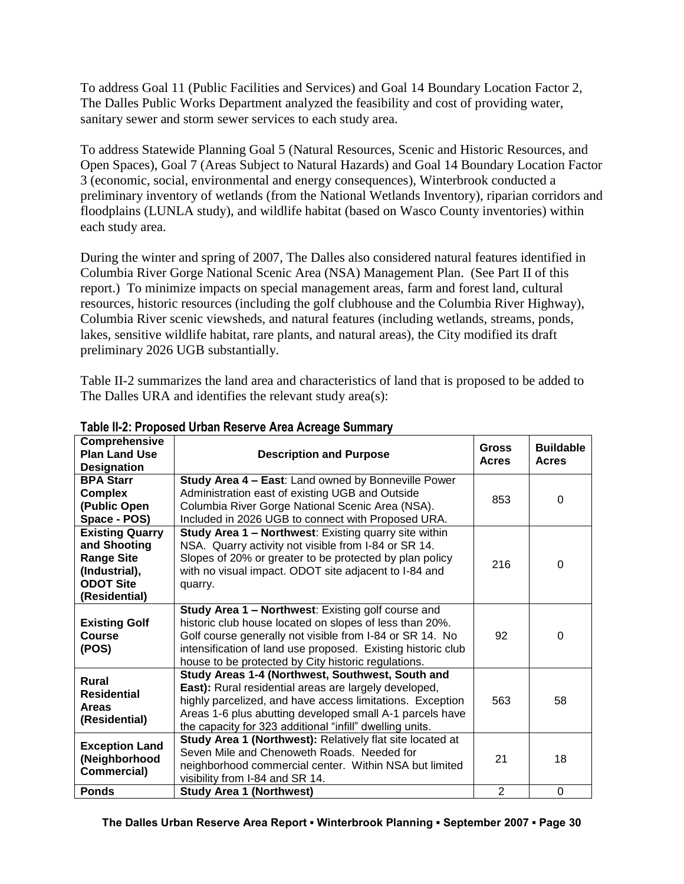To address Goal 11 (Public Facilities and Services) and Goal 14 Boundary Location Factor 2, The Dalles Public Works Department analyzed the feasibility and cost of providing water, sanitary sewer and storm sewer services to each study area.

To address Statewide Planning Goal 5 (Natural Resources, Scenic and Historic Resources, and Open Spaces), Goal 7 (Areas Subject to Natural Hazards) and Goal 14 Boundary Location Factor 3 (economic, social, environmental and energy consequences), Winterbrook conducted a preliminary inventory of wetlands (from the National Wetlands Inventory), riparian corridors and floodplains (LUNLA study), and wildlife habitat (based on Wasco County inventories) within each study area.

During the winter and spring of 2007, The Dalles also considered natural features identified in Columbia River Gorge National Scenic Area (NSA) Management Plan. (See Part II of this report.) To minimize impacts on special management areas, farm and forest land, cultural resources, historic resources (including the golf clubhouse and the Columbia River Highway), Columbia River scenic viewsheds, and natural features (including wetlands, streams, ponds, lakes, sensitive wildlife habitat, rare plants, and natural areas), the City modified its draft preliminary 2026 UGB substantially.

Table II-2 summarizes the land area and characteristics of land that is proposed to be added to The Dalles URA and identifies the relevant study area(s):

**Table II-2: Proposed Urban Reserve Area Acreage Summary**

| Comprehensive Plan Land Use Designation | Description and Purpose | Gross Acres | Buildable Acres |
|---|---|---|---|
| **BPA Starr Complex (Public Open Space - POS)** | **Study Area 4 – East**: Land owned by Bonneville Power Administration east of existing UGB and Outside Columbia River Gorge National Scenic Area (NSA). Included in 2026 UGB to connect with Proposed URA. | 853 | 0 |
| **Existing Quarry and Shooting Range Site (Industrial), ODOT Site (Residential)** | **Study Area 1 – Northwest**: Existing quarry site within NSA. Quarry activity not visible from I-84 or SR 14. Slopes of 20% or greater to be protected by plan policy with no visual impact. ODOT site adjacent to I-84 and quarry. | 216 | 0 |
| **Existing Golf Course (POS)** | **Study Area 1 – Northwest**: Existing golf course and historic club house located on slopes of less than 20%. Golf course generally not visible from I-84 or SR 14. No intensification of land use proposed. Existing historic club house to be protected by City historic regulations. | 92 | 0 |
| **Rural Residential Areas (Residential)** | **Study Areas 1-4 (Northwest, Southwest, South and East):** Rural residential areas are largely developed, highly parcelized, and have access limitations. Exception Areas 1-6 plus abutting developed small A-1 parcels have the capacity for 323 additional "infill" dwelling units. | 563 | 58 |
| **Exception Land (Neighborhood Commercial)** | **Study Area 1 (Northwest):** Relatively flat site located at Seven Mile and Chenoweth Roads. Needed for neighborhood commercial center. Within NSA but limited visibility from I-84 and SR 14. | 21 | 18 |
| **Ponds** | **Study Area 1 (Northwest)** | 2 | 0 |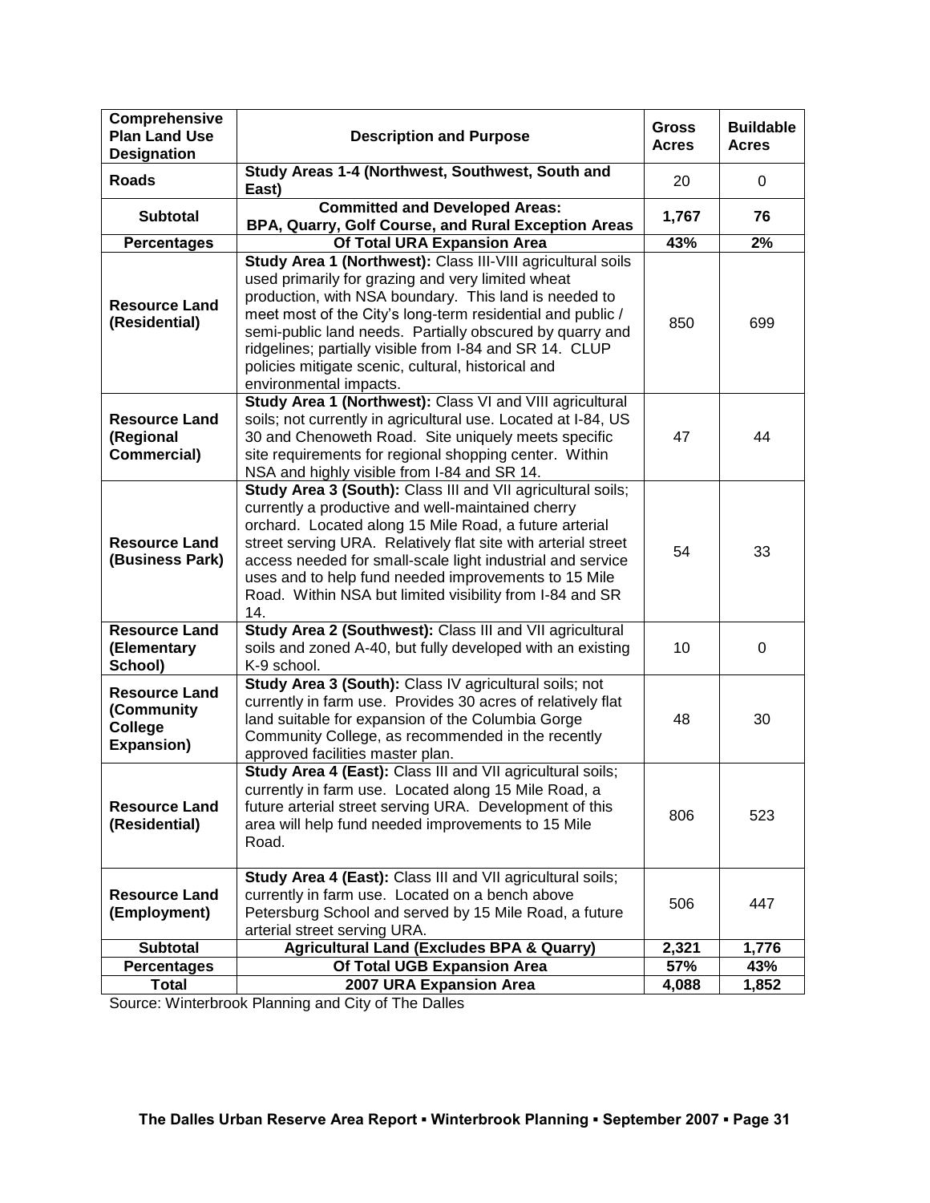| Comprehensive Plan Land Use Designation | Description and Purpose | Gross Acres | Buildable Acres |
|---|---|---|---|
| **Roads** | **Study Areas 1-4 (Northwest, Southwest, South and East)** | 20 | 0 |
| **Subtotal** | **Committed and Developed Areas: BPA, Quarry, Golf Course, and Rural Exception Areas** | **1,767** | **76** |
| **Percentages** | **Of Total URA Expansion Area** | **43%** | **2%** |
| **Resource Land (Residential)** | **Study Area 1 (Northwest):** Class III-VIII agricultural soils used primarily for grazing and very limited wheat production, with NSA boundary. This land is needed to meet most of the City's long-term residential and public / semi-public land needs. Partially obscured by quarry and ridgelines; partially visible from I-84 and SR 14. CLUP policies mitigate scenic, cultural, historical and environmental impacts. | 850 | 699 |
| **Resource Land (Regional Commercial)** | **Study Area 1 (Northwest):** Class VI and VIII agricultural soils; not currently in agricultural use. Located at I-84, US 30 and Chenoweth Road. Site uniquely meets specific site requirements for regional shopping center. Within NSA and highly visible from I-84 and SR 14. | 47 | 44 |
| **Resource Land (Business Park)** | **Study Area 3 (South):** Class III and VII agricultural soils; currently a productive and well-maintained cherry orchard. Located along 15 Mile Road, a future arterial street serving URA. Relatively flat site with arterial street access needed for small-scale light industrial and service uses and to help fund needed improvements to 15 Mile Road. Within NSA but limited visibility from I-84 and SR 14. | 54 | 33 |
| **Resource Land (Elementary School)** | **Study Area 2 (Southwest):** Class III and VII agricultural soils and zoned A-40, but fully developed with an existing K-9 school. | 10 | 0 |
| **Resource Land (Community College Expansion)** | **Study Area 3 (South):** Class IV agricultural soils; not currently in farm use. Provides 30 acres of relatively flat land suitable for expansion of the Columbia Gorge Community College, as recommended in the recently approved facilities master plan. | 48 | 30 |
| **Resource Land (Residential)** | **Study Area 4 (East):** Class III and VII agricultural soils; currently in farm use. Located along 15 Mile Road, a future arterial street serving URA. Development of this area will help fund needed improvements to 15 Mile Road. | 806 | 523 |
| **Resource Land (Employment)** | **Study Area 4 (East):** Class III and VII agricultural soils; currently in farm use. Located on a bench above Petersburg School and served by 15 Mile Road, a future arterial street serving URA. | 506 | 447 |
| **Subtotal** | **Agricultural Land (Excludes BPA & Quarry)** | **2,321** | **1,776** |
| **Percentages** | **Of Total UGB Expansion Area** | **57%** | **43%** |
| **Total** | **2007 URA Expansion Area** | **4,088** | **1,852** |

Source: Winterbrook Planning and City of The Dalles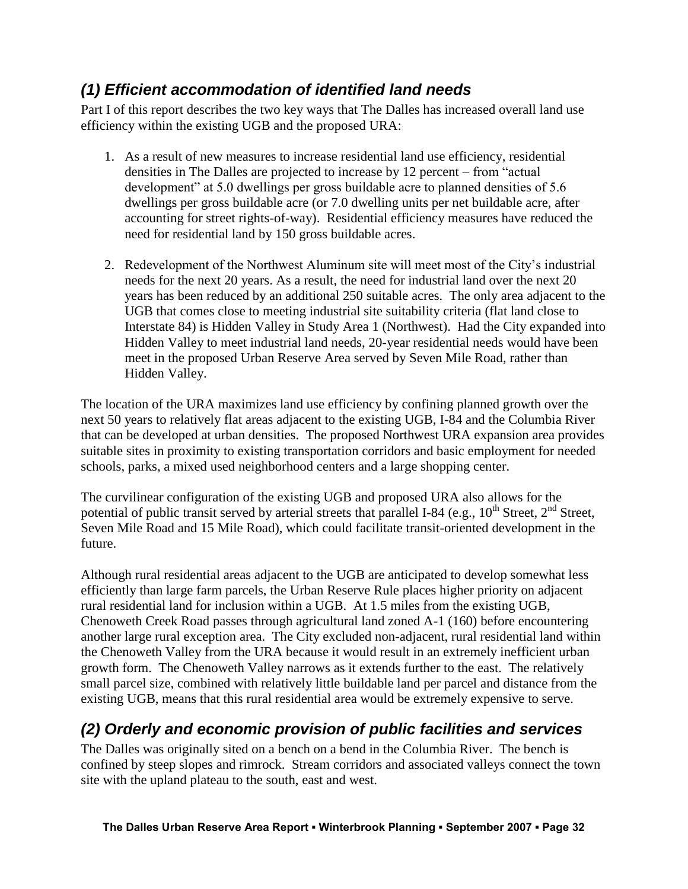## *(1) Efficient accommodation of identified land needs*

Part I of this report describes the two key ways that The Dalles has increased overall land use efficiency within the existing UGB and the proposed URA:

1. As a result of new measures to increase residential land use efficiency, residential densities in The Dalles are projected to increase by 12 percent – from "actual development" at 5.0 dwellings per gross buildable acre to planned densities of 5.6 dwellings per gross buildable acre (or 7.0 dwelling units per net buildable acre, after accounting for street rights-of-way). Residential efficiency measures have reduced the need for residential land by 150 gross buildable acres.
2. Redevelopment of the Northwest Aluminum site will meet most of the City's industrial needs for the next 20 years. As a result, the need for industrial land over the next 20 years has been reduced by an additional 250 suitable acres. The only area adjacent to the UGB that comes close to meeting industrial site suitability criteria (flat land close to Interstate 84) is Hidden Valley in Study Area 1 (Northwest). Had the City expanded into Hidden Valley to meet industrial land needs, 20-year residential needs would have been meet in the proposed Urban Reserve Area served by Seven Mile Road, rather than Hidden Valley.

The location of the URA maximizes land use efficiency by confining planned growth over the next 50 years to relatively flat areas adjacent to the existing UGB, I-84 and the Columbia River that can be developed at urban densities. The proposed Northwest URA expansion area provides suitable sites in proximity to existing transportation corridors and basic employment for needed schools, parks, a mixed used neighborhood centers and a large shopping center.

The curvilinear configuration of the existing UGB and proposed URA also allows for the potential of public transit served by arterial streets that parallel I-84 (e.g., 10th Street, 2nd Street, Seven Mile Road and 15 Mile Road), which could facilitate transit-oriented development in the future.

Although rural residential areas adjacent to the UGB are anticipated to develop somewhat less efficiently than large farm parcels, the Urban Reserve Rule places higher priority on adjacent rural residential land for inclusion within a UGB. At 1.5 miles from the existing UGB, Chenoweth Creek Road passes through agricultural land zoned A-1 (160) before encountering another large rural exception area. The City excluded non-adjacent, rural residential land within the Chenoweth Valley from the URA because it would result in an extremely inefficient urban growth form. The Chenoweth Valley narrows as it extends further to the east. The relatively small parcel size, combined with relatively little buildable land per parcel and distance from the existing UGB, means that this rural residential area would be extremely expensive to serve.

## *(2) Orderly and economic provision of public facilities and services*

The Dalles was originally sited on a bench on a bend in the Columbia River. The bench is confined by steep slopes and rimrock. Stream corridors and associated valleys connect the town site with the upland plateau to the south, east and west.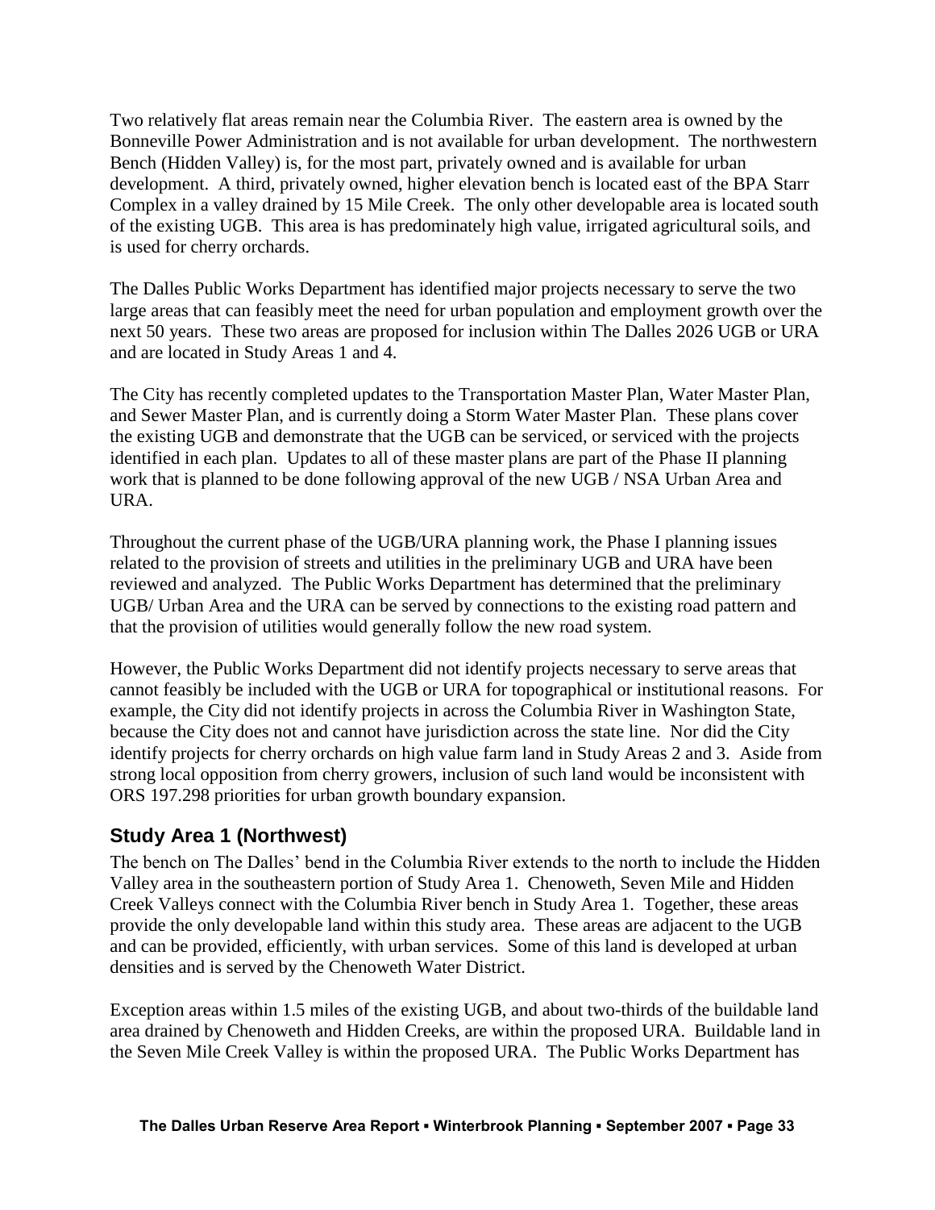Two relatively flat areas remain near the Columbia River. The eastern area is owned by the Bonneville Power Administration and is not available for urban development. The northwestern Bench (Hidden Valley) is, for the most part, privately owned and is available for urban development. A third, privately owned, higher elevation bench is located east of the BPA Starr Complex in a valley drained by 15 Mile Creek. The only other developable area is located south of the existing UGB. This area is has predominately high value, irrigated agricultural soils, and is used for cherry orchards.

The Dalles Public Works Department has identified major projects necessary to serve the two large areas that can feasibly meet the need for urban population and employment growth over the next 50 years. These two areas are proposed for inclusion within The Dalles 2026 UGB or URA and are located in Study Areas 1 and 4.

The City has recently completed updates to the Transportation Master Plan, Water Master Plan, and Sewer Master Plan, and is currently doing a Storm Water Master Plan. These plans cover the existing UGB and demonstrate that the UGB can be serviced, or serviced with the projects identified in each plan. Updates to all of these master plans are part of the Phase II planning work that is planned to be done following approval of the new UGB / NSA Urban Area and URA.

Throughout the current phase of the UGB/URA planning work, the Phase I planning issues related to the provision of streets and utilities in the preliminary UGB and URA have been reviewed and analyzed. The Public Works Department has determined that the preliminary UGB/ Urban Area and the URA can be served by connections to the existing road pattern and that the provision of utilities would generally follow the new road system.

However, the Public Works Department did not identify projects necessary to serve areas that cannot feasibly be included with the UGB or URA for topographical or institutional reasons. For example, the City did not identify projects in across the Columbia River in Washington State, because the City does not and cannot have jurisdiction across the state line. Nor did the City identify projects for cherry orchards on high value farm land in Study Areas 2 and 3. Aside from strong local opposition from cherry growers, inclusion of such land would be inconsistent with ORS 197.298 priorities for urban growth boundary expansion.

## Study Area 1 (Northwest)

The bench on The Dalles' bend in the Columbia River extends to the north to include the Hidden Valley area in the southeastern portion of Study Area 1. Chenoweth, Seven Mile and Hidden Creek Valleys connect with the Columbia River bench in Study Area 1. Together, these areas provide the only developable land within this study area. These areas are adjacent to the UGB and can be provided, efficiently, with urban services. Some of this land is developed at urban densities and is served by the Chenoweth Water District.

Exception areas within 1.5 miles of the existing UGB, and about two-thirds of the buildable land area drained by Chenoweth and Hidden Creeks, are within the proposed URA. Buildable land in the Seven Mile Creek Valley is within the proposed URA. The Public Works Department has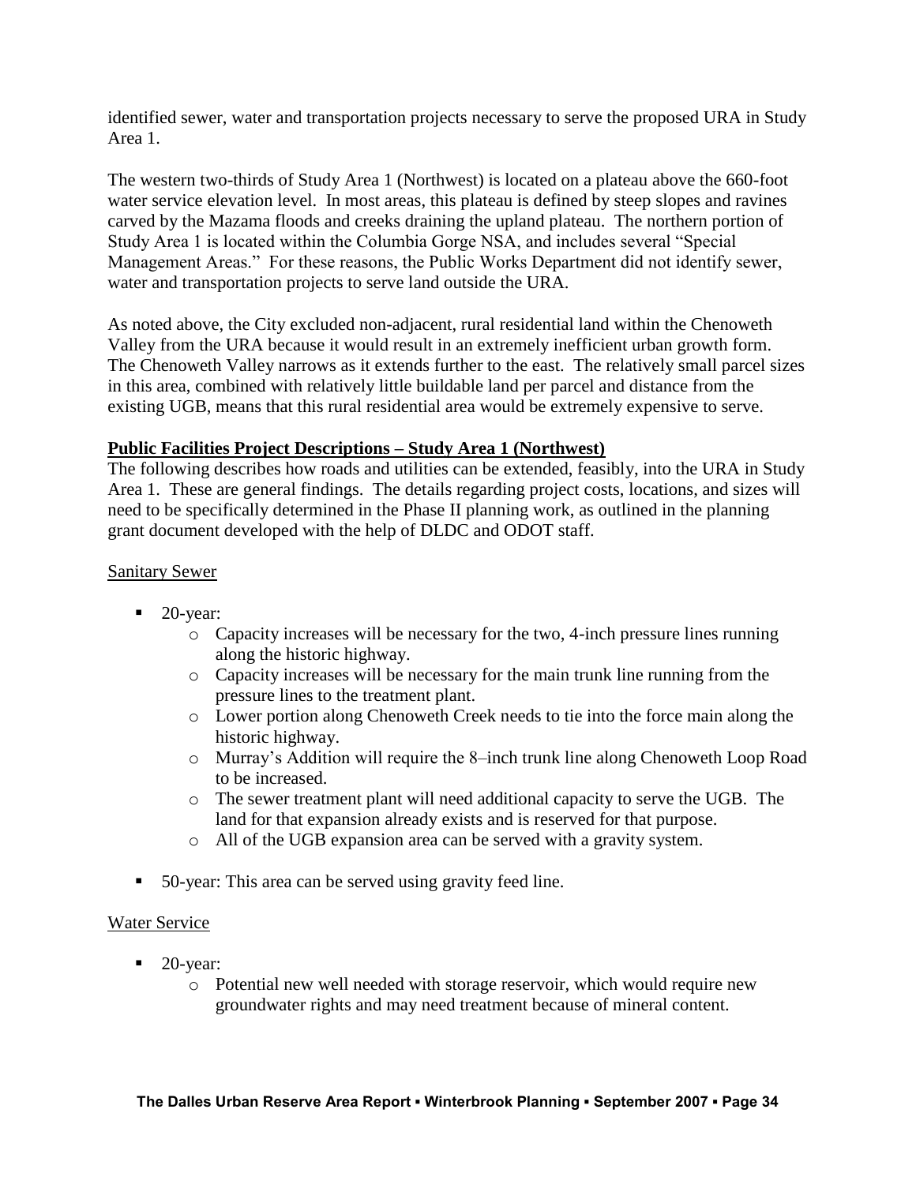identified sewer, water and transportation projects necessary to serve the proposed URA in Study Area 1.

The western two-thirds of Study Area 1 (Northwest) is located on a plateau above the 660-foot water service elevation level. In most areas, this plateau is defined by steep slopes and ravines carved by the Mazama floods and creeks draining the upland plateau. The northern portion of Study Area 1 is located within the Columbia Gorge NSA, and includes several "Special Management Areas." For these reasons, the Public Works Department did not identify sewer, water and transportation projects to serve land outside the URA.

As noted above, the City excluded non-adjacent, rural residential land within the Chenoweth Valley from the URA because it would result in an extremely inefficient urban growth form. The Chenoweth Valley narrows as it extends further to the east. The relatively small parcel sizes in this area, combined with relatively little buildable land per parcel and distance from the existing UGB, means that this rural residential area would be extremely expensive to serve.

**Public Facilities Project Descriptions – Study Area 1 (Northwest)**

The following describes how roads and utilities can be extended, feasibly, into the URA in Study Area 1. These are general findings. The details regarding project costs, locations, and sizes will need to be specifically determined in the Phase II planning work, as outlined in the planning grant document developed with the help of DLDC and ODOT staff.

Sanitary Sewer

- 20-year:
  - Capacity increases will be necessary for the two, 4-inch pressure lines running along the historic highway.
  - Capacity increases will be necessary for the main trunk line running from the pressure lines to the treatment plant.
  - Lower portion along Chenoweth Creek needs to tie into the force main along the historic highway.
  - Murray's Addition will require the 8–inch trunk line along Chenoweth Loop Road to be increased.
  - The sewer treatment plant will need additional capacity to serve the UGB. The land for that expansion already exists and is reserved for that purpose.
  - All of the UGB expansion area can be served with a gravity system.
- 50-year: This area can be served using gravity feed line.

Water Service

- 20-year:
  - Potential new well needed with storage reservoir, which would require new groundwater rights and may need treatment because of mineral content.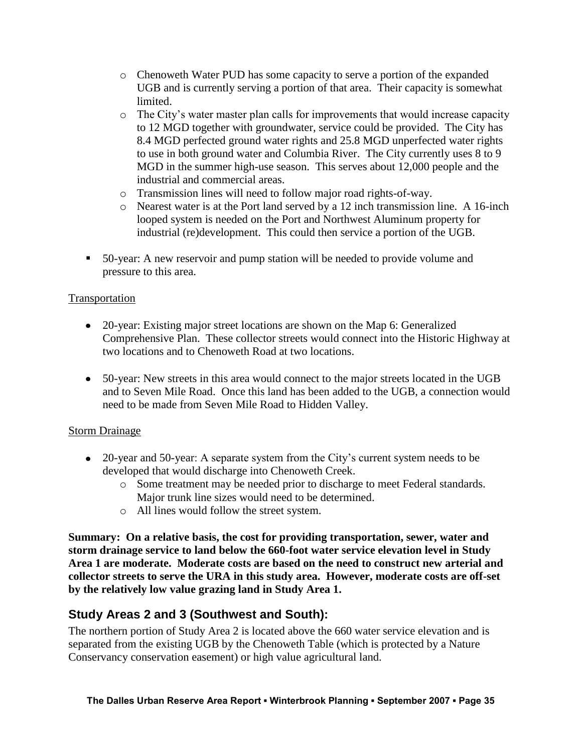- Chenoweth Water PUD has some capacity to serve a portion of the expanded UGB and is currently serving a portion of that area. Their capacity is somewhat limited.
    - The City's water master plan calls for improvements that would increase capacity to 12 MGD together with groundwater, service could be provided. The City has 8.4 MGD perfected ground water rights and 25.8 MGD unperfected water rights to use in both ground water and Columbia River. The City currently uses 8 to 9 MGD in the summer high-use season. This serves about 12,000 people and the industrial and commercial areas.
    - Transmission lines will need to follow major road rights-of-way.
    - Nearest water is at the Port land served by a 12 inch transmission line. A 16-inch looped system is needed on the Port and Northwest Aluminum property for industrial (re)development. This could then service a portion of the UGB.

- 50-year: A new reservoir and pump station will be needed to provide volume and pressure to this area.

Transportation

- 20-year: Existing major street locations are shown on the Map 6: Generalized Comprehensive Plan. These collector streets would connect into the Historic Highway at two locations and to Chenoweth Road at two locations.

- 50-year: New streets in this area would connect to the major streets located in the UGB and to Seven Mile Road. Once this land has been added to the UGB, a connection would need to be made from Seven Mile Road to Hidden Valley.

Storm Drainage

- 20-year and 50-year: A separate system from the City's current system needs to be developed that would discharge into Chenoweth Creek.
    - Some treatment may be needed prior to discharge to meet Federal standards. Major trunk line sizes would need to be determined.
    - All lines would follow the street system.

**Summary: On a relative basis, the cost for providing transportation, sewer, water and storm drainage service to land below the 660-foot water service elevation level in Study Area 1 are moderate. Moderate costs are based on the need to construct new arterial and collector streets to serve the URA in this study area. However, moderate costs are off-set by the relatively low value grazing land in Study Area 1.**

## Study Areas 2 and 3 (Southwest and South):

The northern portion of Study Area 2 is located above the 660 water service elevation and is separated from the existing UGB by the Chenoweth Table (which is protected by a Nature Conservancy conservation easement) or high value agricultural land.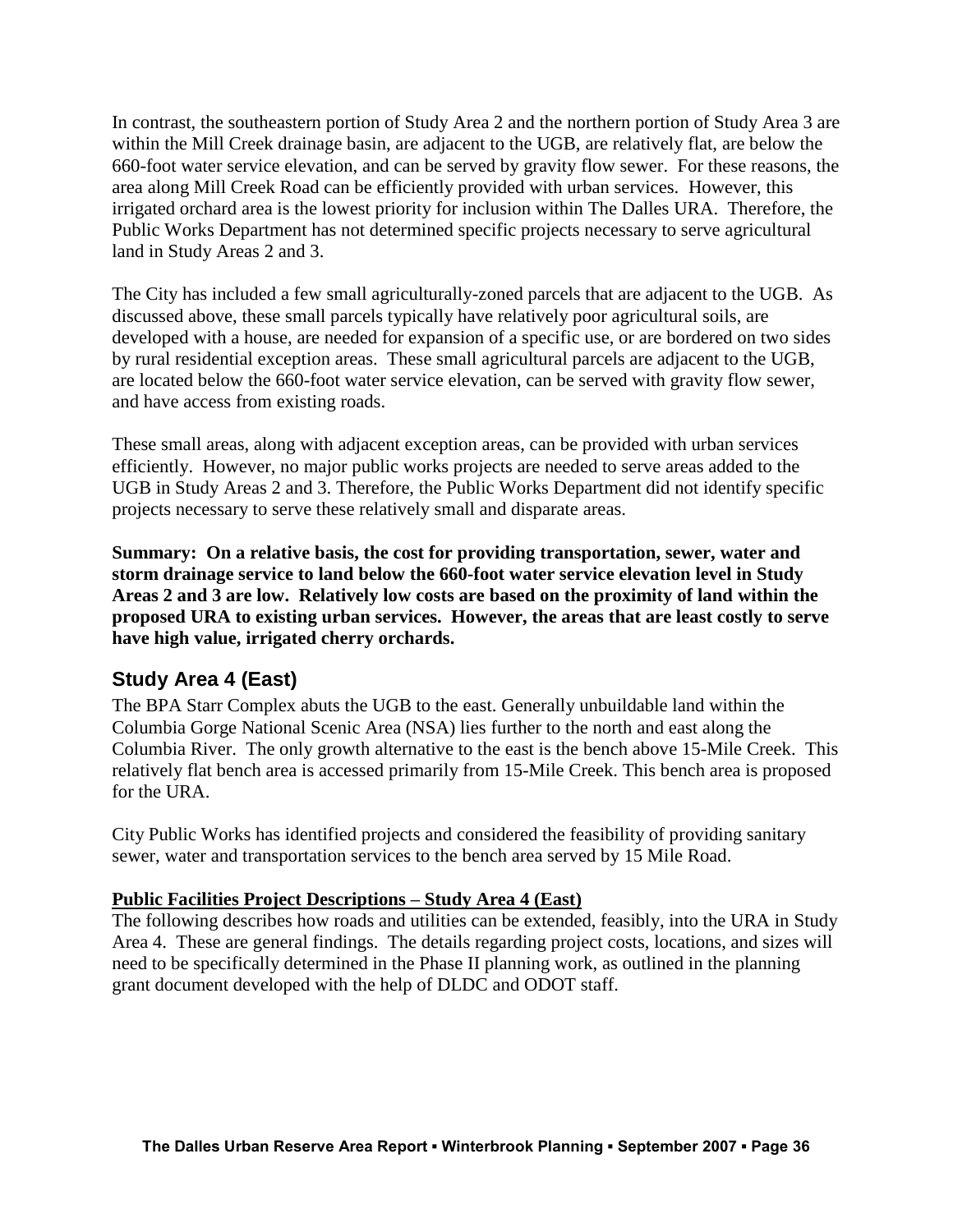In contrast, the southeastern portion of Study Area 2 and the northern portion of Study Area 3 are within the Mill Creek drainage basin, are adjacent to the UGB, are relatively flat, are below the 660-foot water service elevation, and can be served by gravity flow sewer. For these reasons, the area along Mill Creek Road can be efficiently provided with urban services. However, this irrigated orchard area is the lowest priority for inclusion within The Dalles URA. Therefore, the Public Works Department has not determined specific projects necessary to serve agricultural land in Study Areas 2 and 3.

The City has included a few small agriculturally-zoned parcels that are adjacent to the UGB. As discussed above, these small parcels typically have relatively poor agricultural soils, are developed with a house, are needed for expansion of a specific use, or are bordered on two sides by rural residential exception areas. These small agricultural parcels are adjacent to the UGB, are located below the 660-foot water service elevation, can be served with gravity flow sewer, and have access from existing roads.

These small areas, along with adjacent exception areas, can be provided with urban services efficiently. However, no major public works projects are needed to serve areas added to the UGB in Study Areas 2 and 3. Therefore, the Public Works Department did not identify specific projects necessary to serve these relatively small and disparate areas.

**Summary: On a relative basis, the cost for providing transportation, sewer, water and storm drainage service to land below the 660-foot water service elevation level in Study Areas 2 and 3 are low. Relatively low costs are based on the proximity of land within the proposed URA to existing urban services. However, the areas that are least costly to serve have high value, irrigated cherry orchards.**

## Study Area 4 (East)

The BPA Starr Complex abuts the UGB to the east. Generally unbuildable land within the Columbia Gorge National Scenic Area (NSA) lies further to the north and east along the Columbia River. The only growth alternative to the east is the bench above 15-Mile Creek. This relatively flat bench area is accessed primarily from 15-Mile Creek. This bench area is proposed for the URA.

City Public Works has identified projects and considered the feasibility of providing sanitary sewer, water and transportation services to the bench area served by 15 Mile Road.

### Public Facilities Project Descriptions – Study Area 4 (East)

The following describes how roads and utilities can be extended, feasibly, into the URA in Study Area 4. These are general findings. The details regarding project costs, locations, and sizes will need to be specifically determined in the Phase II planning work, as outlined in the planning grant document developed with the help of DLDC and ODOT staff.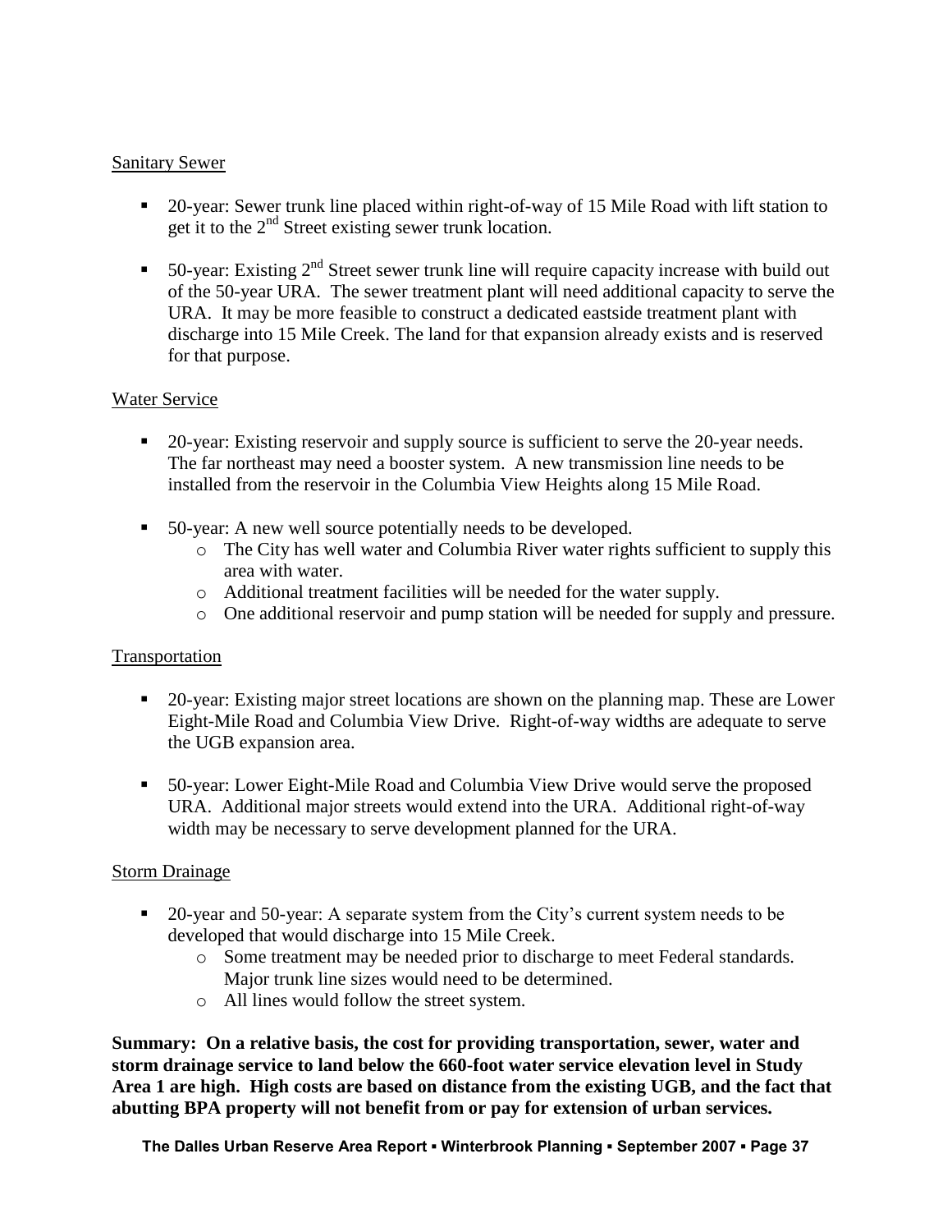Sanitary Sewer

- 20-year: Sewer trunk line placed within right-of-way of 15 Mile Road with lift station to get it to the 2nd Street existing sewer trunk location.

- 50-year: Existing 2nd Street sewer trunk line will require capacity increase with build out of the 50-year URA. The sewer treatment plant will need additional capacity to serve the URA. It may be more feasible to construct a dedicated eastside treatment plant with discharge into 15 Mile Creek. The land for that expansion already exists and is reserved for that purpose.

Water Service

- 20-year: Existing reservoir and supply source is sufficient to serve the 20-year needs. The far northeast may need a booster system. A new transmission line needs to be installed from the reservoir in the Columbia View Heights along 15 Mile Road.

- 50-year: A new well source potentially needs to be developed.
  - The City has well water and Columbia River water rights sufficient to supply this area with water.
  - Additional treatment facilities will be needed for the water supply.
  - One additional reservoir and pump station will be needed for supply and pressure.

Transportation

- 20-year: Existing major street locations are shown on the planning map. These are Lower Eight-Mile Road and Columbia View Drive. Right-of-way widths are adequate to serve the UGB expansion area.

- 50-year: Lower Eight-Mile Road and Columbia View Drive would serve the proposed URA. Additional major streets would extend into the URA. Additional right-of-way width may be necessary to serve development planned for the URA.

Storm Drainage

- 20-year and 50-year: A separate system from the City's current system needs to be developed that would discharge into 15 Mile Creek.
  - Some treatment may be needed prior to discharge to meet Federal standards. Major trunk line sizes would need to be determined.
  - All lines would follow the street system.

**Summary: On a relative basis, the cost for providing transportation, sewer, water and storm drainage service to land below the 660-foot water service elevation level in Study Area 1 are high. High costs are based on distance from the existing UGB, and the fact that abutting BPA property will not benefit from or pay for extension of urban services.**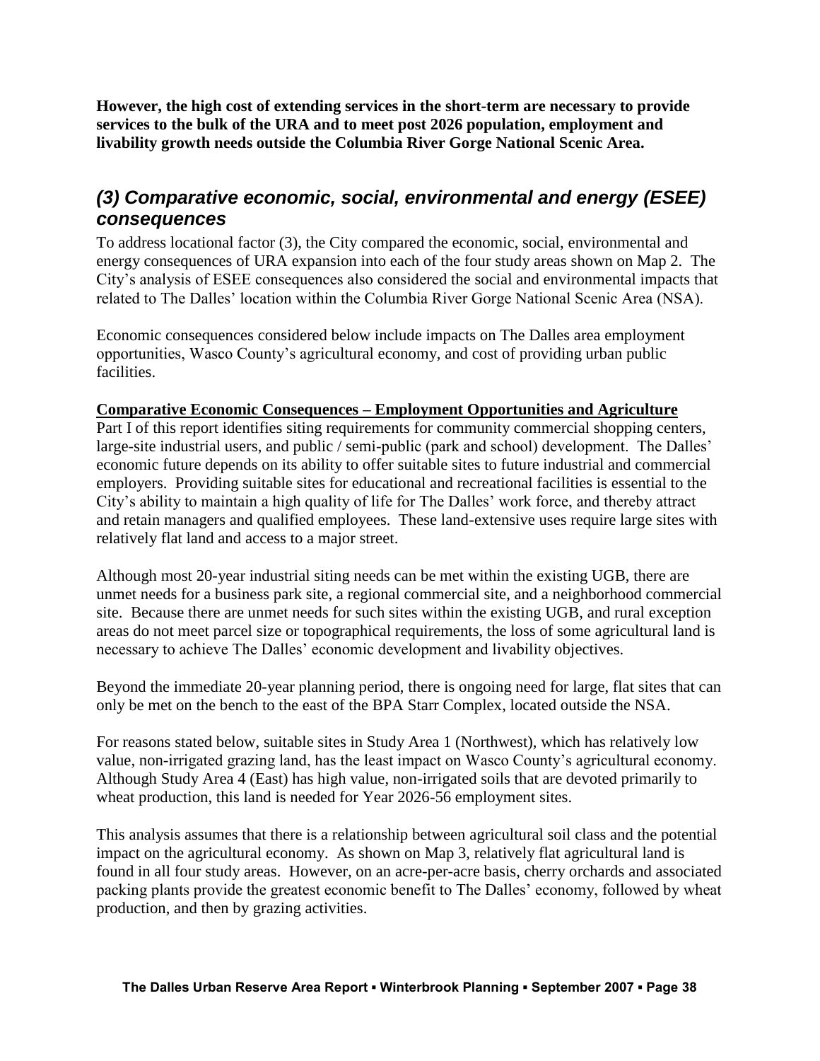**However, the high cost of extending services in the short-term are necessary to provide services to the bulk of the URA and to meet post 2026 population, employment and livability growth needs outside the Columbia River Gorge National Scenic Area.**

## *(3) Comparative economic, social, environmental and energy (ESEE) consequences*

To address locational factor (3), the City compared the economic, social, environmental and energy consequences of URA expansion into each of the four study areas shown on Map 2. The City's analysis of ESEE consequences also considered the social and environmental impacts that related to The Dalles' location within the Columbia River Gorge National Scenic Area (NSA).

Economic consequences considered below include impacts on The Dalles area employment opportunities, Wasco County's agricultural economy, and cost of providing urban public facilities.

**Comparative Economic Consequences – Employment Opportunities and Agriculture**

Part I of this report identifies siting requirements for community commercial shopping centers, large-site industrial users, and public / semi-public (park and school) development. The Dalles' economic future depends on its ability to offer suitable sites to future industrial and commercial employers. Providing suitable sites for educational and recreational facilities is essential to the City's ability to maintain a high quality of life for The Dalles' work force, and thereby attract and retain managers and qualified employees. These land-extensive uses require large sites with relatively flat land and access to a major street.

Although most 20-year industrial siting needs can be met within the existing UGB, there are unmet needs for a business park site, a regional commercial site, and a neighborhood commercial site. Because there are unmet needs for such sites within the existing UGB, and rural exception areas do not meet parcel size or topographical requirements, the loss of some agricultural land is necessary to achieve The Dalles' economic development and livability objectives.

Beyond the immediate 20-year planning period, there is ongoing need for large, flat sites that can only be met on the bench to the east of the BPA Starr Complex, located outside the NSA.

For reasons stated below, suitable sites in Study Area 1 (Northwest), which has relatively low value, non-irrigated grazing land, has the least impact on Wasco County's agricultural economy. Although Study Area 4 (East) has high value, non-irrigated soils that are devoted primarily to wheat production, this land is needed for Year 2026-56 employment sites.

This analysis assumes that there is a relationship between agricultural soil class and the potential impact on the agricultural economy. As shown on Map 3, relatively flat agricultural land is found in all four study areas. However, on an acre-per-acre basis, cherry orchards and associated packing plants provide the greatest economic benefit to The Dalles' economy, followed by wheat production, and then by grazing activities.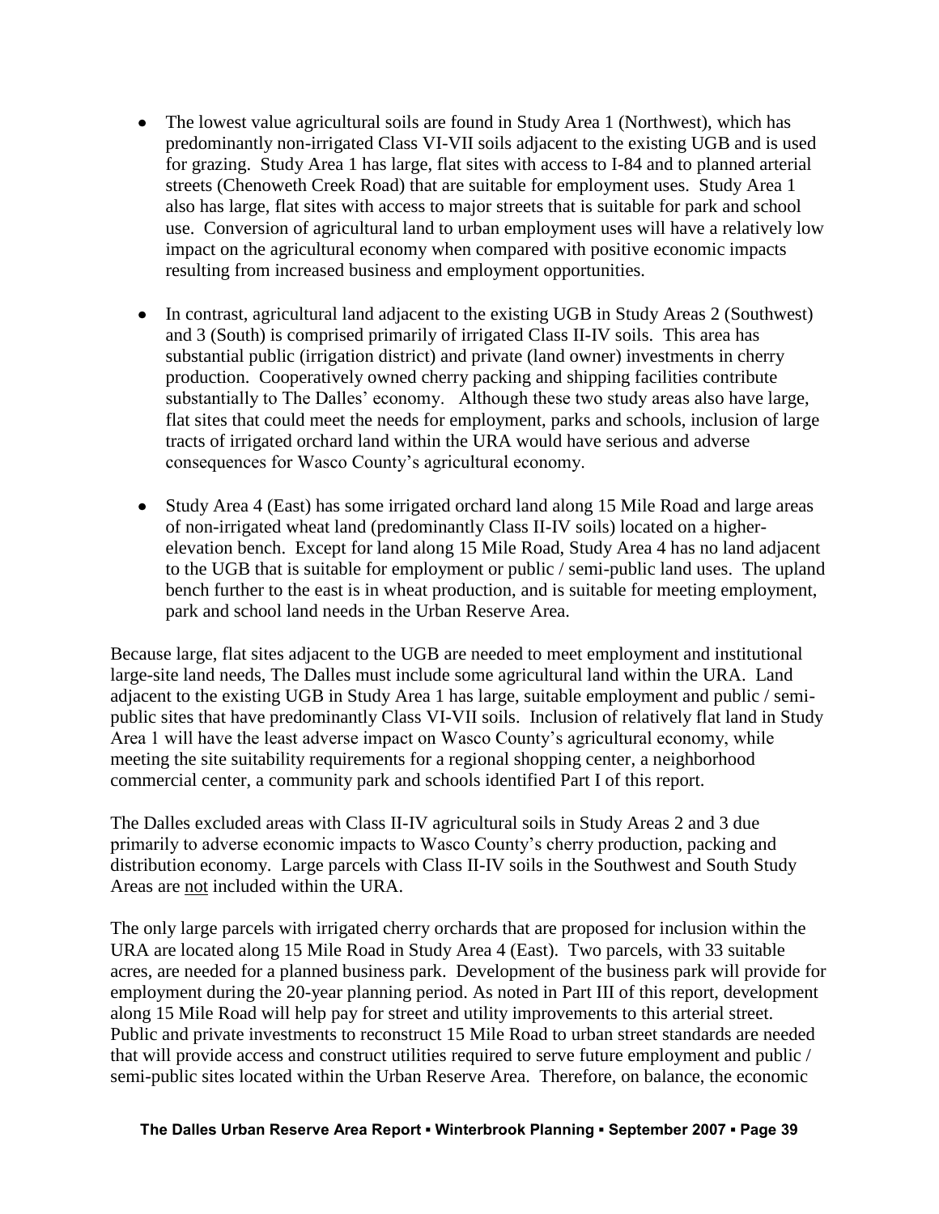- The lowest value agricultural soils are found in Study Area 1 (Northwest), which has predominantly non-irrigated Class VI-VII soils adjacent to the existing UGB and is used for grazing. Study Area 1 has large, flat sites with access to I-84 and to planned arterial streets (Chenoweth Creek Road) that are suitable for employment uses. Study Area 1 also has large, flat sites with access to major streets that is suitable for park and school use. Conversion of agricultural land to urban employment uses will have a relatively low impact on the agricultural economy when compared with positive economic impacts resulting from increased business and employment opportunities.

- In contrast, agricultural land adjacent to the existing UGB in Study Areas 2 (Southwest) and 3 (South) is comprised primarily of irrigated Class II-IV soils. This area has substantial public (irrigation district) and private (land owner) investments in cherry production. Cooperatively owned cherry packing and shipping facilities contribute substantially to The Dalles' economy. Although these two study areas also have large, flat sites that could meet the needs for employment, parks and schools, inclusion of large tracts of irrigated orchard land within the URA would have serious and adverse consequences for Wasco County's agricultural economy.

- Study Area 4 (East) has some irrigated orchard land along 15 Mile Road and large areas of non-irrigated wheat land (predominantly Class II-IV soils) located on a higher-elevation bench. Except for land along 15 Mile Road, Study Area 4 has no land adjacent to the UGB that is suitable for employment or public / semi-public land uses. The upland bench further to the east is in wheat production, and is suitable for meeting employment, park and school land needs in the Urban Reserve Area.

Because large, flat sites adjacent to the UGB are needed to meet employment and institutional large-site land needs, The Dalles must include some agricultural land within the URA. Land adjacent to the existing UGB in Study Area 1 has large, suitable employment and public / semi-public sites that have predominantly Class VI-VII soils. Inclusion of relatively flat land in Study Area 1 will have the least adverse impact on Wasco County's agricultural economy, while meeting the site suitability requirements for a regional shopping center, a neighborhood commercial center, a community park and schools identified Part I of this report.

The Dalles excluded areas with Class II-IV agricultural soils in Study Areas 2 and 3 due primarily to adverse economic impacts to Wasco County's cherry production, packing and distribution economy. Large parcels with Class II-IV soils in the Southwest and South Study Areas are <u>not</u> included within the URA.

The only large parcels with irrigated cherry orchards that are proposed for inclusion within the URA are located along 15 Mile Road in Study Area 4 (East). Two parcels, with 33 suitable acres, are needed for a planned business park. Development of the business park will provide for employment during the 20-year planning period. As noted in Part III of this report, development along 15 Mile Road will help pay for street and utility improvements to this arterial street. Public and private investments to reconstruct 15 Mile Road to urban street standards are needed that will provide access and construct utilities required to serve future employment and public / semi-public sites located within the Urban Reserve Area. Therefore, on balance, the economic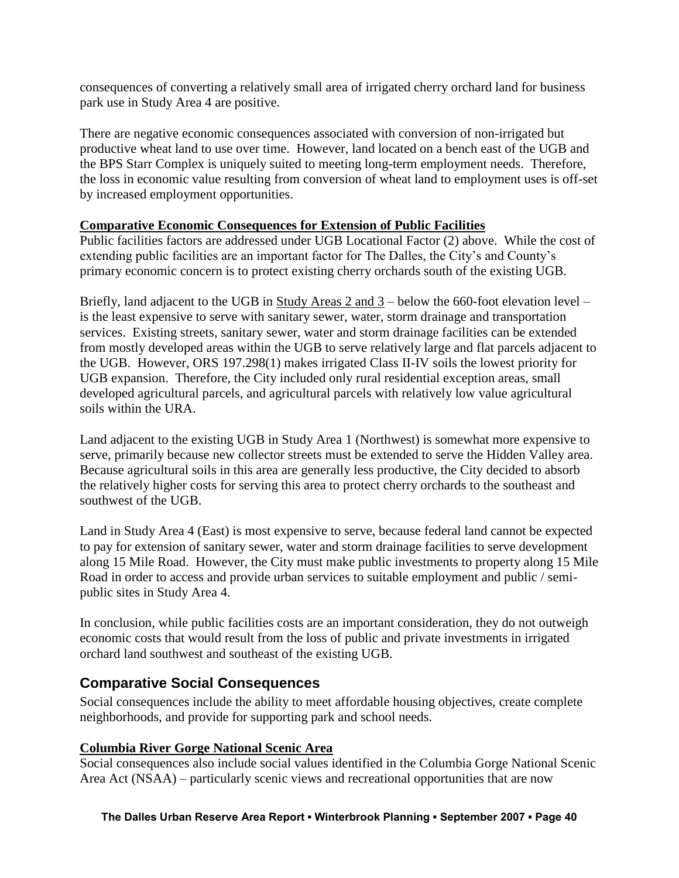consequences of converting a relatively small area of irrigated cherry orchard land for business park use in Study Area 4 are positive.

There are negative economic consequences associated with conversion of non-irrigated but productive wheat land to use over time. However, land located on a bench east of the UGB and the BPS Starr Complex is uniquely suited to meeting long-term employment needs. Therefore, the loss in economic value resulting from conversion of wheat land to employment uses is off-set by increased employment opportunities.

**Comparative Economic Consequences for Extension of Public Facilities**

Public facilities factors are addressed under UGB Locational Factor (2) above. While the cost of extending public facilities are an important factor for The Dalles, the City's and County's primary economic concern is to protect existing cherry orchards south of the existing UGB.

Briefly, land adjacent to the UGB in Study Areas 2 and 3 – below the 660-foot elevation level – is the least expensive to serve with sanitary sewer, water, storm drainage and transportation services. Existing streets, sanitary sewer, water and storm drainage facilities can be extended from mostly developed areas within the UGB to serve relatively large and flat parcels adjacent to the UGB. However, ORS 197.298(1) makes irrigated Class II-IV soils the lowest priority for UGB expansion. Therefore, the City included only rural residential exception areas, small developed agricultural parcels, and agricultural parcels with relatively low value agricultural soils within the URA.

Land adjacent to the existing UGB in Study Area 1 (Northwest) is somewhat more expensive to serve, primarily because new collector streets must be extended to serve the Hidden Valley area. Because agricultural soils in this area are generally less productive, the City decided to absorb the relatively higher costs for serving this area to protect cherry orchards to the southeast and southwest of the UGB.

Land in Study Area 4 (East) is most expensive to serve, because federal land cannot be expected to pay for extension of sanitary sewer, water and storm drainage facilities to serve development along 15 Mile Road. However, the City must make public investments to property along 15 Mile Road in order to access and provide urban services to suitable employment and public / semi-public sites in Study Area 4.

In conclusion, while public facilities costs are an important consideration, they do not outweigh economic costs that would result from the loss of public and private investments in irrigated orchard land southwest and southeast of the existing UGB.

## Comparative Social Consequences

Social consequences include the ability to meet affordable housing objectives, create complete neighborhoods, and provide for supporting park and school needs.

**Columbia River Gorge National Scenic Area**

Social consequences also include social values identified in the Columbia Gorge National Scenic Area Act (NSAA) – particularly scenic views and recreational opportunities that are now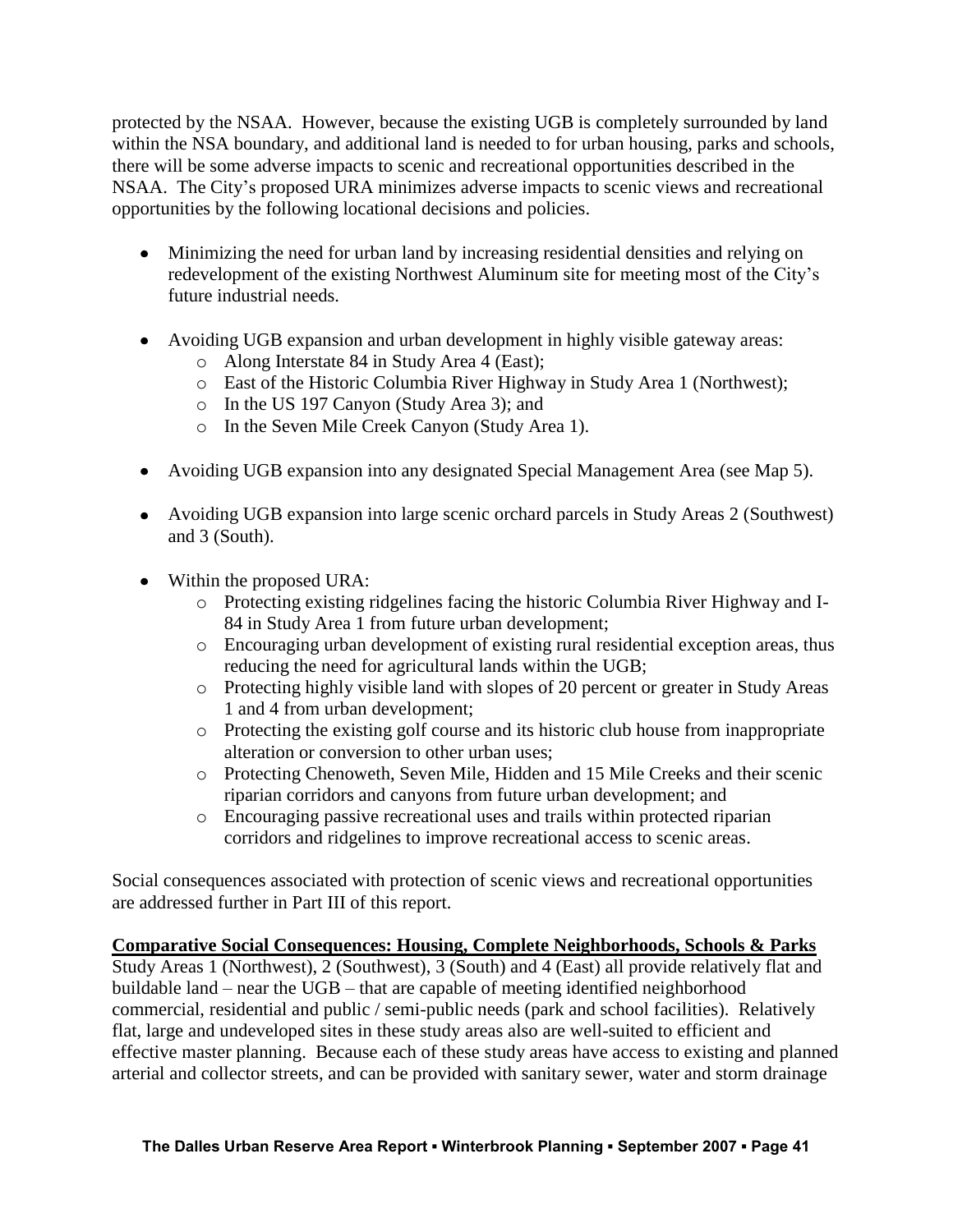protected by the NSAA. However, because the existing UGB is completely surrounded by land within the NSA boundary, and additional land is needed to for urban housing, parks and schools, there will be some adverse impacts to scenic and recreational opportunities described in the NSAA. The City's proposed URA minimizes adverse impacts to scenic views and recreational opportunities by the following locational decisions and policies.

- Minimizing the need for urban land by increasing residential densities and relying on redevelopment of the existing Northwest Aluminum site for meeting most of the City's future industrial needs.
- Avoiding UGB expansion and urban development in highly visible gateway areas:
    - Along Interstate 84 in Study Area 4 (East);
    - East of the Historic Columbia River Highway in Study Area 1 (Northwest);
    - In the US 197 Canyon (Study Area 3); and
    - In the Seven Mile Creek Canyon (Study Area 1).
- Avoiding UGB expansion into any designated Special Management Area (see Map 5).
- Avoiding UGB expansion into large scenic orchard parcels in Study Areas 2 (Southwest) and 3 (South).
- Within the proposed URA:
    - Protecting existing ridgelines facing the historic Columbia River Highway and I-84 in Study Area 1 from future urban development;
    - Encouraging urban development of existing rural residential exception areas, thus reducing the need for agricultural lands within the UGB;
    - Protecting highly visible land with slopes of 20 percent or greater in Study Areas 1 and 4 from urban development;
    - Protecting the existing golf course and its historic club house from inappropriate alteration or conversion to other urban uses;
    - Protecting Chenoweth, Seven Mile, Hidden and 15 Mile Creeks and their scenic riparian corridors and canyons from future urban development; and
    - Encouraging passive recreational uses and trails within protected riparian corridors and ridgelines to improve recreational access to scenic areas.

Social consequences associated with protection of scenic views and recreational opportunities are addressed further in Part III of this report.

**Comparative Social Consequences: Housing, Complete Neighborhoods, Schools & Parks**

Study Areas 1 (Northwest), 2 (Southwest), 3 (South) and 4 (East) all provide relatively flat and buildable land – near the UGB – that are capable of meeting identified neighborhood commercial, residential and public / semi-public needs (park and school facilities). Relatively flat, large and undeveloped sites in these study areas also are well-suited to efficient and effective master planning. Because each of these study areas have access to existing and planned arterial and collector streets, and can be provided with sanitary sewer, water and storm drainage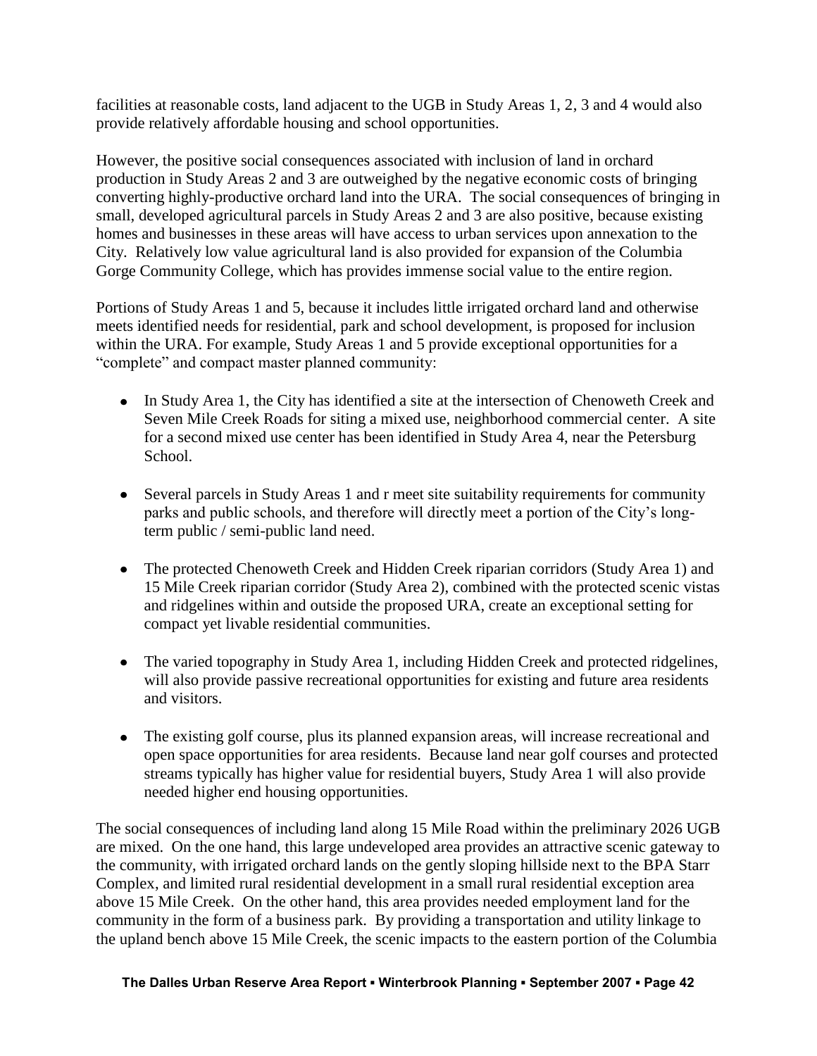facilities at reasonable costs, land adjacent to the UGB in Study Areas 1, 2, 3 and 4 would also provide relatively affordable housing and school opportunities.

However, the positive social consequences associated with inclusion of land in orchard production in Study Areas 2 and 3 are outweighed by the negative economic costs of bringing converting highly-productive orchard land into the URA. The social consequences of bringing in small, developed agricultural parcels in Study Areas 2 and 3 are also positive, because existing homes and businesses in these areas will have access to urban services upon annexation to the City. Relatively low value agricultural land is also provided for expansion of the Columbia Gorge Community College, which has provides immense social value to the entire region.

Portions of Study Areas 1 and 5, because it includes little irrigated orchard land and otherwise meets identified needs for residential, park and school development, is proposed for inclusion within the URA. For example, Study Areas 1 and 5 provide exceptional opportunities for a "complete" and compact master planned community:

- In Study Area 1, the City has identified a site at the intersection of Chenoweth Creek and Seven Mile Creek Roads for siting a mixed use, neighborhood commercial center. A site for a second mixed use center has been identified in Study Area 4, near the Petersburg School.
- Several parcels in Study Areas 1 and r meet site suitability requirements for community parks and public schools, and therefore will directly meet a portion of the City's long-term public / semi-public land need.
- The protected Chenoweth Creek and Hidden Creek riparian corridors (Study Area 1) and 15 Mile Creek riparian corridor (Study Area 2), combined with the protected scenic vistas and ridgelines within and outside the proposed URA, create an exceptional setting for compact yet livable residential communities.
- The varied topography in Study Area 1, including Hidden Creek and protected ridgelines, will also provide passive recreational opportunities for existing and future area residents and visitors.
- The existing golf course, plus its planned expansion areas, will increase recreational and open space opportunities for area residents. Because land near golf courses and protected streams typically has higher value for residential buyers, Study Area 1 will also provide needed higher end housing opportunities.

The social consequences of including land along 15 Mile Road within the preliminary 2026 UGB are mixed. On the one hand, this large undeveloped area provides an attractive scenic gateway to the community, with irrigated orchard lands on the gently sloping hillside next to the BPA Starr Complex, and limited rural residential development in a small rural residential exception area above 15 Mile Creek. On the other hand, this area provides needed employment land for the community in the form of a business park. By providing a transportation and utility linkage to the upland bench above 15 Mile Creek, the scenic impacts to the eastern portion of the Columbia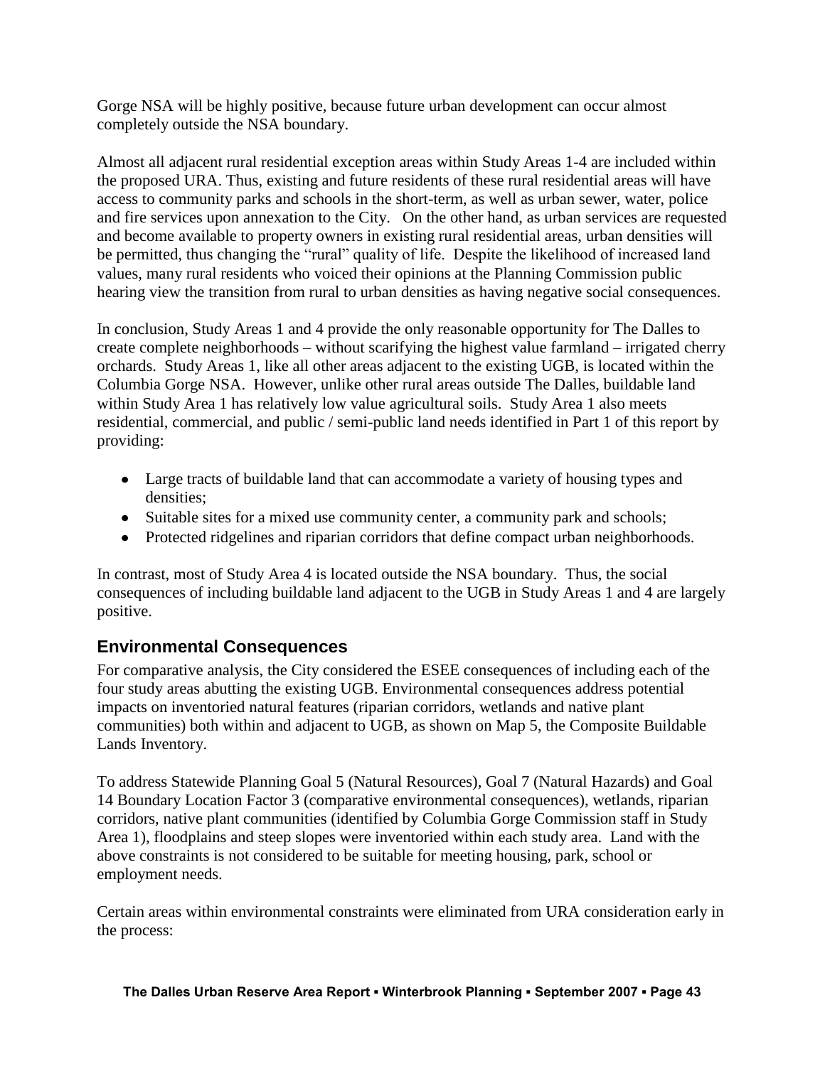Gorge NSA will be highly positive, because future urban development can occur almost completely outside the NSA boundary.

Almost all adjacent rural residential exception areas within Study Areas 1-4 are included within the proposed URA. Thus, existing and future residents of these rural residential areas will have access to community parks and schools in the short-term, as well as urban sewer, water, police and fire services upon annexation to the City. On the other hand, as urban services are requested and become available to property owners in existing rural residential areas, urban densities will be permitted, thus changing the "rural" quality of life. Despite the likelihood of increased land values, many rural residents who voiced their opinions at the Planning Commission public hearing view the transition from rural to urban densities as having negative social consequences.

In conclusion, Study Areas 1 and 4 provide the only reasonable opportunity for The Dalles to create complete neighborhoods – without scarifying the highest value farmland – irrigated cherry orchards. Study Areas 1, like all other areas adjacent to the existing UGB, is located within the Columbia Gorge NSA. However, unlike other rural areas outside The Dalles, buildable land within Study Area 1 has relatively low value agricultural soils. Study Area 1 also meets residential, commercial, and public / semi-public land needs identified in Part 1 of this report by providing:

- Large tracts of buildable land that can accommodate a variety of housing types and densities;
- Suitable sites for a mixed use community center, a community park and schools;
- Protected ridgelines and riparian corridors that define compact urban neighborhoods.

In contrast, most of Study Area 4 is located outside the NSA boundary. Thus, the social consequences of including buildable land adjacent to the UGB in Study Areas 1 and 4 are largely positive.

## Environmental Consequences

For comparative analysis, the City considered the ESEE consequences of including each of the four study areas abutting the existing UGB. Environmental consequences address potential impacts on inventoried natural features (riparian corridors, wetlands and native plant communities) both within and adjacent to UGB, as shown on Map 5, the Composite Buildable Lands Inventory.

To address Statewide Planning Goal 5 (Natural Resources), Goal 7 (Natural Hazards) and Goal 14 Boundary Location Factor 3 (comparative environmental consequences), wetlands, riparian corridors, native plant communities (identified by Columbia Gorge Commission staff in Study Area 1), floodplains and steep slopes were inventoried within each study area. Land with the above constraints is not considered to be suitable for meeting housing, park, school or employment needs.

Certain areas within environmental constraints were eliminated from URA consideration early in the process: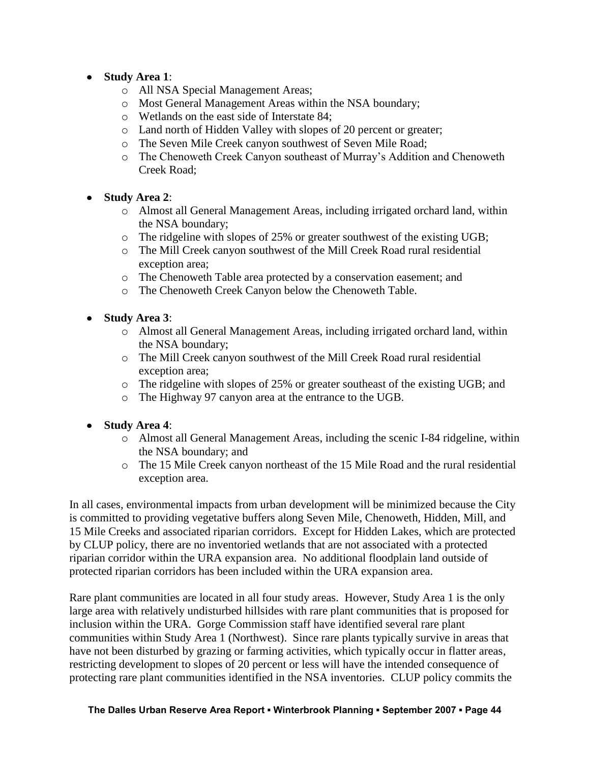- **Study Area 1**:
  - All NSA Special Management Areas;
  - Most General Management Areas within the NSA boundary;
  - Wetlands on the east side of Interstate 84;
  - Land north of Hidden Valley with slopes of 20 percent or greater;
  - The Seven Mile Creek canyon southwest of Seven Mile Road;
  - The Chenoweth Creek Canyon southeast of Murray's Addition and Chenoweth Creek Road;

- **Study Area 2**:
  - Almost all General Management Areas, including irrigated orchard land, within the NSA boundary;
  - The ridgeline with slopes of 25% or greater southwest of the existing UGB;
  - The Mill Creek canyon southwest of the Mill Creek Road rural residential exception area;
  - The Chenoweth Table area protected by a conservation easement; and
  - The Chenoweth Creek Canyon below the Chenoweth Table.

- **Study Area 3**:
  - Almost all General Management Areas, including irrigated orchard land, within the NSA boundary;
  - The Mill Creek canyon southwest of the Mill Creek Road rural residential exception area;
  - The ridgeline with slopes of 25% or greater southeast of the existing UGB; and
  - The Highway 97 canyon area at the entrance to the UGB.

- **Study Area 4**:
  - Almost all General Management Areas, including the scenic I-84 ridgeline, within the NSA boundary; and
  - The 15 Mile Creek canyon northeast of the 15 Mile Road and the rural residential exception area.

In all cases, environmental impacts from urban development will be minimized because the City is committed to providing vegetative buffers along Seven Mile, Chenoweth, Hidden, Mill, and 15 Mile Creeks and associated riparian corridors. Except for Hidden Lakes, which are protected by CLUP policy, there are no inventoried wetlands that are not associated with a protected riparian corridor within the URA expansion area. No additional floodplain land outside of protected riparian corridors has been included within the URA expansion area.

Rare plant communities are located in all four study areas. However, Study Area 1 is the only large area with relatively undisturbed hillsides with rare plant communities that is proposed for inclusion within the URA. Gorge Commission staff have identified several rare plant communities within Study Area 1 (Northwest). Since rare plants typically survive in areas that have not been disturbed by grazing or farming activities, which typically occur in flatter areas, restricting development to slopes of 20 percent or less will have the intended consequence of protecting rare plant communities identified in the NSA inventories. CLUP policy commits the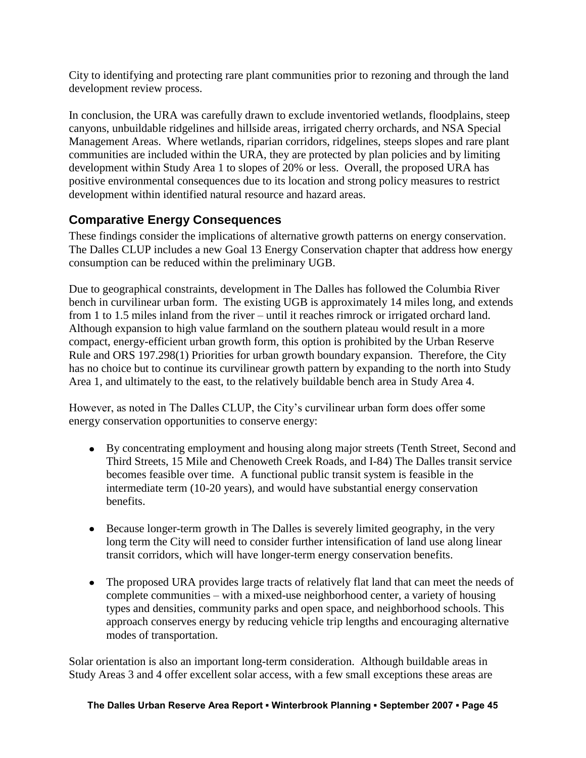City to identifying and protecting rare plant communities prior to rezoning and through the land development review process.

In conclusion, the URA was carefully drawn to exclude inventoried wetlands, floodplains, steep canyons, unbuildable ridgelines and hillside areas, irrigated cherry orchards, and NSA Special Management Areas. Where wetlands, riparian corridors, ridgelines, steeps slopes and rare plant communities are included within the URA, they are protected by plan policies and by limiting development within Study Area 1 to slopes of 20% or less. Overall, the proposed URA has positive environmental consequences due to its location and strong policy measures to restrict development within identified natural resource and hazard areas.

## Comparative Energy Consequences

These findings consider the implications of alternative growth patterns on energy conservation. The Dalles CLUP includes a new Goal 13 Energy Conservation chapter that address how energy consumption can be reduced within the preliminary UGB.

Due to geographical constraints, development in The Dalles has followed the Columbia River bench in curvilinear urban form. The existing UGB is approximately 14 miles long, and extends from 1 to 1.5 miles inland from the river – until it reaches rimrock or irrigated orchard land. Although expansion to high value farmland on the southern plateau would result in a more compact, energy-efficient urban growth form, this option is prohibited by the Urban Reserve Rule and ORS 197.298(1) Priorities for urban growth boundary expansion. Therefore, the City has no choice but to continue its curvilinear growth pattern by expanding to the north into Study Area 1, and ultimately to the east, to the relatively buildable bench area in Study Area 4.

However, as noted in The Dalles CLUP, the City's curvilinear urban form does offer some energy conservation opportunities to conserve energy:

- By concentrating employment and housing along major streets (Tenth Street, Second and Third Streets, 15 Mile and Chenoweth Creek Roads, and I-84) The Dalles transit service becomes feasible over time. A functional public transit system is feasible in the intermediate term (10-20 years), and would have substantial energy conservation benefits.

- Because longer-term growth in The Dalles is severely limited geography, in the very long term the City will need to consider further intensification of land use along linear transit corridors, which will have longer-term energy conservation benefits.

- The proposed URA provides large tracts of relatively flat land that can meet the needs of complete communities – with a mixed-use neighborhood center, a variety of housing types and densities, community parks and open space, and neighborhood schools. This approach conserves energy by reducing vehicle trip lengths and encouraging alternative modes of transportation.

Solar orientation is also an important long-term consideration. Although buildable areas in Study Areas 3 and 4 offer excellent solar access, with a few small exceptions these areas are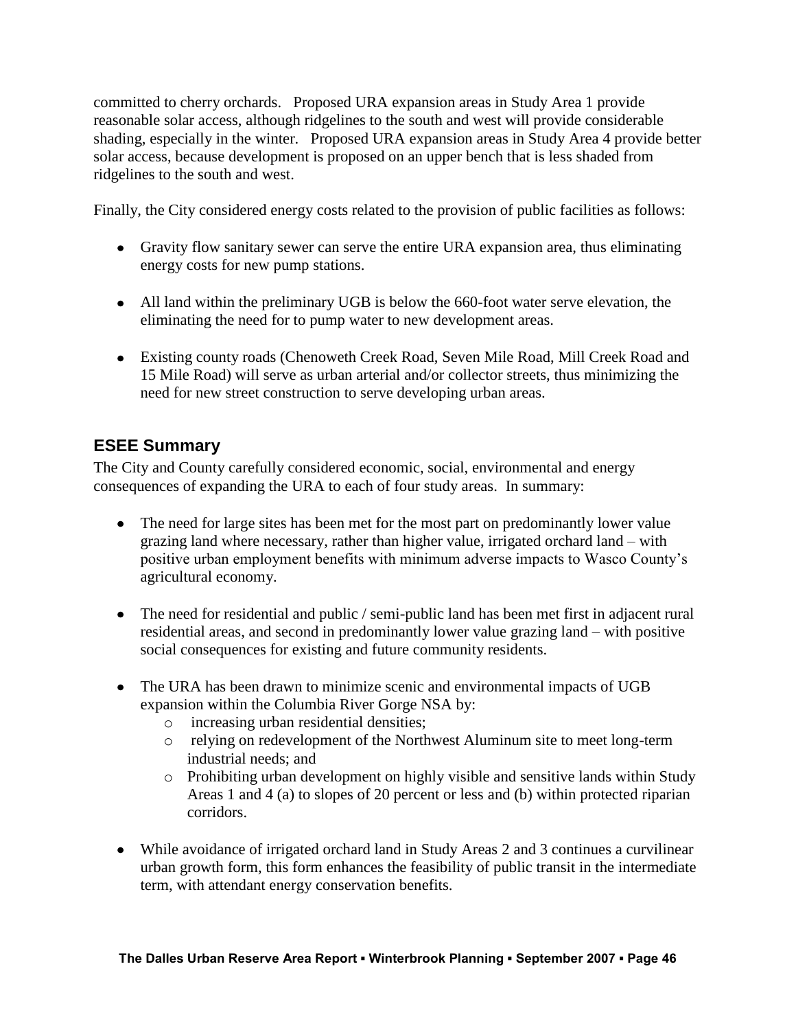committed to cherry orchards. Proposed URA expansion areas in Study Area 1 provide reasonable solar access, although ridgelines to the south and west will provide considerable shading, especially in the winter. Proposed URA expansion areas in Study Area 4 provide better solar access, because development is proposed on an upper bench that is less shaded from ridgelines to the south and west.

Finally, the City considered energy costs related to the provision of public facilities as follows:

- Gravity flow sanitary sewer can serve the entire URA expansion area, thus eliminating energy costs for new pump stations.

- All land within the preliminary UGB is below the 660-foot water serve elevation, the eliminating the need for to pump water to new development areas.

- Existing county roads (Chenoweth Creek Road, Seven Mile Road, Mill Creek Road and 15 Mile Road) will serve as urban arterial and/or collector streets, thus minimizing the need for new street construction to serve developing urban areas.

## ESEE Summary

The City and County carefully considered economic, social, environmental and energy consequences of expanding the URA to each of four study areas. In summary:

- The need for large sites has been met for the most part on predominantly lower value grazing land where necessary, rather than higher value, irrigated orchard land – with positive urban employment benefits with minimum adverse impacts to Wasco County's agricultural economy.

- The need for residential and public / semi-public land has been met first in adjacent rural residential areas, and second in predominantly lower value grazing land – with positive social consequences for existing and future community residents.

- The URA has been drawn to minimize scenic and environmental impacts of UGB expansion within the Columbia River Gorge NSA by:
  - increasing urban residential densities;
  - relying on redevelopment of the Northwest Aluminum site to meet long-term industrial needs; and
  - Prohibiting urban development on highly visible and sensitive lands within Study Areas 1 and 4 (a) to slopes of 20 percent or less and (b) within protected riparian corridors.

- While avoidance of irrigated orchard land in Study Areas 2 and 3 continues a curvilinear urban growth form, this form enhances the feasibility of public transit in the intermediate term, with attendant energy conservation benefits.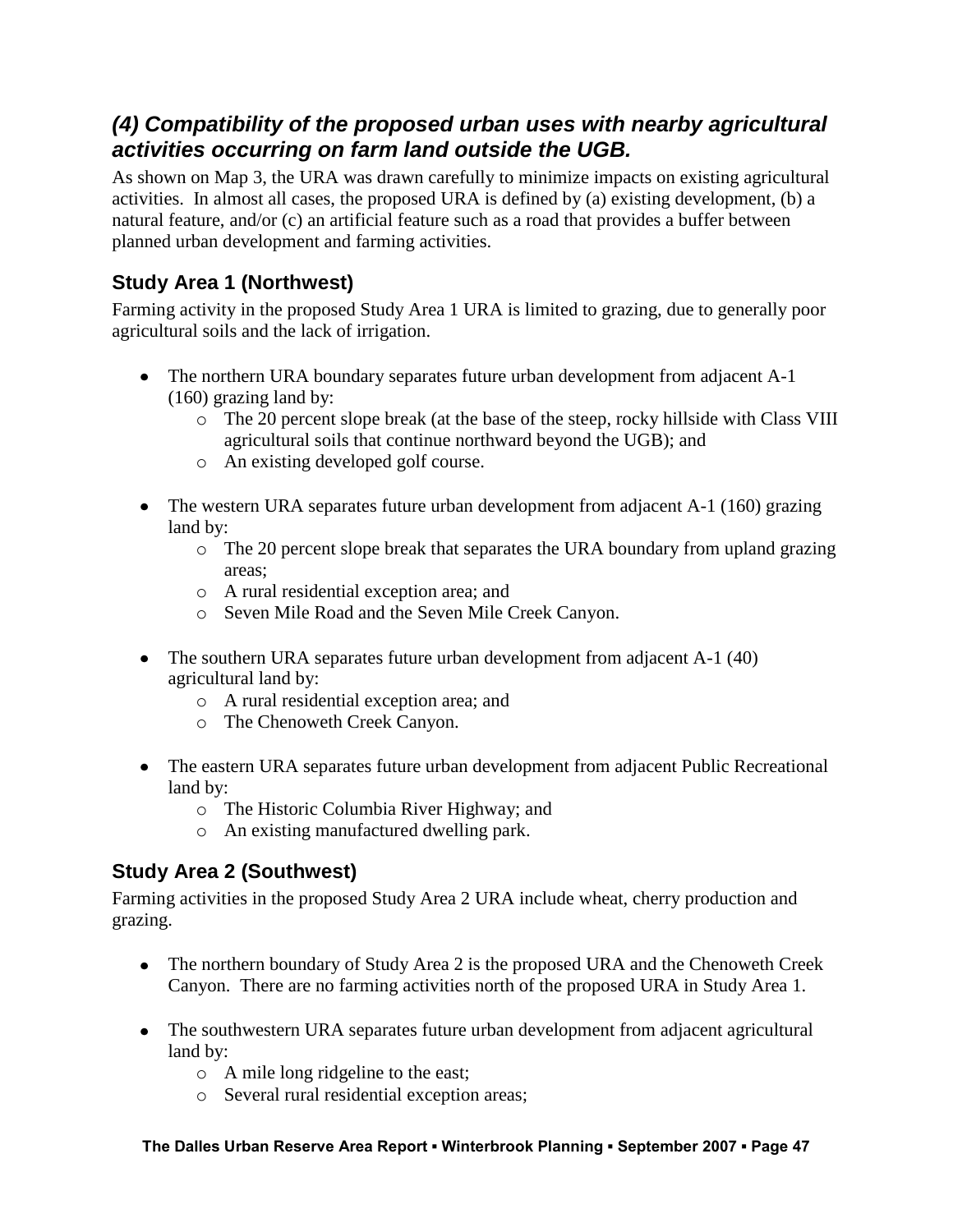## *(4) Compatibility of the proposed urban uses with nearby agricultural activities occurring on farm land outside the UGB.*

As shown on Map 3, the URA was drawn carefully to minimize impacts on existing agricultural activities. In almost all cases, the proposed URA is defined by (a) existing development, (b) a natural feature, and/or (c) an artificial feature such as a road that provides a buffer between planned urban development and farming activities.

### Study Area 1 (Northwest)

Farming activity in the proposed Study Area 1 URA is limited to grazing, due to generally poor agricultural soils and the lack of irrigation.

- The northern URA boundary separates future urban development from adjacent A-1 (160) grazing land by:
  - The 20 percent slope break (at the base of the steep, rocky hillside with Class VIII agricultural soils that continue northward beyond the UGB); and
  - An existing developed golf course.

- The western URA separates future urban development from adjacent A-1 (160) grazing land by:
  - The 20 percent slope break that separates the URA boundary from upland grazing areas;
  - A rural residential exception area; and
  - Seven Mile Road and the Seven Mile Creek Canyon.

- The southern URA separates future urban development from adjacent A-1 (40) agricultural land by:
  - A rural residential exception area; and
  - The Chenoweth Creek Canyon.

- The eastern URA separates future urban development from adjacent Public Recreational land by:
  - The Historic Columbia River Highway; and
  - An existing manufactured dwelling park.

### Study Area 2 (Southwest)

Farming activities in the proposed Study Area 2 URA include wheat, cherry production and grazing.

- The northern boundary of Study Area 2 is the proposed URA and the Chenoweth Creek Canyon. There are no farming activities north of the proposed URA in Study Area 1.

- The southwestern URA separates future urban development from adjacent agricultural land by:
  - A mile long ridgeline to the east;
  - Several rural residential exception areas;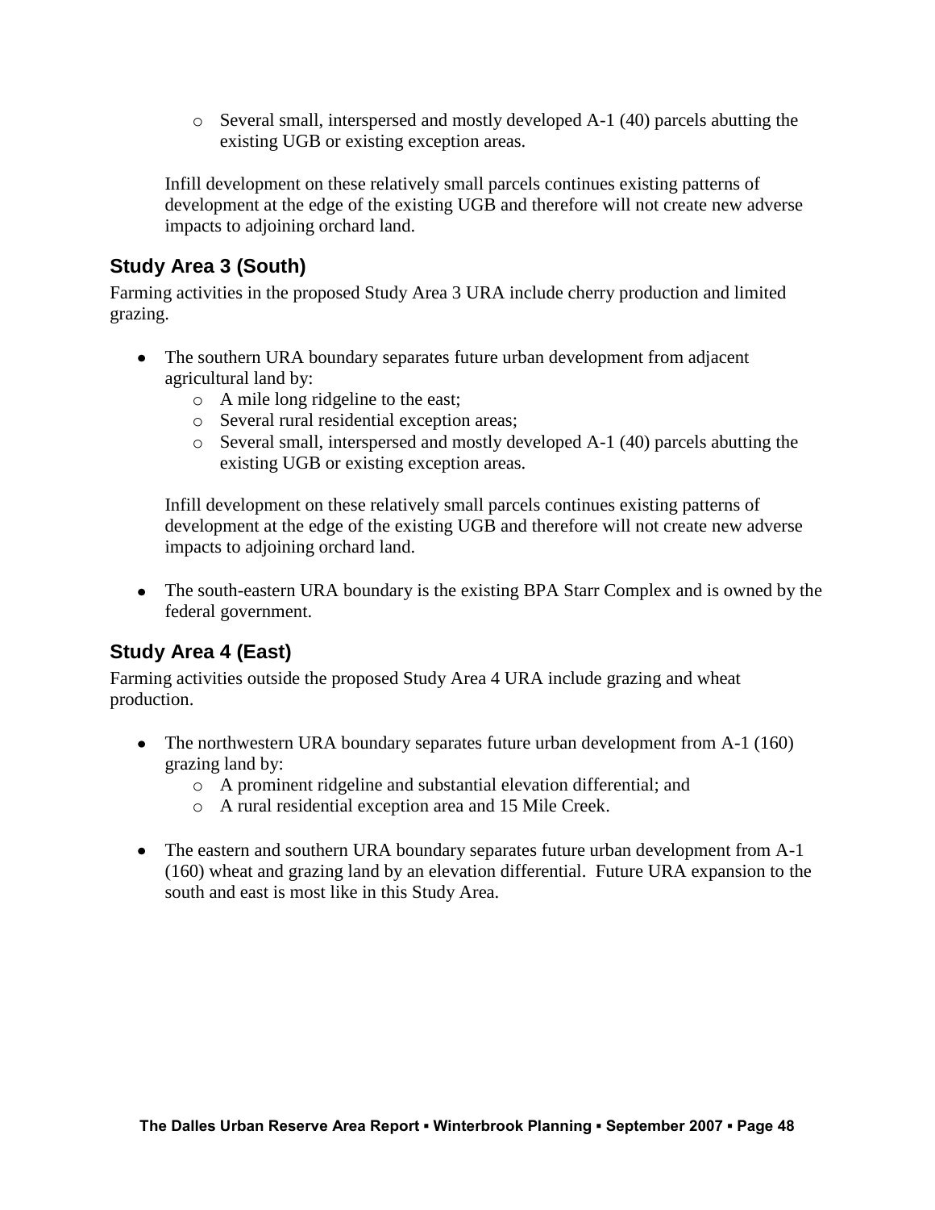- Several small, interspersed and mostly developed A-1 (40) parcels abutting the existing UGB or existing exception areas.

Infill development on these relatively small parcels continues existing patterns of development at the edge of the existing UGB and therefore will not create new adverse impacts to adjoining orchard land.

## Study Area 3 (South)

Farming activities in the proposed Study Area 3 URA include cherry production and limited grazing.

- The southern URA boundary separates future urban development from adjacent agricultural land by:
  - A mile long ridgeline to the east;
  - Several rural residential exception areas;
  - Several small, interspersed and mostly developed A-1 (40) parcels abutting the existing UGB or existing exception areas.

  Infill development on these relatively small parcels continues existing patterns of development at the edge of the existing UGB and therefore will not create new adverse impacts to adjoining orchard land.

- The south-eastern URA boundary is the existing BPA Starr Complex and is owned by the federal government.

## Study Area 4 (East)

Farming activities outside the proposed Study Area 4 URA include grazing and wheat production.

- The northwestern URA boundary separates future urban development from A-1 (160) grazing land by:
  - A prominent ridgeline and substantial elevation differential; and
  - A rural residential exception area and 15 Mile Creek.

- The eastern and southern URA boundary separates future urban development from A-1 (160) wheat and grazing land by an elevation differential. Future URA expansion to the south and east is most like in this Study Area.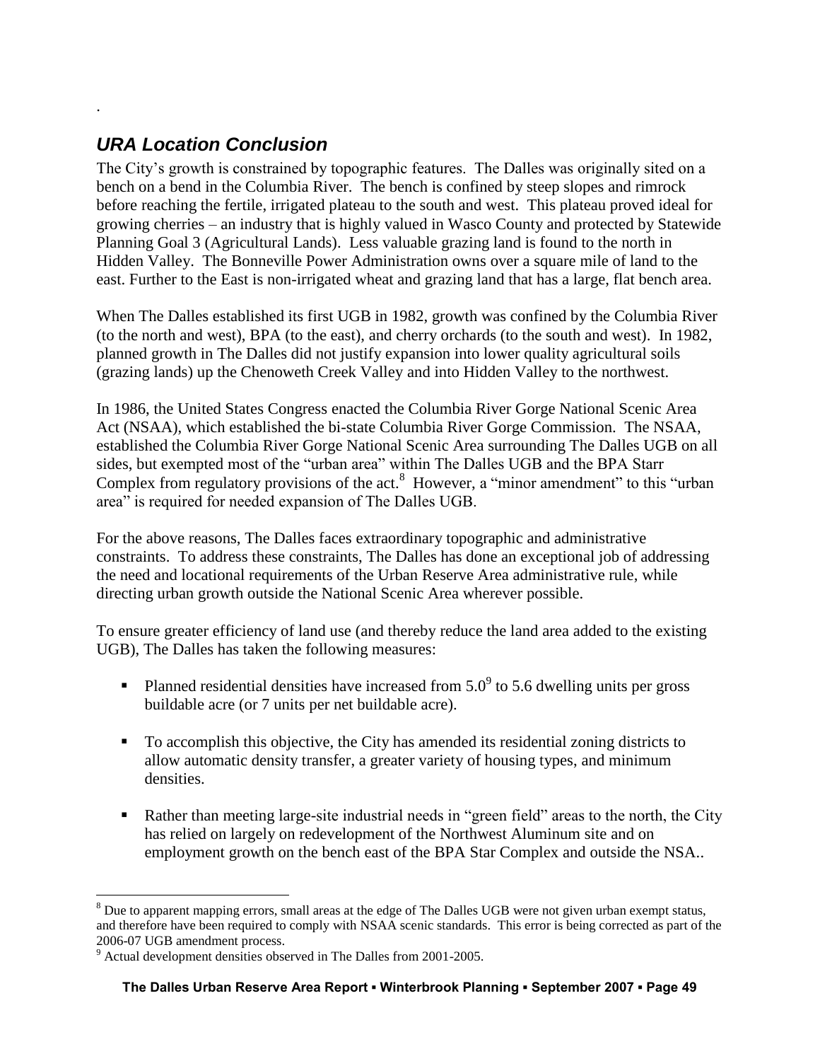.

### *URA Location Conclusion*

The City's growth is constrained by topographic features. The Dalles was originally sited on a bench on a bend in the Columbia River. The bench is confined by steep slopes and rimrock before reaching the fertile, irrigated plateau to the south and west. This plateau proved ideal for growing cherries – an industry that is highly valued in Wasco County and protected by Statewide Planning Goal 3 (Agricultural Lands). Less valuable grazing land is found to the north in Hidden Valley. The Bonneville Power Administration owns over a square mile of land to the east. Further to the East is non-irrigated wheat and grazing land that has a large, flat bench area.

When The Dalles established its first UGB in 1982, growth was confined by the Columbia River (to the north and west), BPA (to the east), and cherry orchards (to the south and west). In 1982, planned growth in The Dalles did not justify expansion into lower quality agricultural soils (grazing lands) up the Chenoweth Creek Valley and into Hidden Valley to the northwest.

In 1986, the United States Congress enacted the Columbia River Gorge National Scenic Area Act (NSAA), which established the bi-state Columbia River Gorge Commission. The NSAA, established the Columbia River Gorge National Scenic Area surrounding The Dalles UGB on all sides, but exempted most of the "urban area" within The Dalles UGB and the BPA Starr Complex from regulatory provisions of the act.[8] However, a "minor amendment" to this "urban area" is required for needed expansion of The Dalles UGB.

For the above reasons, The Dalles faces extraordinary topographic and administrative constraints. To address these constraints, The Dalles has done an exceptional job of addressing the need and locational requirements of the Urban Reserve Area administrative rule, while directing urban growth outside the National Scenic Area wherever possible.

To ensure greater efficiency of land use (and thereby reduce the land area added to the existing UGB), The Dalles has taken the following measures:

- Planned residential densities have increased from 5.0[9] to 5.6 dwelling units per gross buildable acre (or 7 units per net buildable acre).
- To accomplish this objective, the City has amended its residential zoning districts to allow automatic density transfer, a greater variety of housing types, and minimum densities.
- Rather than meeting large-site industrial needs in "green field" areas to the north, the City has relied on largely on redevelopment of the Northwest Aluminum site and on employment growth on the bench east of the BPA Star Complex and outside the NSA..

---

[8] Due to apparent mapping errors, small areas at the edge of The Dalles UGB were not given urban exempt status, and therefore have been required to comply with NSAA scenic standards. This error is being corrected as part of the 2006-07 UGB amendment process.

[9] Actual development densities observed in The Dalles from 2001-2005.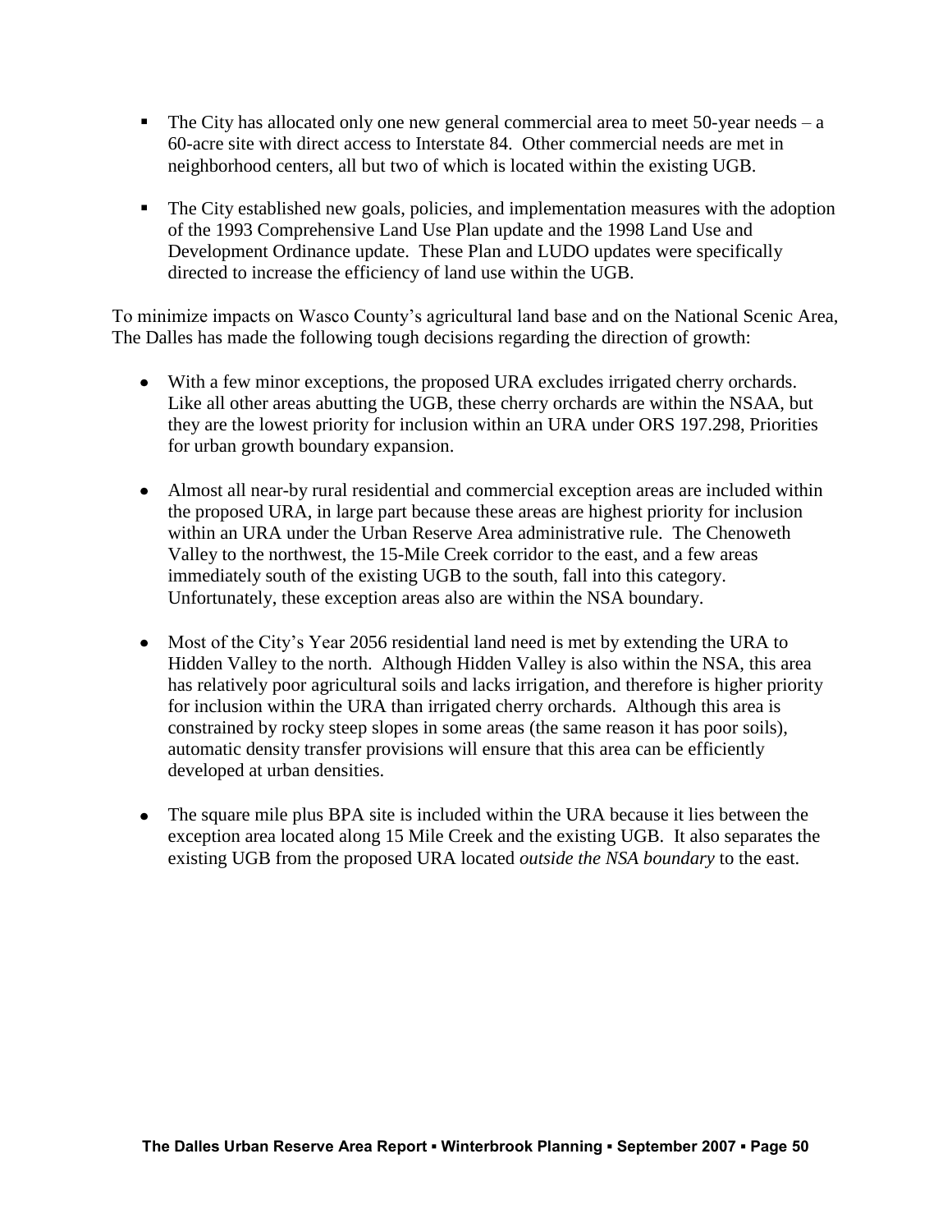- The City has allocated only one new general commercial area to meet 50-year needs – a 60-acre site with direct access to Interstate 84. Other commercial needs are met in neighborhood centers, all but two of which is located within the existing UGB.

- The City established new goals, policies, and implementation measures with the adoption of the 1993 Comprehensive Land Use Plan update and the 1998 Land Use and Development Ordinance update. These Plan and LUDO updates were specifically directed to increase the efficiency of land use within the UGB.

To minimize impacts on Wasco County's agricultural land base and on the National Scenic Area, The Dalles has made the following tough decisions regarding the direction of growth:

- With a few minor exceptions, the proposed URA excludes irrigated cherry orchards. Like all other areas abutting the UGB, these cherry orchards are within the NSAA, but they are the lowest priority for inclusion within an URA under ORS 197.298, Priorities for urban growth boundary expansion.

- Almost all near-by rural residential and commercial exception areas are included within the proposed URA, in large part because these areas are highest priority for inclusion within an URA under the Urban Reserve Area administrative rule. The Chenoweth Valley to the northwest, the 15-Mile Creek corridor to the east, and a few areas immediately south of the existing UGB to the south, fall into this category. Unfortunately, these exception areas also are within the NSA boundary.

- Most of the City's Year 2056 residential land need is met by extending the URA to Hidden Valley to the north. Although Hidden Valley is also within the NSA, this area has relatively poor agricultural soils and lacks irrigation, and therefore is higher priority for inclusion within the URA than irrigated cherry orchards. Although this area is constrained by rocky steep slopes in some areas (the same reason it has poor soils), automatic density transfer provisions will ensure that this area can be efficiently developed at urban densities.

- The square mile plus BPA site is included within the URA because it lies between the exception area located along 15 Mile Creek and the existing UGB. It also separates the existing UGB from the proposed URA located *outside the NSA boundary* to the east.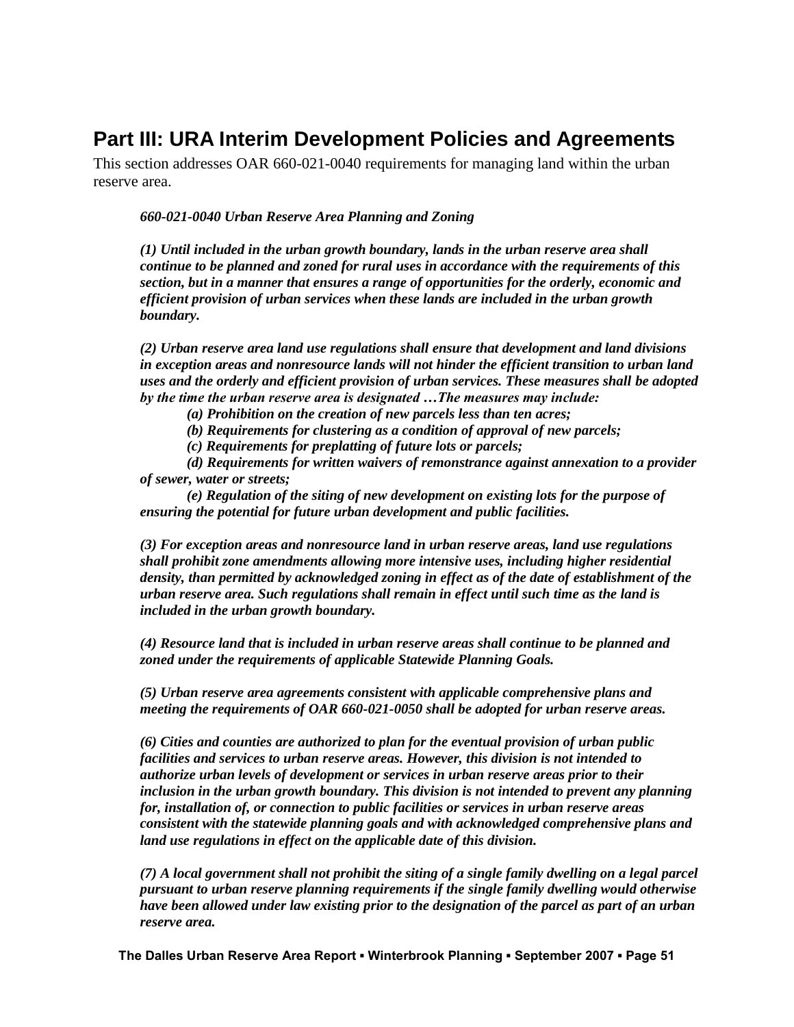## Part III: URA Interim Development Policies and Agreements

This section addresses OAR 660-021-0040 requirements for managing land within the urban reserve area.

> ***660-021-0040 Urban Reserve Area Planning and Zoning***
>
> ***(1) Until included in the urban growth boundary, lands in the urban reserve area shall continue to be planned and zoned for rural uses in accordance with the requirements of this section, but in a manner that ensures a range of opportunities for the orderly, economic and efficient provision of urban services when these lands are included in the urban growth boundary.***
>
> ***(2) Urban reserve area land use regulations shall ensure that development and land divisions in exception areas and nonresource lands will not hinder the efficient transition to urban land uses and the orderly and efficient provision of urban services. These measures shall be adopted by the time the urban reserve area is designated …The measures may include:***
>
> ***(a) Prohibition on the creation of new parcels less than ten acres;***
>
> ***(b) Requirements for clustering as a condition of approval of new parcels;***
>
> ***(c) Requirements for preplatting of future lots or parcels;***
>
> ***(d) Requirements for written waivers of remonstrance against annexation to a provider of sewer, water or streets;***
>
> ***(e) Regulation of the siting of new development on existing lots for the purpose of ensuring the potential for future urban development and public facilities.***
>
> ***(3) For exception areas and nonresource land in urban reserve areas, land use regulations shall prohibit zone amendments allowing more intensive uses, including higher residential density, than permitted by acknowledged zoning in effect as of the date of establishment of the urban reserve area. Such regulations shall remain in effect until such time as the land is included in the urban growth boundary.***
>
> ***(4) Resource land that is included in urban reserve areas shall continue to be planned and zoned under the requirements of applicable Statewide Planning Goals.***
>
> ***(5) Urban reserve area agreements consistent with applicable comprehensive plans and meeting the requirements of OAR 660-021-0050 shall be adopted for urban reserve areas.***
>
> ***(6) Cities and counties are authorized to plan for the eventual provision of urban public facilities and services to urban reserve areas. However, this division is not intended to authorize urban levels of development or services in urban reserve areas prior to their inclusion in the urban growth boundary. This division is not intended to prevent any planning for, installation of, or connection to public facilities or services in urban reserve areas consistent with the statewide planning goals and with acknowledged comprehensive plans and land use regulations in effect on the applicable date of this division.***
>
> ***(7) A local government shall not prohibit the siting of a single family dwelling on a legal parcel pursuant to urban reserve planning requirements if the single family dwelling would otherwise have been allowed under law existing prior to the designation of the parcel as part of an urban reserve area.***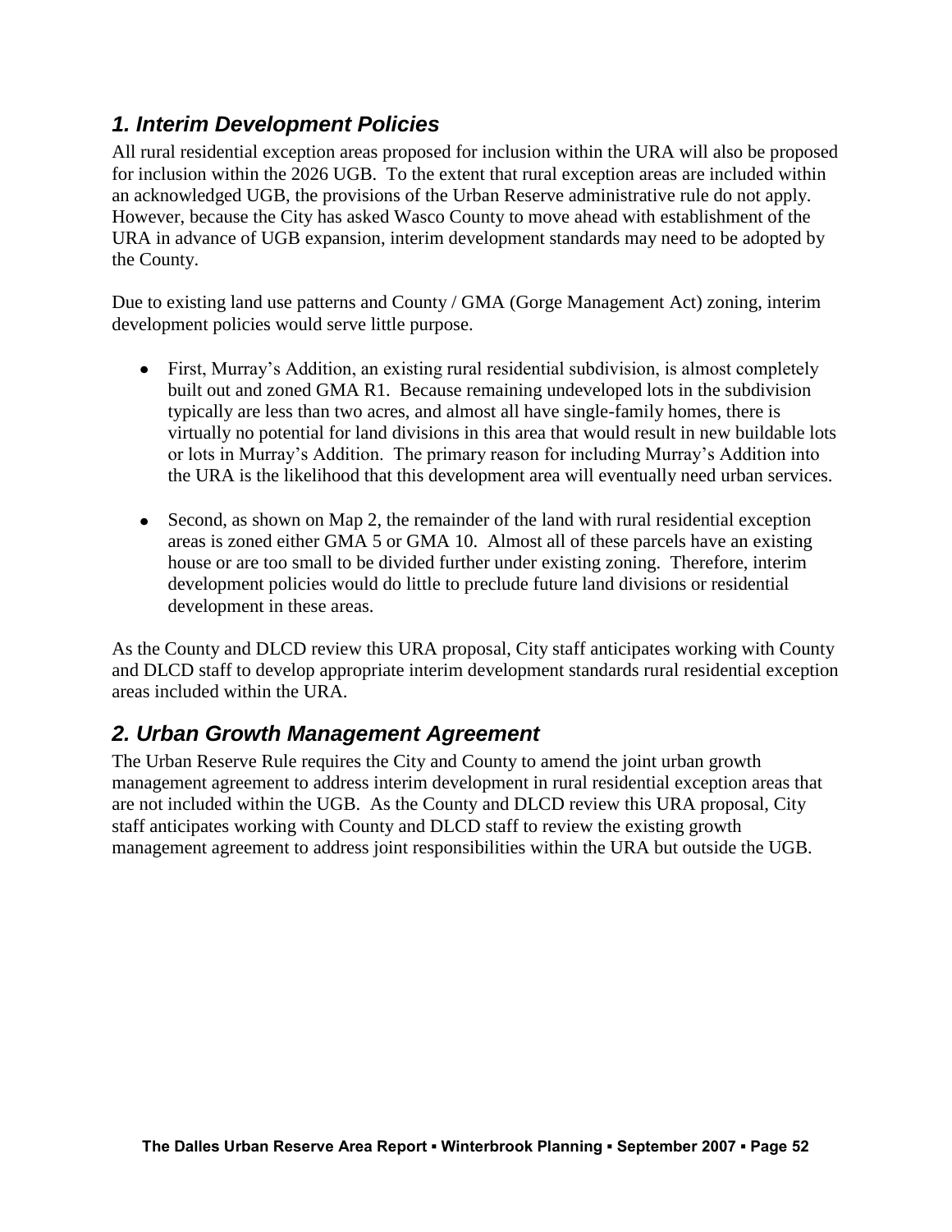## *1. Interim Development Policies*

All rural residential exception areas proposed for inclusion within the URA will also be proposed for inclusion within the 2026 UGB. To the extent that rural exception areas are included within an acknowledged UGB, the provisions of the Urban Reserve administrative rule do not apply. However, because the City has asked Wasco County to move ahead with establishment of the URA in advance of UGB expansion, interim development standards may need to be adopted by the County.

Due to existing land use patterns and County / GMA (Gorge Management Act) zoning, interim development policies would serve little purpose.

- First, Murray's Addition, an existing rural residential subdivision, is almost completely built out and zoned GMA R1. Because remaining undeveloped lots in the subdivision typically are less than two acres, and almost all have single-family homes, there is virtually no potential for land divisions in this area that would result in new buildable lots or lots in Murray's Addition. The primary reason for including Murray's Addition into the URA is the likelihood that this development area will eventually need urban services.

- Second, as shown on Map 2, the remainder of the land with rural residential exception areas is zoned either GMA 5 or GMA 10. Almost all of these parcels have an existing house or are too small to be divided further under existing zoning. Therefore, interim development policies would do little to preclude future land divisions or residential development in these areas.

As the County and DLCD review this URA proposal, City staff anticipates working with County and DLCD staff to develop appropriate interim development standards rural residential exception areas included within the URA.

## *2. Urban Growth Management Agreement*

The Urban Reserve Rule requires the City and County to amend the joint urban growth management agreement to address interim development in rural residential exception areas that are not included within the UGB. As the County and DLCD review this URA proposal, City staff anticipates working with County and DLCD staff to review the existing growth management agreement to address joint responsibilities within the URA but outside the UGB.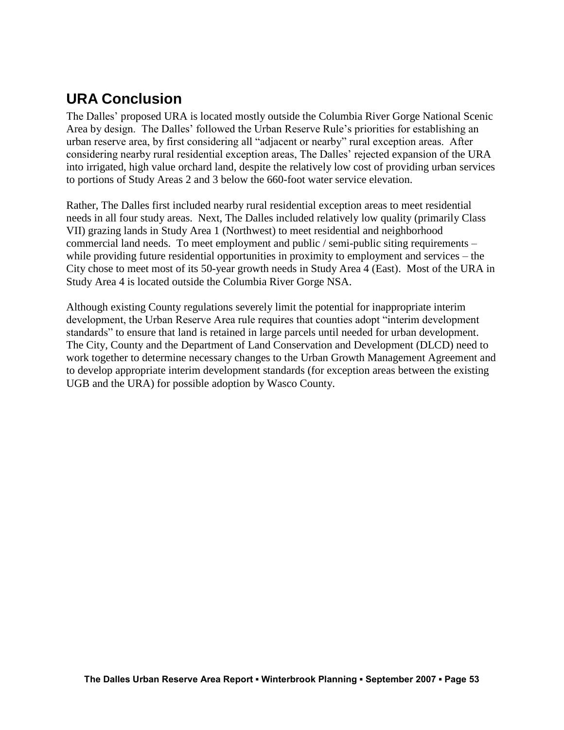## URA Conclusion

The Dalles' proposed URA is located mostly outside the Columbia River Gorge National Scenic Area by design. The Dalles' followed the Urban Reserve Rule's priorities for establishing an urban reserve area, by first considering all "adjacent or nearby" rural exception areas. After considering nearby rural residential exception areas, The Dalles' rejected expansion of the URA into irrigated, high value orchard land, despite the relatively low cost of providing urban services to portions of Study Areas 2 and 3 below the 660-foot water service elevation.

Rather, The Dalles first included nearby rural residential exception areas to meet residential needs in all four study areas. Next, The Dalles included relatively low quality (primarily Class VII) grazing lands in Study Area 1 (Northwest) to meet residential and neighborhood commercial land needs. To meet employment and public / semi-public siting requirements – while providing future residential opportunities in proximity to employment and services – the City chose to meet most of its 50-year growth needs in Study Area 4 (East). Most of the URA in Study Area 4 is located outside the Columbia River Gorge NSA.

Although existing County regulations severely limit the potential for inappropriate interim development, the Urban Reserve Area rule requires that counties adopt "interim development standards" to ensure that land is retained in large parcels until needed for urban development. The City, County and the Department of Land Conservation and Development (DLCD) need to work together to determine necessary changes to the Urban Growth Management Agreement and to develop appropriate interim development standards (for exception areas between the existing UGB and the URA) for possible adoption by Wasco County.